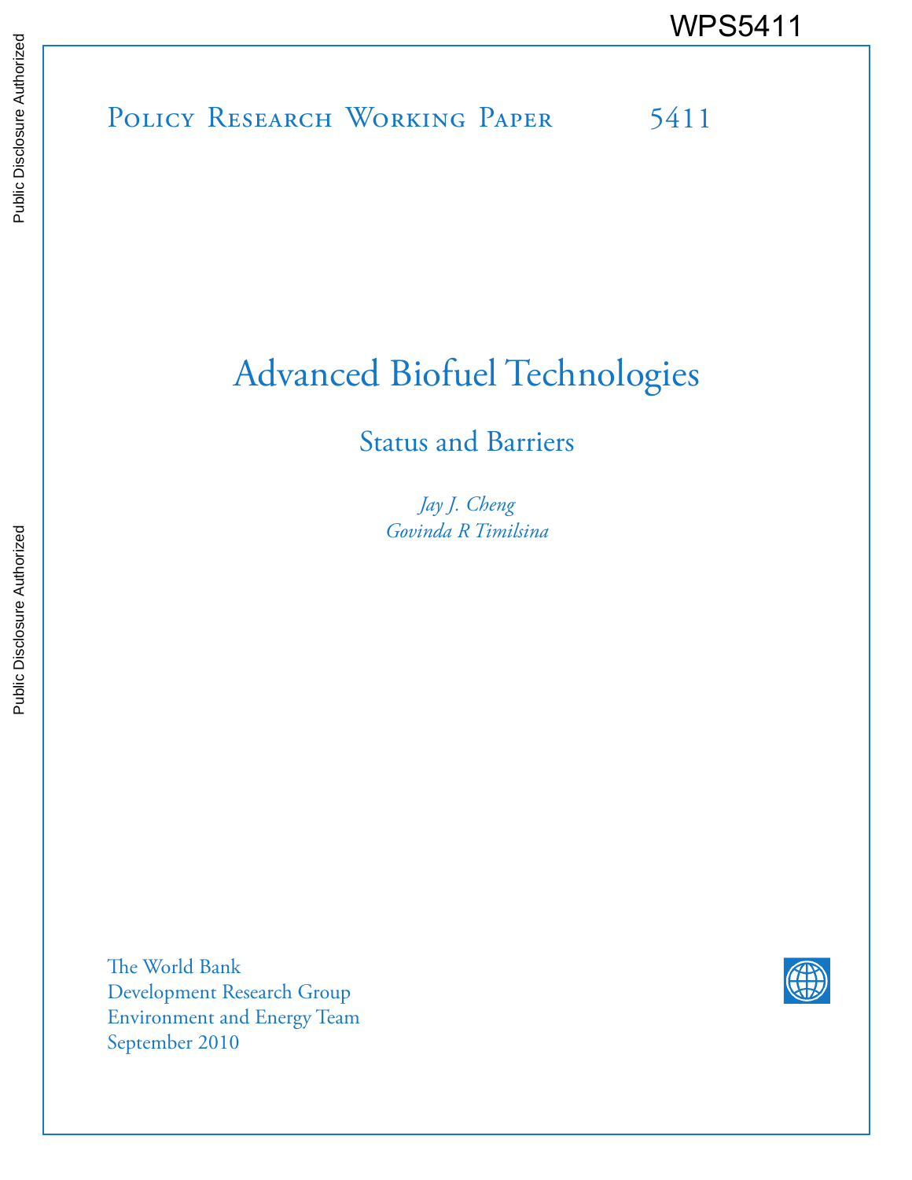WPS5411

Policy Research Working Paper 5411

# Advanced Biofuel Technologies

## Status and Barriers

*Jay J. Cheng*
*Govinda R Timilsina*

The World Bank
Development Research Group
Environment and Energy Team
September 2010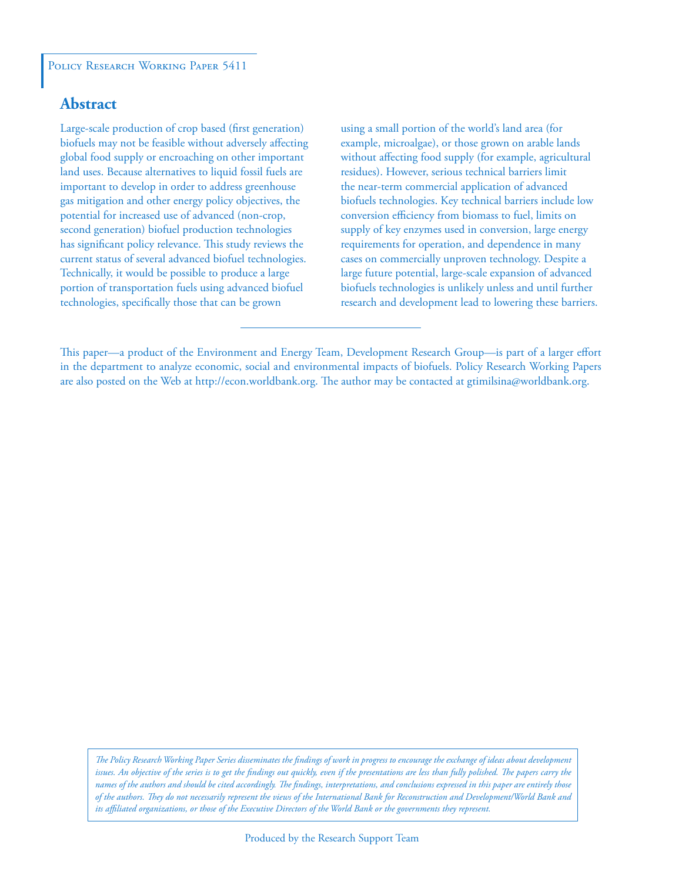Policy Research Working Paper 5411

## Abstract

Large-scale production of crop based (first generation) biofuels may not be feasible without adversely affecting global food supply or encroaching on other important land uses. Because alternatives to liquid fossil fuels are important to develop in order to address greenhouse gas mitigation and other energy policy objectives, the potential for increased use of advanced (non-crop, second generation) biofuel production technologies has significant policy relevance. This study reviews the current status of several advanced biofuel technologies. Technically, it would be possible to produce a large portion of transportation fuels using advanced biofuel technologies, specifically those that can be grown using a small portion of the world's land area (for example, microalgae), or those grown on arable lands without affecting food supply (for example, agricultural residues). However, serious technical barriers limit the near-term commercial application of advanced biofuels technologies. Key technical barriers include low conversion efficiency from biomass to fuel, limits on supply of key enzymes used in conversion, large energy requirements for operation, and dependence in many cases on commercially unproven technology. Despite a large future potential, large-scale expansion of advanced biofuels technologies is unlikely unless and until further research and development lead to lowering these barriers.

---

This paper—a product of the Environment and Energy Team, Development Research Group—is part of a larger effort in the department to analyze economic, social and environmental impacts of biofuels. Policy Research Working Papers are also posted on the Web at http://econ.worldbank.org. The author may be contacted at gtimilsina@worldbank.org.

*The Policy Research Working Paper Series disseminates the findings of work in progress to encourage the exchange of ideas about development issues. An objective of the series is to get the findings out quickly, even if the presentations are less than fully polished. The papers carry the names of the authors and should be cited accordingly. The findings, interpretations, and conclusions expressed in this paper are entirely those of the authors. They do not necessarily represent the views of the International Bank for Reconstruction and Development/World Bank and its affiliated organizations, or those of the Executive Directors of the World Bank or the governments they represent.*

Produced by the Research Support Team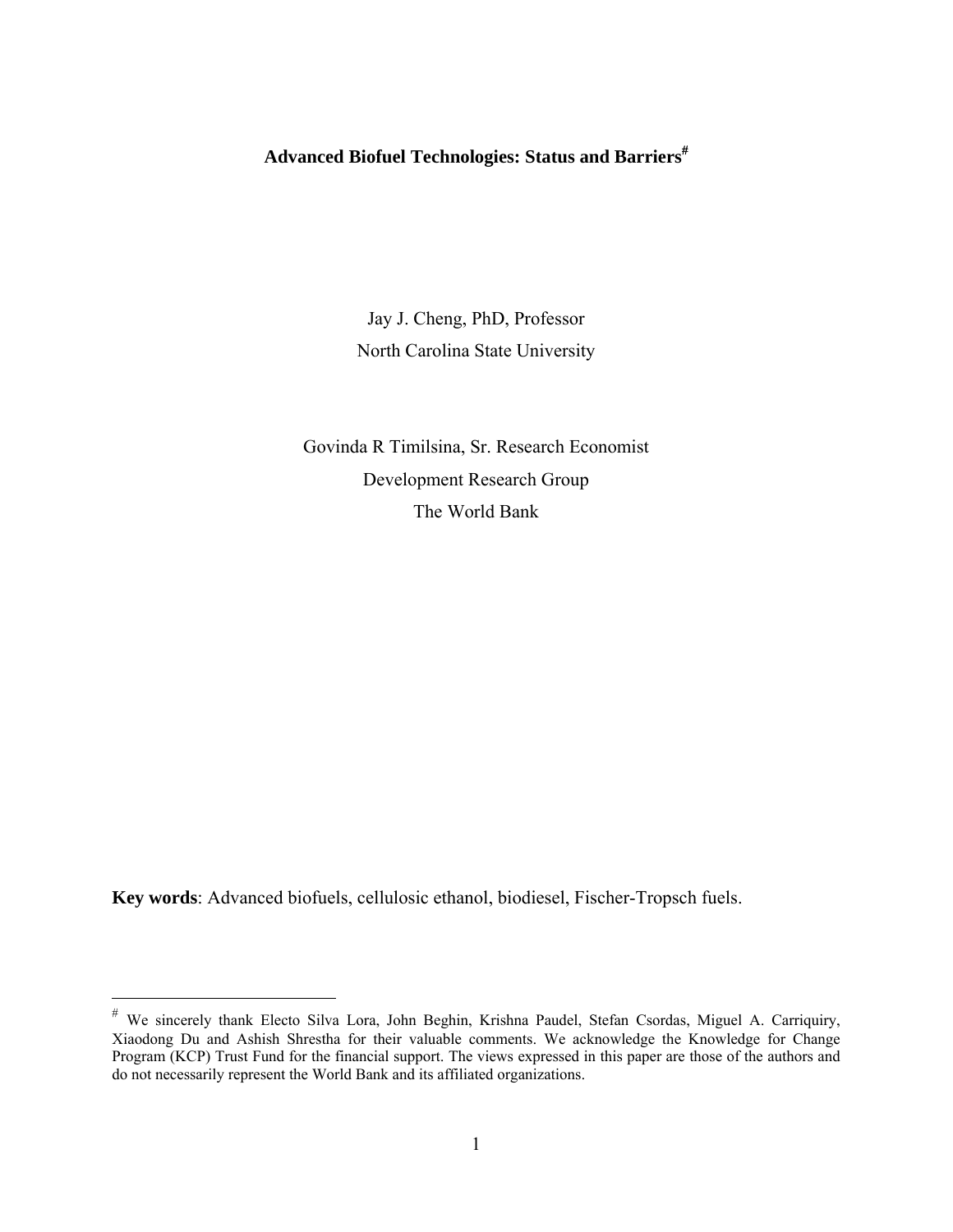# Advanced Biofuel Technologies: Status and Barriers[#]

Jay J. Cheng, PhD, Professor

North Carolina State University

Govinda R Timilsina, Sr. Research Economist

Development Research Group

The World Bank

**Key words**: Advanced biofuels, cellulosic ethanol, biodiesel, Fischer-Tropsch fuels.

---

[#] We sincerely thank Electo Silva Lora, John Beghin, Krishna Paudel, Stefan Csordas, Miguel A. Carriquiry, Xiaodong Du and Ashish Shrestha for their valuable comments. We acknowledge the Knowledge for Change Program (KCP) Trust Fund for the financial support. The views expressed in this paper are those of the authors and do not necessarily represent the World Bank and its affiliated organizations.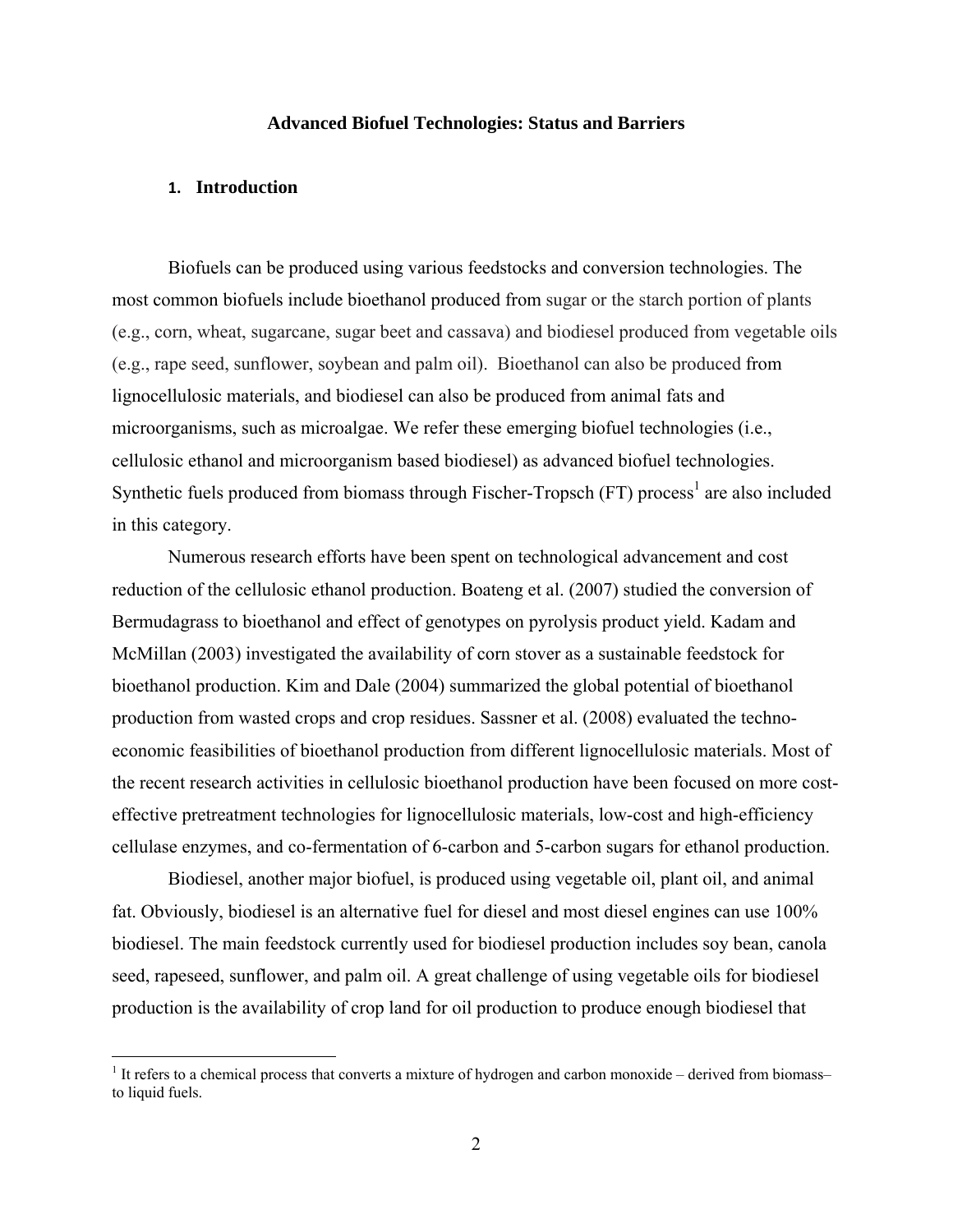# Advanced Biofuel Technologies: Status and Barriers

## 1. Introduction

Biofuels can be produced using various feedstocks and conversion technologies. The most common biofuels include bioethanol produced from sugar or the starch portion of plants (e.g., corn, wheat, sugarcane, sugar beet and cassava) and biodiesel produced from vegetable oils (e.g., rape seed, sunflower, soybean and palm oil). Bioethanol can also be produced from lignocellulosic materials, and biodiesel can also be produced from animal fats and microorganisms, such as microalgae. We refer these emerging biofuel technologies (i.e., cellulosic ethanol and microorganism based biodiesel) as advanced biofuel technologies. Synthetic fuels produced from biomass through Fischer-Tropsch (FT) process[1] are also included in this category.

Numerous research efforts have been spent on technological advancement and cost reduction of the cellulosic ethanol production. Boateng et al. (2007) studied the conversion of Bermudagrass to bioethanol and effect of genotypes on pyrolysis product yield. Kadam and McMillan (2003) investigated the availability of corn stover as a sustainable feedstock for bioethanol production. Kim and Dale (2004) summarized the global potential of bioethanol production from wasted crops and crop residues. Sassner et al. (2008) evaluated the techno-economic feasibilities of bioethanol production from different lignocellulosic materials. Most of the recent research activities in cellulosic bioethanol production have been focused on more cost-effective pretreatment technologies for lignocellulosic materials, low-cost and high-efficiency cellulase enzymes, and co-fermentation of 6-carbon and 5-carbon sugars for ethanol production.

Biodiesel, another major biofuel, is produced using vegetable oil, plant oil, and animal fat. Obviously, biodiesel is an alternative fuel for diesel and most diesel engines can use 100% biodiesel. The main feedstock currently used for biodiesel production includes soy bean, canola seed, rapeseed, sunflower, and palm oil. A great challenge of using vegetable oils for biodiesel production is the availability of crop land for oil production to produce enough biodiesel that

[1] It refers to a chemical process that converts a mixture of hydrogen and carbon monoxide – derived from biomass– to liquid fuels.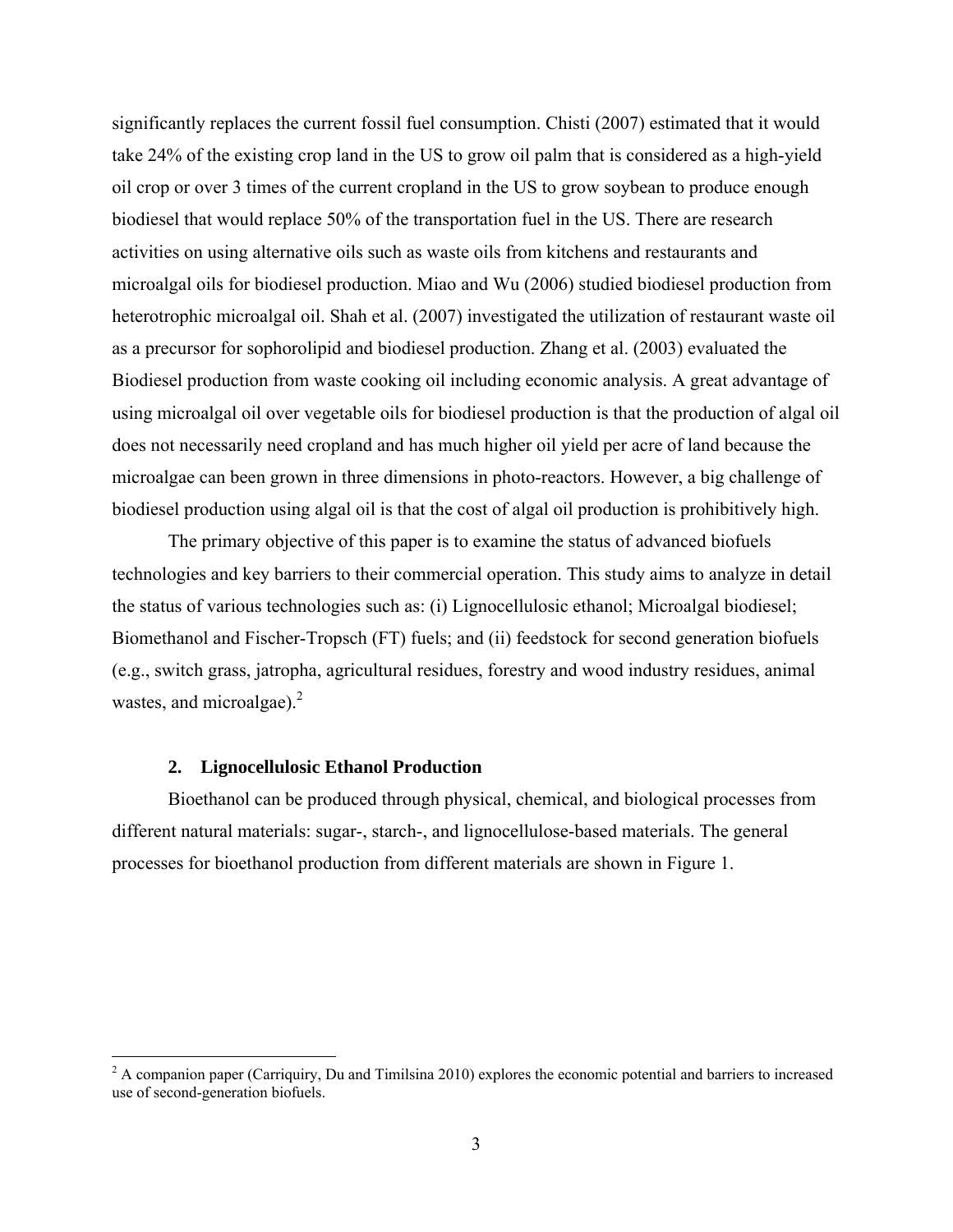significantly replaces the current fossil fuel consumption. Chisti (2007) estimated that it would take 24% of the existing crop land in the US to grow oil palm that is considered as a high-yield oil crop or over 3 times of the current cropland in the US to grow soybean to produce enough biodiesel that would replace 50% of the transportation fuel in the US. There are research activities on using alternative oils such as waste oils from kitchens and restaurants and microalgal oils for biodiesel production. Miao and Wu (2006) studied biodiesel production from heterotrophic microalgal oil. Shah et al. (2007) investigated the utilization of restaurant waste oil as a precursor for sophorolipid and biodiesel production. Zhang et al. (2003) evaluated the Biodiesel production from waste cooking oil including economic analysis. A great advantage of using microalgal oil over vegetable oils for biodiesel production is that the production of algal oil does not necessarily need cropland and has much higher oil yield per acre of land because the microalgae can been grown in three dimensions in photo-reactors. However, a big challenge of biodiesel production using algal oil is that the cost of algal oil production is prohibitively high.

The primary objective of this paper is to examine the status of advanced biofuels technologies and key barriers to their commercial operation. This study aims to analyze in detail the status of various technologies such as: (i) Lignocellulosic ethanol; Microalgal biodiesel; Biomethanol and Fischer-Tropsch (FT) fuels; and (ii) feedstock for second generation biofuels (e.g., switch grass, jatropha, agricultural residues, forestry and wood industry residues, animal wastes, and microalgae).[2]

## 2. Lignocellulosic Ethanol Production

Bioethanol can be produced through physical, chemical, and biological processes from different natural materials: sugar-, starch-, and lignocellulose-based materials. The general processes for bioethanol production from different materials are shown in Figure 1.

[2] A companion paper (Carriquiry, Du and Timilsina 2010) explores the economic potential and barriers to increased use of second-generation biofuels.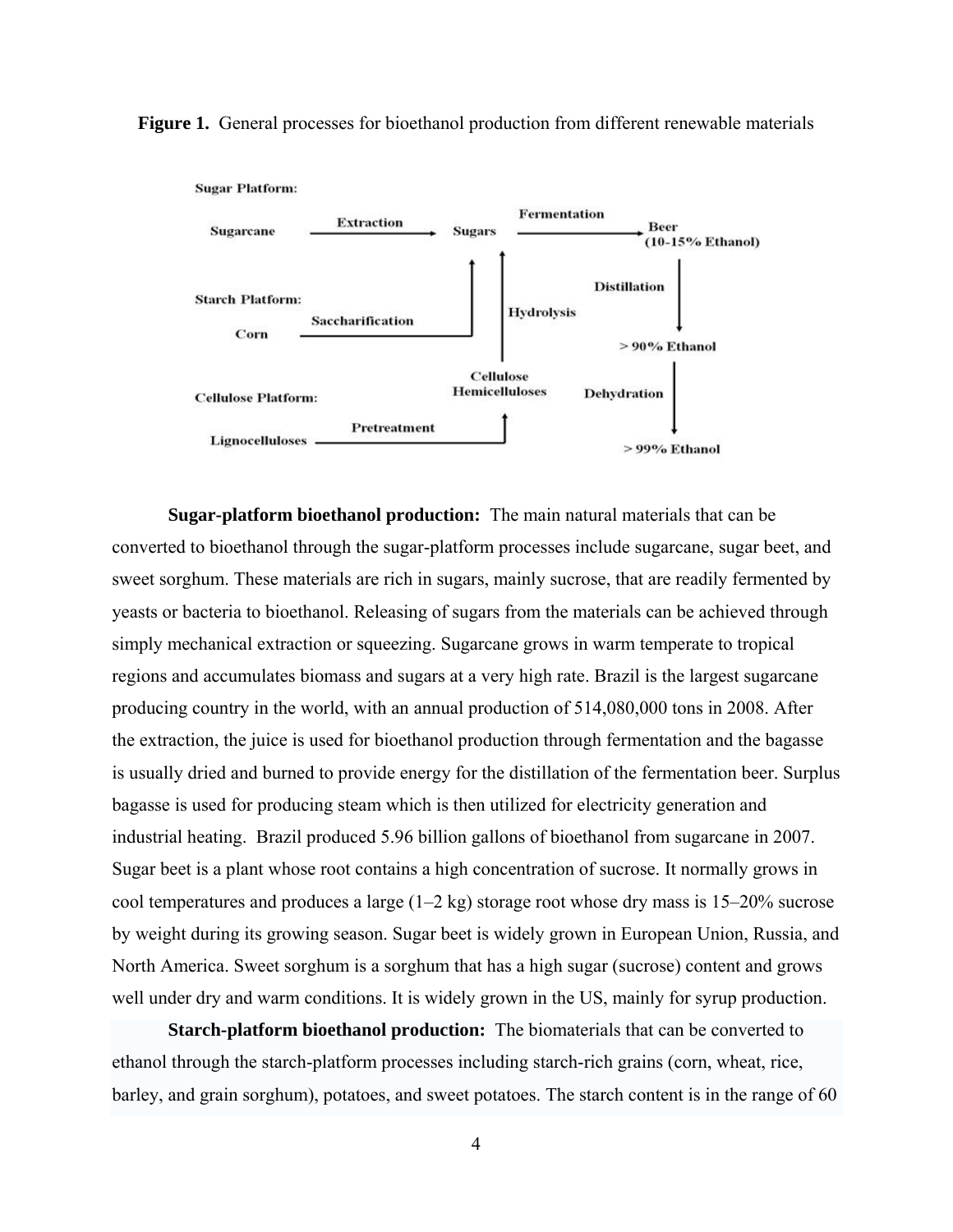**Figure 1.** General processes for bioethanol production from different renewable materials

**Sugar-platform bioethanol production:** The main natural materials that can be converted to bioethanol through the sugar-platform processes include sugarcane, sugar beet, and sweet sorghum. These materials are rich in sugars, mainly sucrose, that are readily fermented by yeasts or bacteria to bioethanol. Releasing of sugars from the materials can be achieved through simply mechanical extraction or squeezing. Sugarcane grows in warm temperate to tropical regions and accumulates biomass and sugars at a very high rate. Brazil is the largest sugarcane producing country in the world, with an annual production of 514,080,000 tons in 2008. After the extraction, the juice is used for bioethanol production through fermentation and the bagasse is usually dried and burned to provide energy for the distillation of the fermentation beer. Surplus bagasse is used for producing steam which is then utilized for electricity generation and industrial heating. Brazil produced 5.96 billion gallons of bioethanol from sugarcane in 2007. Sugar beet is a plant whose root contains a high concentration of sucrose. It normally grows in cool temperatures and produces a large (1–2 kg) storage root whose dry mass is 15–20% sucrose by weight during its growing season. Sugar beet is widely grown in European Union, Russia, and North America. Sweet sorghum is a sorghum that has a high sugar (sucrose) content and grows well under dry and warm conditions. It is widely grown in the US, mainly for syrup production.

**Starch-platform bioethanol production:** The biomaterials that can be converted to ethanol through the starch-platform processes including starch-rich grains (corn, wheat, rice, barley, and grain sorghum), potatoes, and sweet potatoes. The starch content is in the range of 60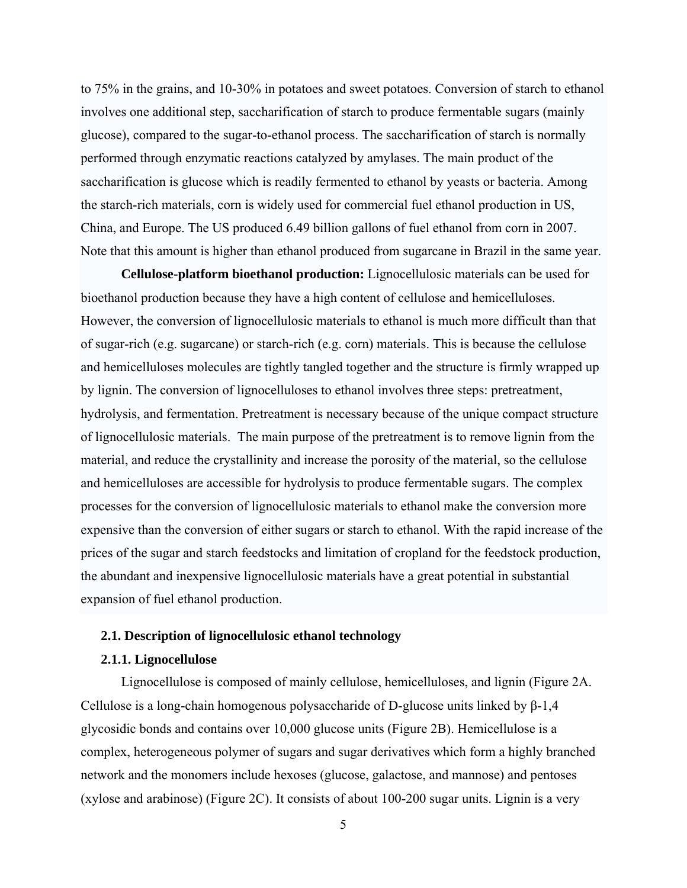to 75% in the grains, and 10-30% in potatoes and sweet potatoes. Conversion of starch to ethanol involves one additional step, saccharification of starch to produce fermentable sugars (mainly glucose), compared to the sugar-to-ethanol process. The saccharification of starch is normally performed through enzymatic reactions catalyzed by amylases. The main product of the saccharification is glucose which is readily fermented to ethanol by yeasts or bacteria. Among the starch-rich materials, corn is widely used for commercial fuel ethanol production in US, China, and Europe. The US produced 6.49 billion gallons of fuel ethanol from corn in 2007. Note that this amount is higher than ethanol produced from sugarcane in Brazil in the same year.

**Cellulose-platform bioethanol production:** Lignocellulosic materials can be used for bioethanol production because they have a high content of cellulose and hemicelluloses. However, the conversion of lignocellulosic materials to ethanol is much more difficult than that of sugar-rich (e.g. sugarcane) or starch-rich (e.g. corn) materials. This is because the cellulose and hemicelluloses molecules are tightly tangled together and the structure is firmly wrapped up by lignin. The conversion of lignocelluloses to ethanol involves three steps: pretreatment, hydrolysis, and fermentation. Pretreatment is necessary because of the unique compact structure of lignocellulosic materials. The main purpose of the pretreatment is to remove lignin from the material, and reduce the crystallinity and increase the porosity of the material, so the cellulose and hemicelluloses are accessible for hydrolysis to produce fermentable sugars. The complex processes for the conversion of lignocellulosic materials to ethanol make the conversion more expensive than the conversion of either sugars or starch to ethanol. With the rapid increase of the prices of the sugar and starch feedstocks and limitation of cropland for the feedstock production, the abundant and inexpensive lignocellulosic materials have a great potential in substantial expansion of fuel ethanol production.

## 2.1. Description of lignocellulosic ethanol technology

### 2.1.1. Lignocellulose

Lignocellulose is composed of mainly cellulose, hemicelluloses, and lignin (Figure 2A. Cellulose is a long-chain homogenous polysaccharide of D-glucose units linked by β-1,4 glycosidic bonds and contains over 10,000 glucose units (Figure 2B). Hemicellulose is a complex, heterogeneous polymer of sugars and sugar derivatives which form a highly branched network and the monomers include hexoses (glucose, galactose, and mannose) and pentoses (xylose and arabinose) (Figure 2C). It consists of about 100-200 sugar units. Lignin is a very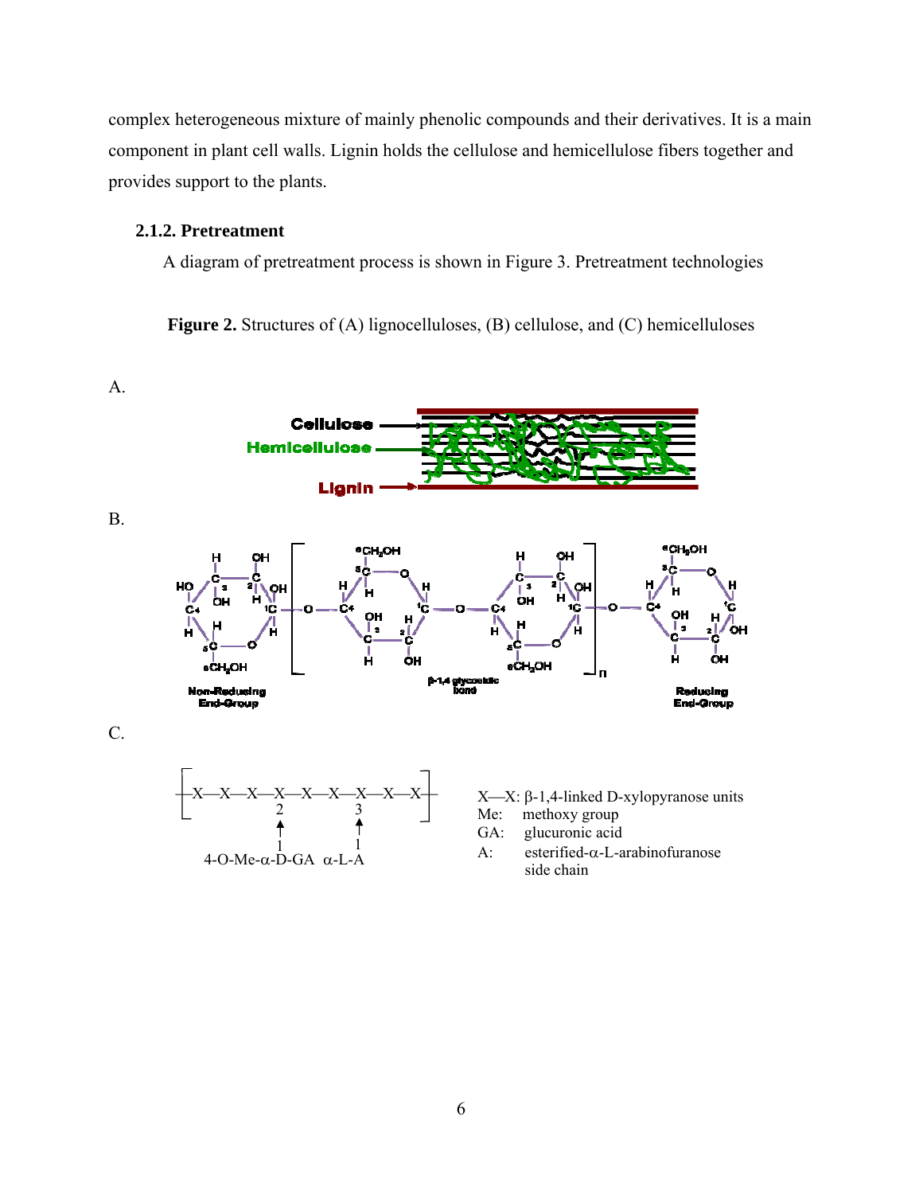complex heterogeneous mixture of mainly phenolic compounds and their derivatives. It is a main component in plant cell walls. Lignin holds the cellulose and hemicellulose fibers together and provides support to the plants.

### 2.1.2. Pretreatment

A diagram of pretreatment process is shown in Figure 3. Pretreatment technologies

**Figure 2.** Structures of (A) lignocelluloses, (B) cellulose, and (C) hemicelluloses

A.

Cellulose

Hemicellulose

Lignin

B.

Non-Reducing End-Group

β-1,4 glycosidic bond

Reducing End-Group

C.

X—X: β-1,4-linked D-xylopyranose units

Me: methoxy group

GA: glucuronic acid

A: esterified-α-L-arabinofuranose side chain

4-O-Me-α-D-GA α-L-A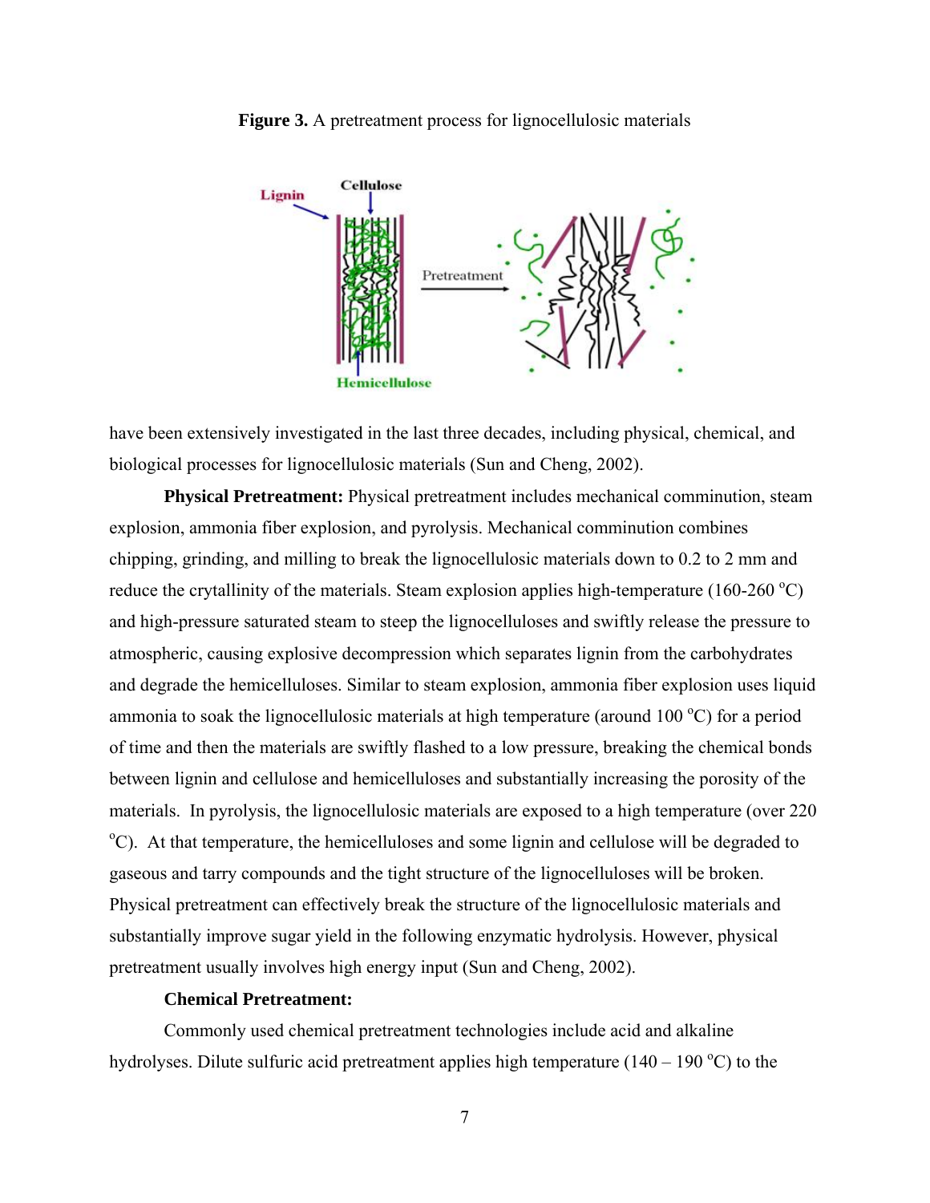**Figure 3.** A pretreatment process for lignocellulosic materials

have been extensively investigated in the last three decades, including physical, chemical, and biological processes for lignocellulosic materials (Sun and Cheng, 2002).

**Physical Pretreatment:** Physical pretreatment includes mechanical comminution, steam explosion, ammonia fiber explosion, and pyrolysis. Mechanical comminution combines chipping, grinding, and milling to break the lignocellulosic materials down to 0.2 to 2 mm and reduce the crytallinity of the materials. Steam explosion applies high-temperature (160-260 $^{o}$C) and high-pressure saturated steam to steep the lignocelluloses and swiftly release the pressure to atmospheric, causing explosive decompression which separates lignin from the carbohydrates and degrade the hemicelluloses. Similar to steam explosion, ammonia fiber explosion uses liquid ammonia to soak the lignocellulosic materials at high temperature (around 100 $^{o}$C) for a period of time and then the materials are swiftly flashed to a low pressure, breaking the chemical bonds between lignin and cellulose and hemicelluloses and substantially increasing the porosity of the materials. In pyrolysis, the lignocellulosic materials are exposed to a high temperature (over 220 $^{o}$C). At that temperature, the hemicelluloses and some lignin and cellulose will be degraded to gaseous and tarry compounds and the tight structure of the lignocelluloses will be broken. Physical pretreatment can effectively break the structure of the lignocellulosic materials and substantially improve sugar yield in the following enzymatic hydrolysis. However, physical pretreatment usually involves high energy input (Sun and Cheng, 2002).

**Chemical Pretreatment:**

Commonly used chemical pretreatment technologies include acid and alkaline hydrolyses. Dilute sulfuric acid pretreatment applies high temperature (140 – 190 $^{o}$C) to the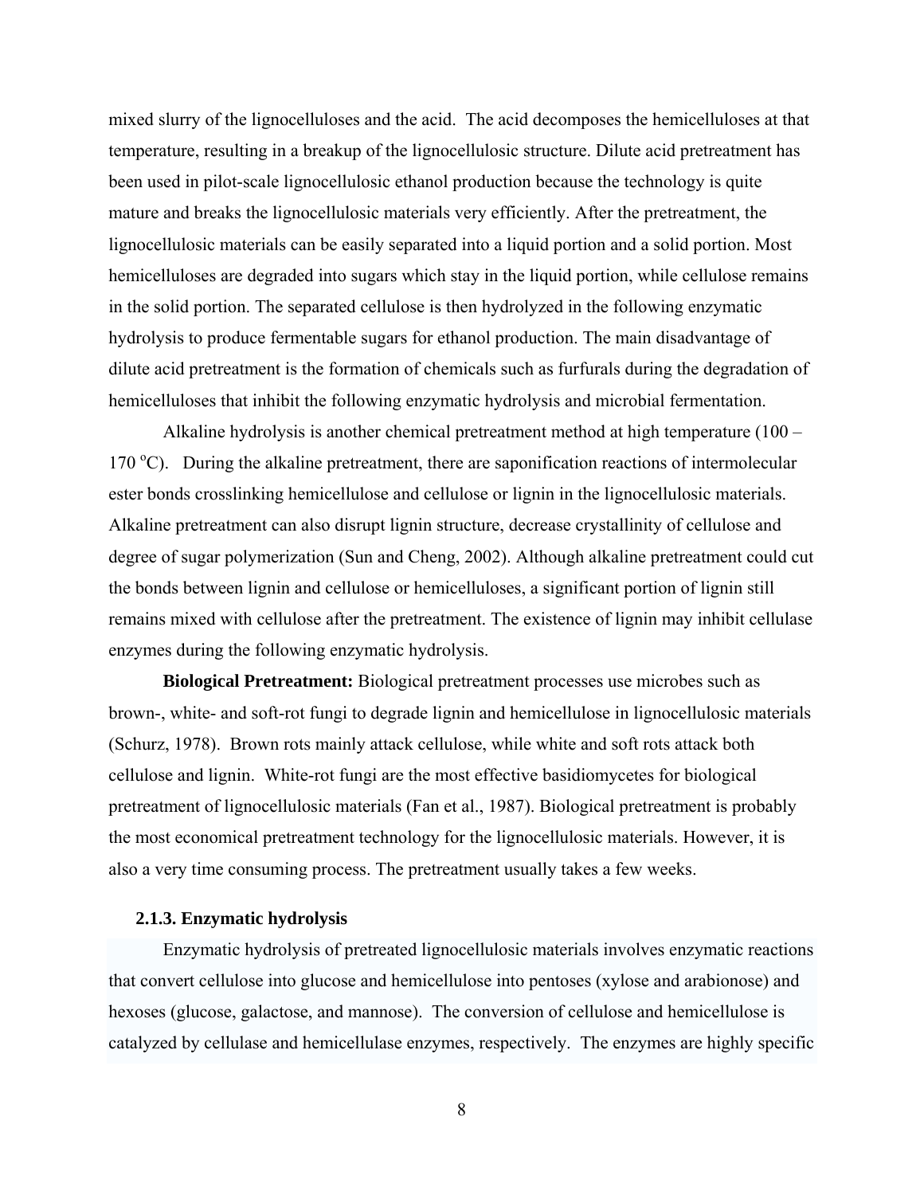mixed slurry of the lignocelluloses and the acid. The acid decomposes the hemicelluloses at that temperature, resulting in a breakup of the lignocellulosic structure. Dilute acid pretreatment has been used in pilot-scale lignocellulosic ethanol production because the technology is quite mature and breaks the lignocellulosic materials very efficiently. After the pretreatment, the lignocellulosic materials can be easily separated into a liquid portion and a solid portion. Most hemicelluloses are degraded into sugars which stay in the liquid portion, while cellulose remains in the solid portion. The separated cellulose is then hydrolyzed in the following enzymatic hydrolysis to produce fermentable sugars for ethanol production. The main disadvantage of dilute acid pretreatment is the formation of chemicals such as furfurals during the degradation of hemicelluloses that inhibit the following enzymatic hydrolysis and microbial fermentation.

Alkaline hydrolysis is another chemical pretreatment method at high temperature (100 – 170 $^{o}$C). During the alkaline pretreatment, there are saponification reactions of intermolecular ester bonds crosslinking hemicellulose and cellulose or lignin in the lignocellulosic materials. Alkaline pretreatment can also disrupt lignin structure, decrease crystallinity of cellulose and degree of sugar polymerization (Sun and Cheng, 2002). Although alkaline pretreatment could cut the bonds between lignin and cellulose or hemicelluloses, a significant portion of lignin still remains mixed with cellulose after the pretreatment. The existence of lignin may inhibit cellulase enzymes during the following enzymatic hydrolysis.

**Biological Pretreatment:** Biological pretreatment processes use microbes such as brown-, white- and soft-rot fungi to degrade lignin and hemicellulose in lignocellulosic materials (Schurz, 1978). Brown rots mainly attack cellulose, while white and soft rots attack both cellulose and lignin. White-rot fungi are the most effective basidiomycetes for biological pretreatment of lignocellulosic materials (Fan et al., 1987). Biological pretreatment is probably the most economical pretreatment technology for the lignocellulosic materials. However, it is also a very time consuming process. The pretreatment usually takes a few weeks.

### 2.1.3. Enzymatic hydrolysis

Enzymatic hydrolysis of pretreated lignocellulosic materials involves enzymatic reactions that convert cellulose into glucose and hemicellulose into pentoses (xylose and arabionose) and hexoses (glucose, galactose, and mannose). The conversion of cellulose and hemicellulose is catalyzed by cellulase and hemicellulase enzymes, respectively. The enzymes are highly specific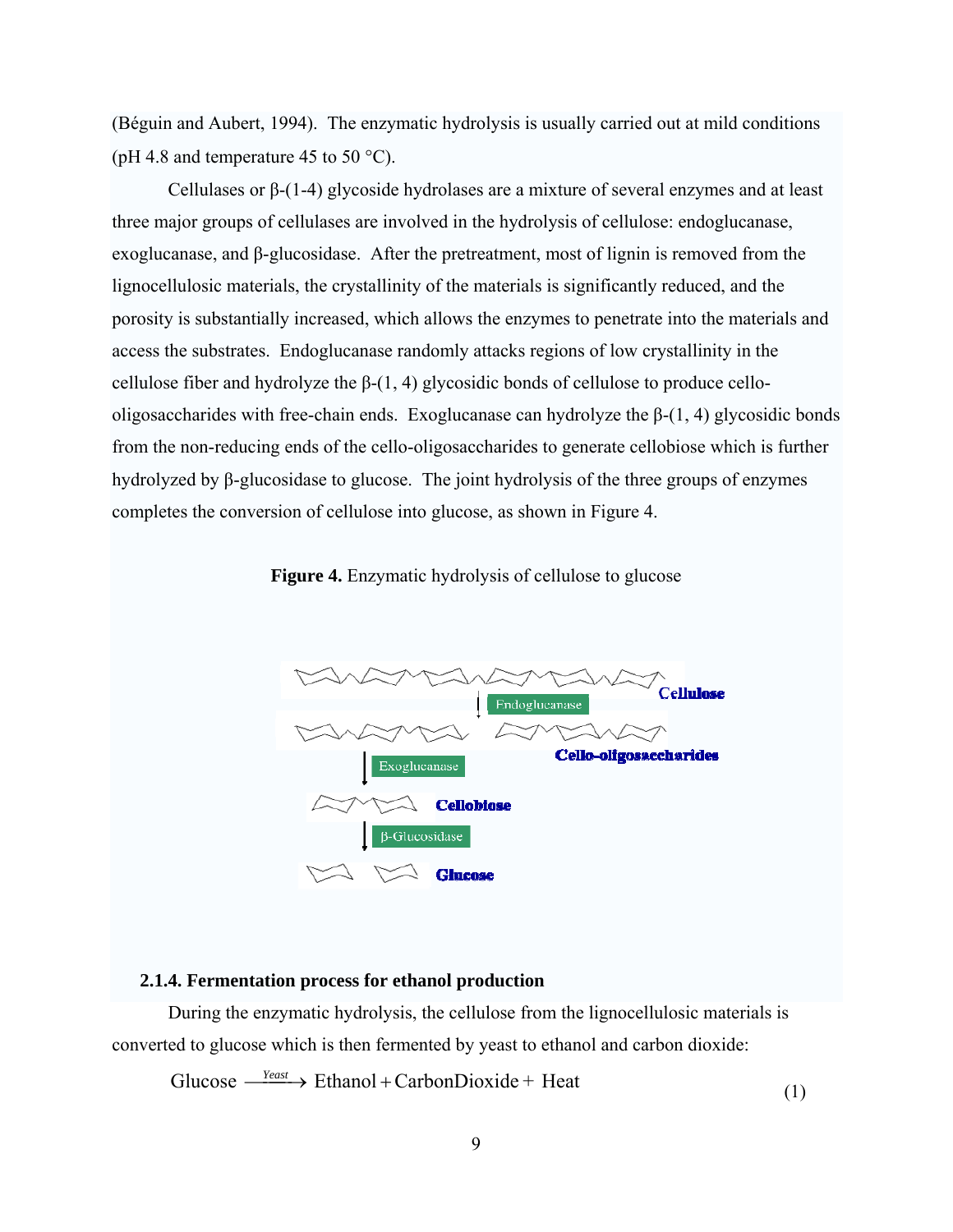(Béguin and Aubert, 1994). The enzymatic hydrolysis is usually carried out at mild conditions (pH 4.8 and temperature 45 to 50 °C).

Cellulases or β-(1-4) glycoside hydrolases are a mixture of several enzymes and at least three major groups of cellulases are involved in the hydrolysis of cellulose: endoglucanase, exoglucanase, and β-glucosidase. After the pretreatment, most of lignin is removed from the lignocellulosic materials, the crystallinity of the materials is significantly reduced, and the porosity is substantially increased, which allows the enzymes to penetrate into the materials and access the substrates. Endoglucanase randomly attacks regions of low crystallinity in the cellulose fiber and hydrolyze the β-(1, 4) glycosidic bonds of cellulose to produce cello-oligosaccharides with free-chain ends. Exoglucanase can hydrolyze the β-(1, 4) glycosidic bonds from the non-reducing ends of the cello-oligosaccharides to generate cellobiose which is further hydrolyzed by β-glucosidase to glucose. The joint hydrolysis of the three groups of enzymes completes the conversion of cellulose into glucose, as shown in Figure 4.

**Figure 4.** Enzymatic hydrolysis of cellulose to glucose

Cellulose

Endoglucanase

Cello-oligosaccharides

Exoglucanase

Cellobiose

β-Glucosidase

Glucose

### 2.1.4. Fermentation process for ethanol production

During the enzymatic hydrolysis, the cellulose from the lignocellulosic materials is converted to glucose which is then fermented by yeast to ethanol and carbon dioxide:

$$\text{Glucose} \xrightarrow{Yeast} \text{Ethanol} + \text{CarbonDioxide} + \text{Heat} \qquad (1)$$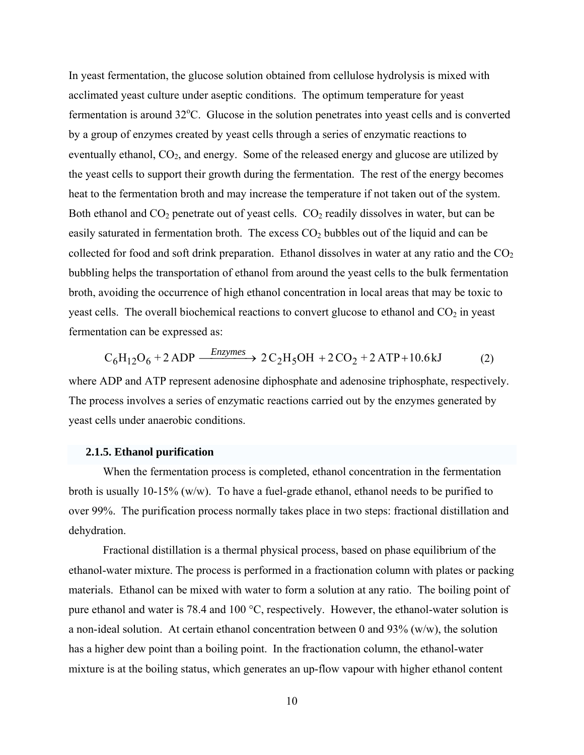In yeast fermentation, the glucose solution obtained from cellulose hydrolysis is mixed with acclimated yeast culture under aseptic conditions. The optimum temperature for yeast fermentation is around 32°C. Glucose in the solution penetrates into yeast cells and is converted by a group of enzymes created by yeast cells through a series of enzymatic reactions to eventually ethanol, $CO_2$, and energy. Some of the released energy and glucose are utilized by the yeast cells to support their growth during the fermentation. The rest of the energy becomes heat to the fermentation broth and may increase the temperature if not taken out of the system. Both ethanol and $CO_2$ penetrate out of yeast cells. $CO_2$ readily dissolves in water, but can be easily saturated in fermentation broth. The excess $CO_2$ bubbles out of the liquid and can be collected for food and soft drink preparation. Ethanol dissolves in water at any ratio and the $CO_2$ bubbling helps the transportation of ethanol from around the yeast cells to the bulk fermentation broth, avoiding the occurrence of high ethanol concentration in local areas that may be toxic to yeast cells. The overall biochemical reactions to convert glucose to ethanol and $CO_2$ in yeast fermentation can be expressed as:

$$C_6H_{12}O_6 + 2\,\mathrm{ADP} \xrightarrow{\mathit{Enzymes}} 2\,C_2H_5OH + 2\,CO_2 + 2\,\mathrm{ATP} + 10.6\,\mathrm{kJ} \qquad (2)$$

where ADP and ATP represent adenosine diphosphate and adenosine triphosphate, respectively. The process involves a series of enzymatic reactions carried out by the enzymes generated by yeast cells under anaerobic conditions.

### 2.1.5. Ethanol purification

When the fermentation process is completed, ethanol concentration in the fermentation broth is usually 10-15% (w/w). To have a fuel-grade ethanol, ethanol needs to be purified to over 99%. The purification process normally takes place in two steps: fractional distillation and dehydration.

Fractional distillation is a thermal physical process, based on phase equilibrium of the ethanol-water mixture. The process is performed in a fractionation column with plates or packing materials. Ethanol can be mixed with water to form a solution at any ratio. The boiling point of pure ethanol and water is 78.4 and 100 °C, respectively. However, the ethanol-water solution is a non-ideal solution. At certain ethanol concentration between 0 and 93% (w/w), the solution has a higher dew point than a boiling point. In the fractionation column, the ethanol-water mixture is at the boiling status, which generates an up-flow vapour with higher ethanol content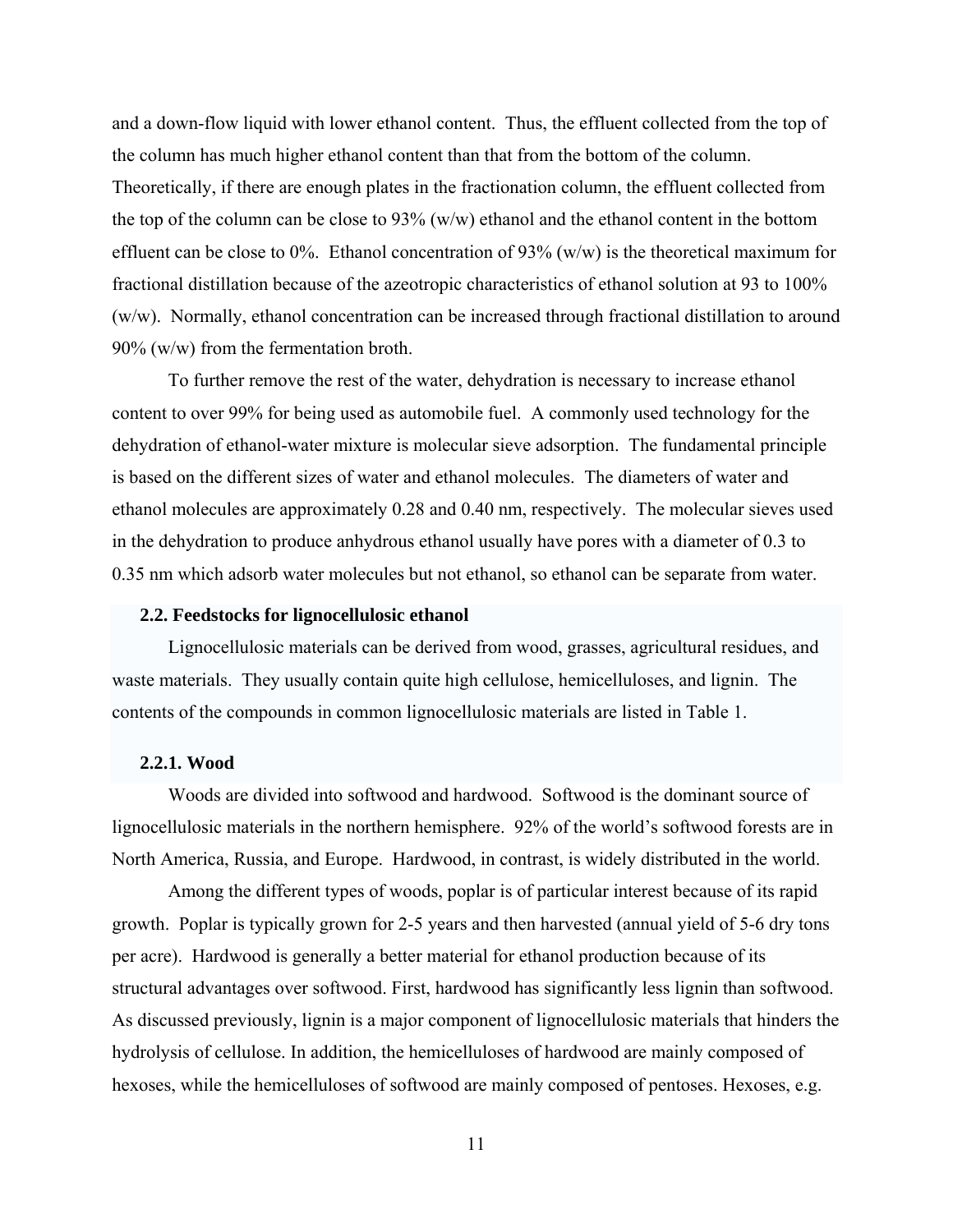and a down-flow liquid with lower ethanol content. Thus, the effluent collected from the top of the column has much higher ethanol content than that from the bottom of the column. Theoretically, if there are enough plates in the fractionation column, the effluent collected from the top of the column can be close to 93% (w/w) ethanol and the ethanol content in the bottom effluent can be close to 0%. Ethanol concentration of 93% (w/w) is the theoretical maximum for fractional distillation because of the azeotropic characteristics of ethanol solution at 93 to 100% (w/w). Normally, ethanol concentration can be increased through fractional distillation to around 90% (w/w) from the fermentation broth.

To further remove the rest of the water, dehydration is necessary to increase ethanol content to over 99% for being used as automobile fuel. A commonly used technology for the dehydration of ethanol-water mixture is molecular sieve adsorption. The fundamental principle is based on the different sizes of water and ethanol molecules. The diameters of water and ethanol molecules are approximately 0.28 and 0.40 nm, respectively. The molecular sieves used in the dehydration to produce anhydrous ethanol usually have pores with a diameter of 0.3 to 0.35 nm which adsorb water molecules but not ethanol, so ethanol can be separate from water.

### 2.2. Feedstocks for lignocellulosic ethanol

Lignocellulosic materials can be derived from wood, grasses, agricultural residues, and waste materials. They usually contain quite high cellulose, hemicelluloses, and lignin. The contents of the compounds in common lignocellulosic materials are listed in Table 1.

#### 2.2.1. Wood

Woods are divided into softwood and hardwood. Softwood is the dominant source of lignocellulosic materials in the northern hemisphere. 92% of the world's softwood forests are in North America, Russia, and Europe. Hardwood, in contrast, is widely distributed in the world.

Among the different types of woods, poplar is of particular interest because of its rapid growth. Poplar is typically grown for 2-5 years and then harvested (annual yield of 5-6 dry tons per acre). Hardwood is generally a better material for ethanol production because of its structural advantages over softwood. First, hardwood has significantly less lignin than softwood. As discussed previously, lignin is a major component of lignocellulosic materials that hinders the hydrolysis of cellulose. In addition, the hemicelluloses of hardwood are mainly composed of hexoses, while the hemicelluloses of softwood are mainly composed of pentoses. Hexoses, e.g.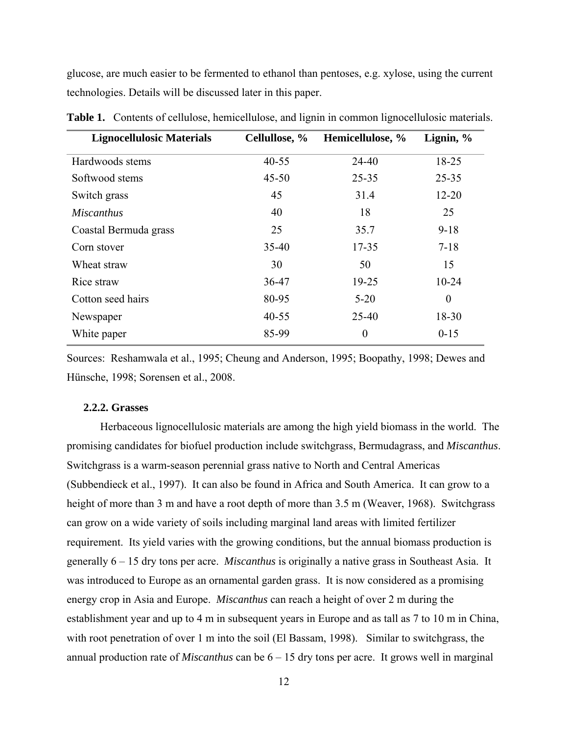glucose, are much easier to be fermented to ethanol than pentoses, e.g. xylose, using the current technologies. Details will be discussed later in this paper.

**Table 1.** Contents of cellulose, hemicellulose, and lignin in common lignocellulosic materials.

| Lignocellulosic Materials | Cellullose, % | Hemicellulose, % | Lignin, % |
|---|---|---|---|
| Hardwoods stems | 40-55 | 24-40 | 18-25 |
| Softwood stems | 45-50 | 25-35 | 25-35 |
| Switch grass | 45 | 31.4 | 12-20 |
| *Miscanthus* | 40 | 18 | 25 |
| Coastal Bermuda grass | 25 | 35.7 | 9-18 |
| Corn stover | 35-40 | 17-35 | 7-18 |
| Wheat straw | 30 | 50 | 15 |
| Rice straw | 36-47 | 19-25 | 10-24 |
| Cotton seed hairs | 80-95 | 5-20 | 0 |
| Newspaper | 40-55 | 25-40 | 18-30 |
| White paper | 85-99 | 0 | 0-15 |

Sources: Reshamwala et al., 1995; Cheung and Anderson, 1995; Boopathy, 1998; Dewes and Hünsche, 1998; Sorensen et al., 2008.

### 2.2.2. Grasses

Herbaceous lignocellulosic materials are among the high yield biomass in the world. The promising candidates for biofuel production include switchgrass, Bermudagrass, and *Miscanthus*. Switchgrass is a warm-season perennial grass native to North and Central Americas (Subbendieck et al., 1997). It can also be found in Africa and South America. It can grow to a height of more than 3 m and have a root depth of more than 3.5 m (Weaver, 1968). Switchgrass can grow on a wide variety of soils including marginal land areas with limited fertilizer requirement. Its yield varies with the growing conditions, but the annual biomass production is generally 6 – 15 dry tons per acre. *Miscanthus* is originally a native grass in Southeast Asia. It was introduced to Europe as an ornamental garden grass. It is now considered as a promising energy crop in Asia and Europe. *Miscanthus* can reach a height of over 2 m during the establishment year and up to 4 m in subsequent years in Europe and as tall as 7 to 10 m in China, with root penetration of over 1 m into the soil (El Bassam, 1998). Similar to switchgrass, the annual production rate of *Miscanthus* can be 6 – 15 dry tons per acre. It grows well in marginal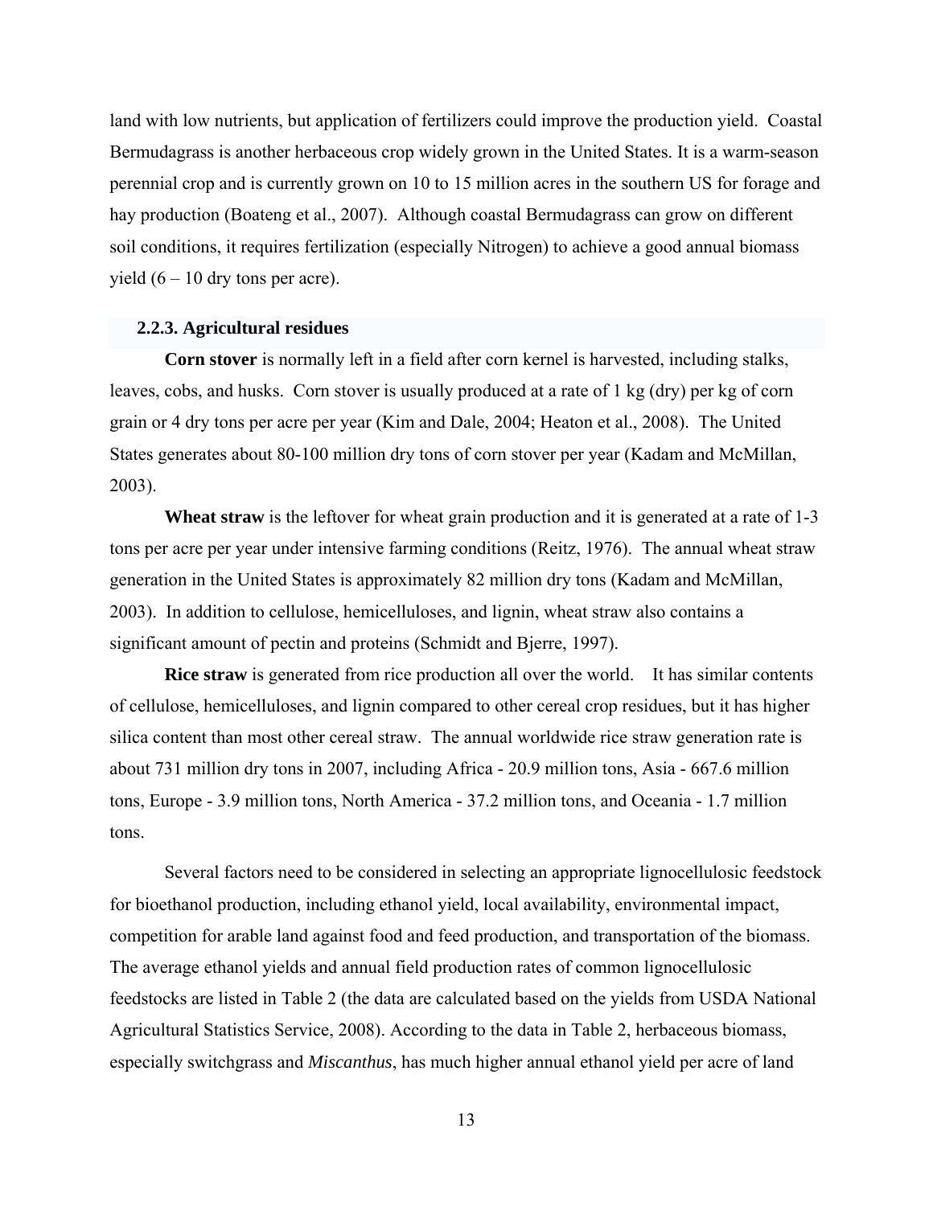land with low nutrients, but application of fertilizers could improve the production yield. Coastal Bermudagrass is another herbaceous crop widely grown in the United States. It is a warm-season perennial crop and is currently grown on 10 to 15 million acres in the southern US for forage and hay production (Boateng et al., 2007). Although coastal Bermudagrass can grow on different soil conditions, it requires fertilization (especially Nitrogen) to achieve a good annual biomass yield (6 – 10 dry tons per acre).

### 2.2.3. Agricultural residues

**Corn stover** is normally left in a field after corn kernel is harvested, including stalks, leaves, cobs, and husks. Corn stover is usually produced at a rate of 1 kg (dry) per kg of corn grain or 4 dry tons per acre per year (Kim and Dale, 2004; Heaton et al., 2008). The United States generates about 80-100 million dry tons of corn stover per year (Kadam and McMillan, 2003).

**Wheat straw** is the leftover for wheat grain production and it is generated at a rate of 1-3 tons per acre per year under intensive farming conditions (Reitz, 1976). The annual wheat straw generation in the United States is approximately 82 million dry tons (Kadam and McMillan, 2003). In addition to cellulose, hemicelluloses, and lignin, wheat straw also contains a significant amount of pectin and proteins (Schmidt and Bjerre, 1997).

**Rice straw** is generated from rice production all over the world. It has similar contents of cellulose, hemicelluloses, and lignin compared to other cereal crop residues, but it has higher silica content than most other cereal straw. The annual worldwide rice straw generation rate is about 731 million dry tons in 2007, including Africa - 20.9 million tons, Asia - 667.6 million tons, Europe - 3.9 million tons, North America - 37.2 million tons, and Oceania - 1.7 million tons.

Several factors need to be considered in selecting an appropriate lignocellulosic feedstock for bioethanol production, including ethanol yield, local availability, environmental impact, competition for arable land against food and feed production, and transportation of the biomass. The average ethanol yields and annual field production rates of common lignocellulosic feedstocks are listed in Table 2 (the data are calculated based on the yields from USDA National Agricultural Statistics Service, 2008). According to the data in Table 2, herbaceous biomass, especially switchgrass and *Miscanthus*, has much higher annual ethanol yield per acre of land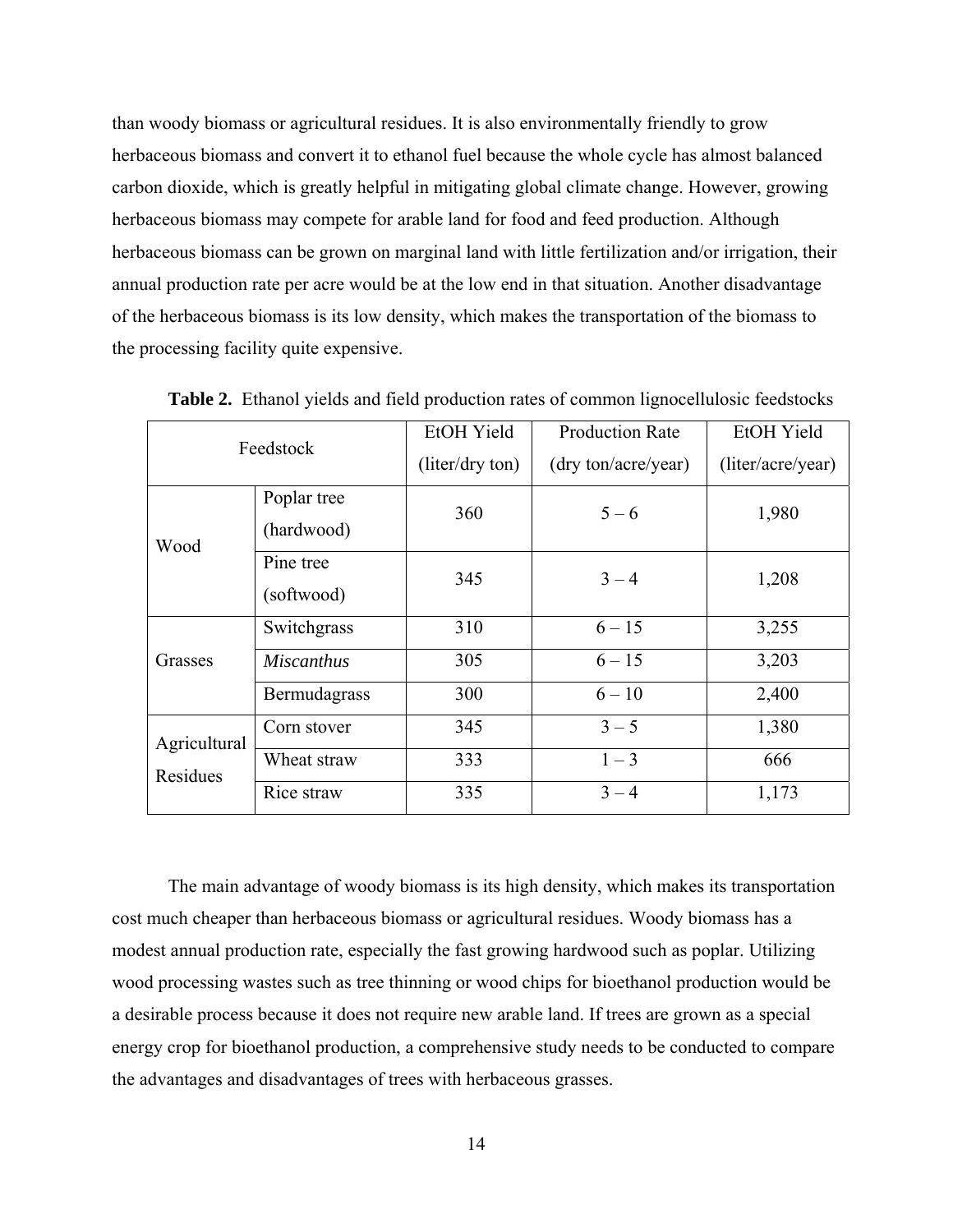than woody biomass or agricultural residues. It is also environmentally friendly to grow herbaceous biomass and convert it to ethanol fuel because the whole cycle has almost balanced carbon dioxide, which is greatly helpful in mitigating global climate change. However, growing herbaceous biomass may compete for arable land for food and feed production. Although herbaceous biomass can be grown on marginal land with little fertilization and/or irrigation, their annual production rate per acre would be at the low end in that situation. Another disadvantage of the herbaceous biomass is its low density, which makes the transportation of the biomass to the processing facility quite expensive.

**Table 2.** Ethanol yields and field production rates of common lignocellulosic feedstocks

| Feedstock | | EtOH Yield (liter/dry ton) | Production Rate (dry ton/acre/year) | EtOH Yield (liter/acre/year) |
|---|---|---|---|---|
| Wood | Poplar tree (hardwood) | 360 | 5 – 6 | 1,980 |
| | Pine tree (softwood) | 345 | 3 – 4 | 1,208 |
| Grasses | Switchgrass | 310 | 6 – 15 | 3,255 |
| | *Miscanthus* | 305 | 6 – 15 | 3,203 |
| | Bermudagrass | 300 | 6 – 10 | 2,400 |
| Agricultural Residues | Corn stover | 345 | 3 – 5 | 1,380 |
| | Wheat straw | 333 | 1 – 3 | 666 |
| | Rice straw | 335 | 3 – 4 | 1,173 |

The main advantage of woody biomass is its high density, which makes its transportation cost much cheaper than herbaceous biomass or agricultural residues. Woody biomass has a modest annual production rate, especially the fast growing hardwood such as poplar. Utilizing wood processing wastes such as tree thinning or wood chips for bioethanol production would be a desirable process because it does not require new arable land. If trees are grown as a special energy crop for bioethanol production, a comprehensive study needs to be conducted to compare the advantages and disadvantages of trees with herbaceous grasses.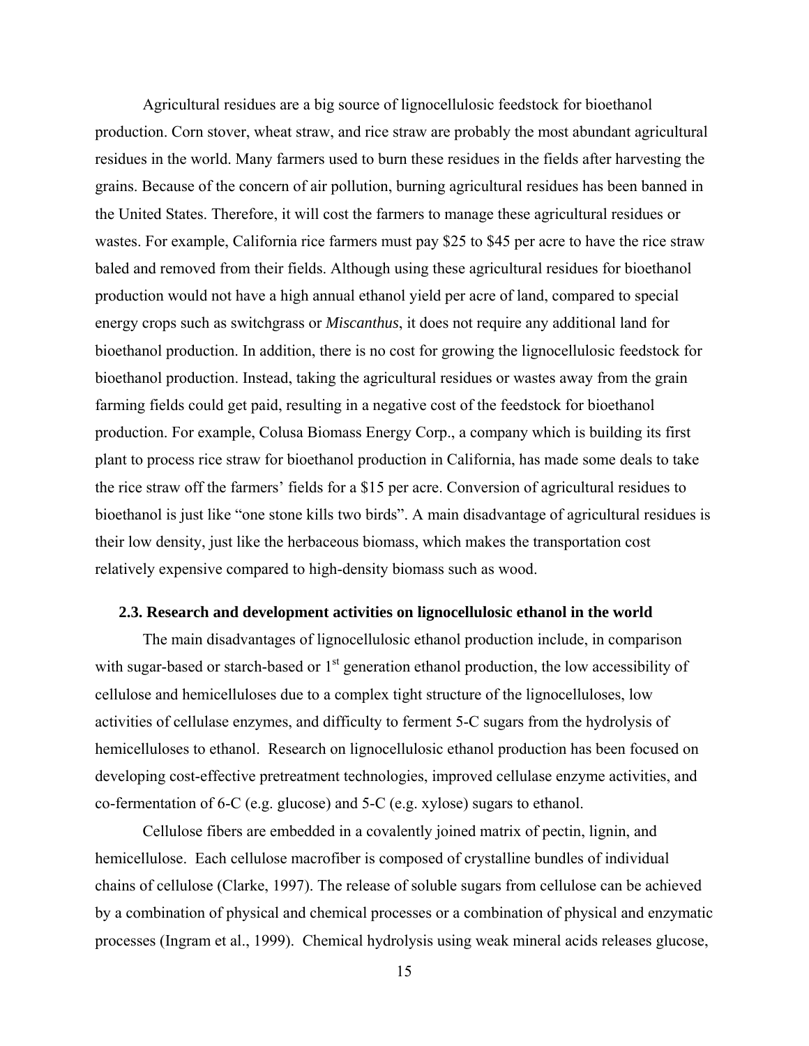Agricultural residues are a big source of lignocellulosic feedstock for bioethanol production. Corn stover, wheat straw, and rice straw are probably the most abundant agricultural residues in the world. Many farmers used to burn these residues in the fields after harvesting the grains. Because of the concern of air pollution, burning agricultural residues has been banned in the United States. Therefore, it will cost the farmers to manage these agricultural residues or wastes. For example, California rice farmers must pay $25 to $45 per acre to have the rice straw baled and removed from their fields. Although using these agricultural residues for bioethanol production would not have a high annual ethanol yield per acre of land, compared to special energy crops such as switchgrass or *Miscanthus*, it does not require any additional land for bioethanol production. In addition, there is no cost for growing the lignocellulosic feedstock for bioethanol production. Instead, taking the agricultural residues or wastes away from the grain farming fields could get paid, resulting in a negative cost of the feedstock for bioethanol production. For example, Colusa Biomass Energy Corp., a company which is building its first plant to process rice straw for bioethanol production in California, has made some deals to take the rice straw off the farmers' fields for a $15 per acre. Conversion of agricultural residues to bioethanol is just like "one stone kills two birds". A main disadvantage of agricultural residues is their low density, just like the herbaceous biomass, which makes the transportation cost relatively expensive compared to high-density biomass such as wood.

### 2.3. Research and development activities on lignocellulosic ethanol in the world

The main disadvantages of lignocellulosic ethanol production include, in comparison with sugar-based or starch-based or 1st generation ethanol production, the low accessibility of cellulose and hemicelluloses due to a complex tight structure of the lignocelluloses, low activities of cellulase enzymes, and difficulty to ferment 5-C sugars from the hydrolysis of hemicelluloses to ethanol. Research on lignocellulosic ethanol production has been focused on developing cost-effective pretreatment technologies, improved cellulase enzyme activities, and co-fermentation of 6-C (e.g. glucose) and 5-C (e.g. xylose) sugars to ethanol.

Cellulose fibers are embedded in a covalently joined matrix of pectin, lignin, and hemicellulose. Each cellulose macrofiber is composed of crystalline bundles of individual chains of cellulose (Clarke, 1997). The release of soluble sugars from cellulose can be achieved by a combination of physical and chemical processes or a combination of physical and enzymatic processes (Ingram et al., 1999). Chemical hydrolysis using weak mineral acids releases glucose,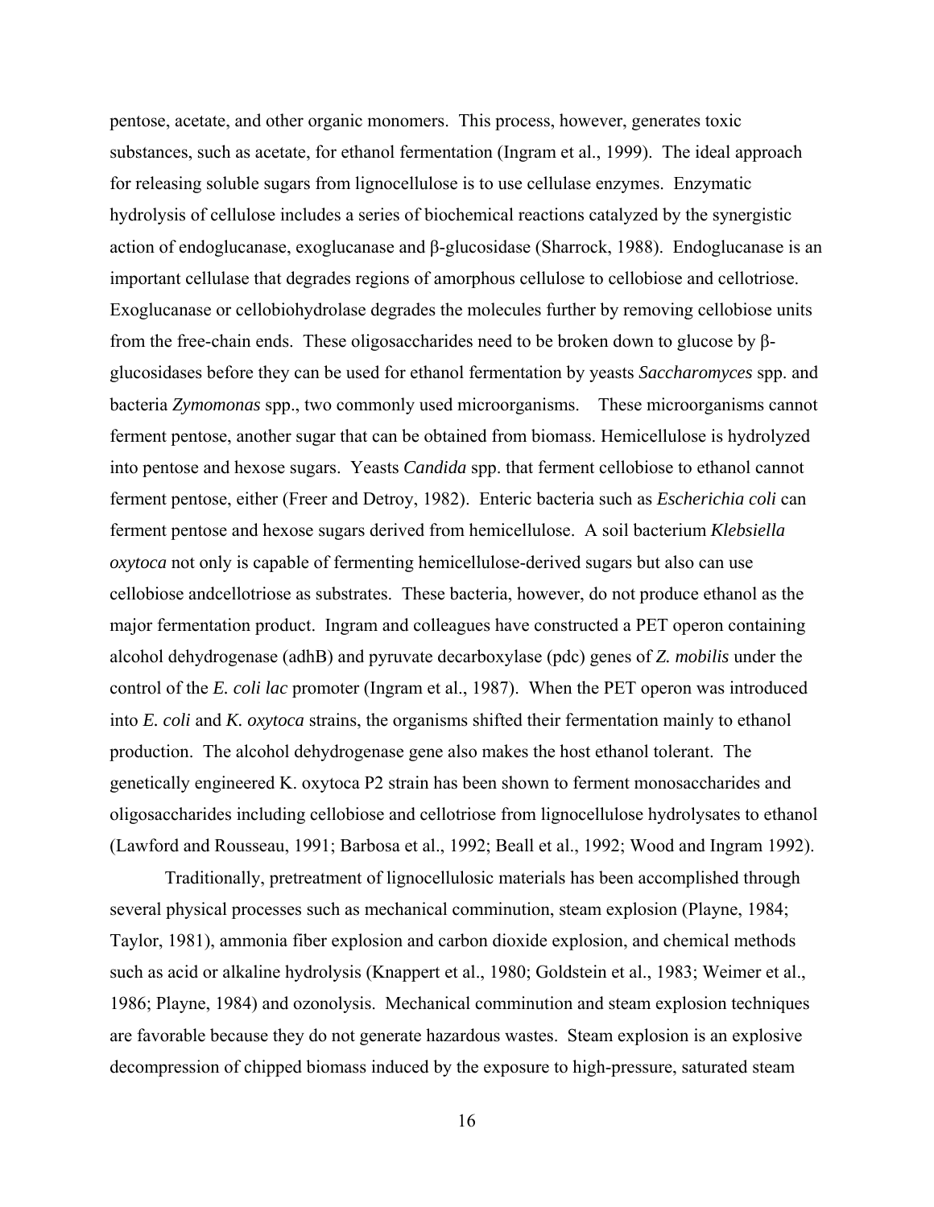pentose, acetate, and other organic monomers. This process, however, generates toxic substances, such as acetate, for ethanol fermentation (Ingram et al., 1999). The ideal approach for releasing soluble sugars from lignocellulose is to use cellulase enzymes. Enzymatic hydrolysis of cellulose includes a series of biochemical reactions catalyzed by the synergistic action of endoglucanase, exoglucanase and β-glucosidase (Sharrock, 1988). Endoglucanase is an important cellulase that degrades regions of amorphous cellulose to cellobiose and cellotriose. Exoglucanase or cellobiohydrolase degrades the molecules further by removing cellobiose units from the free-chain ends. These oligosaccharides need to be broken down to glucose by β-glucosidases before they can be used for ethanol fermentation by yeasts *Saccharomyces* spp. and bacteria *Zymomonas* spp., two commonly used microorganisms. These microorganisms cannot ferment pentose, another sugar that can be obtained from biomass. Hemicellulose is hydrolyzed into pentose and hexose sugars. Yeasts *Candida* spp. that ferment cellobiose to ethanol cannot ferment pentose, either (Freer and Detroy, 1982). Enteric bacteria such as *Escherichia coli* can ferment pentose and hexose sugars derived from hemicellulose. A soil bacterium *Klebsiella oxytoca* not only is capable of fermenting hemicellulose-derived sugars but also can use cellobiose andcellotriose as substrates. These bacteria, however, do not produce ethanol as the major fermentation product. Ingram and colleagues have constructed a PET operon containing alcohol dehydrogenase (adhB) and pyruvate decarboxylase (pdc) genes of *Z. mobilis* under the control of the *E. coli lac* promoter (Ingram et al., 1987). When the PET operon was introduced into *E. coli* and *K. oxytoca* strains, the organisms shifted their fermentation mainly to ethanol production. The alcohol dehydrogenase gene also makes the host ethanol tolerant. The genetically engineered K. oxytoca P2 strain has been shown to ferment monosaccharides and oligosaccharides including cellobiose and cellotriose from lignocellulose hydrolysates to ethanol (Lawford and Rousseau, 1991; Barbosa et al., 1992; Beall et al., 1992; Wood and Ingram 1992).

Traditionally, pretreatment of lignocellulosic materials has been accomplished through several physical processes such as mechanical comminution, steam explosion (Playne, 1984; Taylor, 1981), ammonia fiber explosion and carbon dioxide explosion, and chemical methods such as acid or alkaline hydrolysis (Knappert et al., 1980; Goldstein et al., 1983; Weimer et al., 1986; Playne, 1984) and ozonolysis. Mechanical comminution and steam explosion techniques are favorable because they do not generate hazardous wastes. Steam explosion is an explosive decompression of chipped biomass induced by the exposure to high-pressure, saturated steam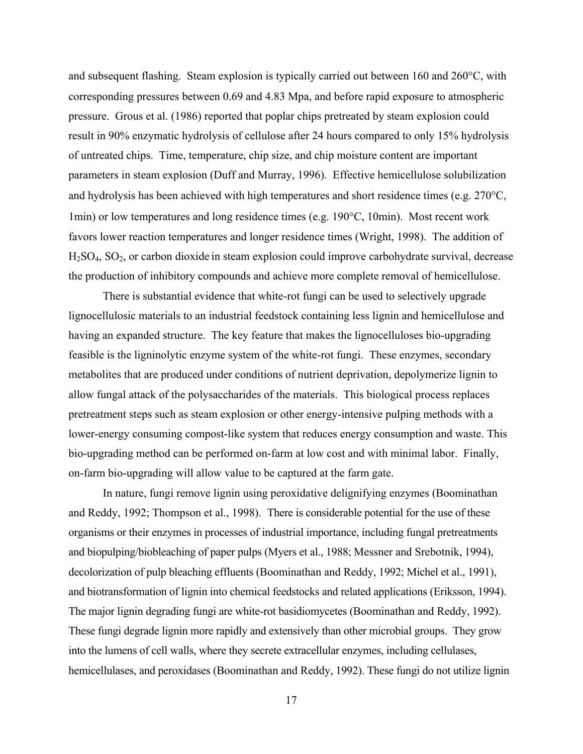and subsequent flashing. Steam explosion is typically carried out between 160 and 260°C, with corresponding pressures between 0.69 and 4.83 Mpa, and before rapid exposure to atmospheric pressure. Grous et al. (1986) reported that poplar chips pretreated by steam explosion could result in 90% enzymatic hydrolysis of cellulose after 24 hours compared to only 15% hydrolysis of untreated chips. Time, temperature, chip size, and chip moisture content are important parameters in steam explosion (Duff and Murray, 1996). Effective hemicellulose solubilization and hydrolysis has been achieved with high temperatures and short residence times (e.g. 270°C, 1min) or low temperatures and long residence times (e.g. 190°C, 10min). Most recent work favors lower reaction temperatures and longer residence times (Wright, 1998). The addition of $H_2SO_4$, $SO_2$, or carbon dioxide in steam explosion could improve carbohydrate survival, decrease the production of inhibitory compounds and achieve more complete removal of hemicellulose.

There is substantial evidence that white-rot fungi can be used to selectively upgrade lignocellulosic materials to an industrial feedstock containing less lignin and hemicellulose and having an expanded structure. The key feature that makes the lignocelluloses bio-upgrading feasible is the ligninolytic enzyme system of the white-rot fungi. These enzymes, secondary metabolites that are produced under conditions of nutrient deprivation, depolymerize lignin to allow fungal attack of the polysaccharides of the materials. This biological process replaces pretreatment steps such as steam explosion or other energy-intensive pulping methods with a lower-energy consuming compost-like system that reduces energy consumption and waste. This bio-upgrading method can be performed on-farm at low cost and with minimal labor. Finally, on-farm bio-upgrading will allow value to be captured at the farm gate.

In nature, fungi remove lignin using peroxidative delignifying enzymes (Boominathan and Reddy, 1992; Thompson et al., 1998). There is considerable potential for the use of these organisms or their enzymes in processes of industrial importance, including fungal pretreatments and biopulping/biobleaching of paper pulps (Myers et al., 1988; Messner and Srebotnik, 1994), decolorization of pulp bleaching effluents (Boominathan and Reddy, 1992; Michel et al., 1991), and biotransformation of lignin into chemical feedstocks and related applications (Eriksson, 1994). The major lignin degrading fungi are white-rot basidiomycetes (Boominathan and Reddy, 1992). These fungi degrade lignin more rapidly and extensively than other microbial groups. They grow into the lumens of cell walls, where they secrete extracellular enzymes, including cellulases, hemicellulases, and peroxidases (Boominathan and Reddy, 1992). These fungi do not utilize lignin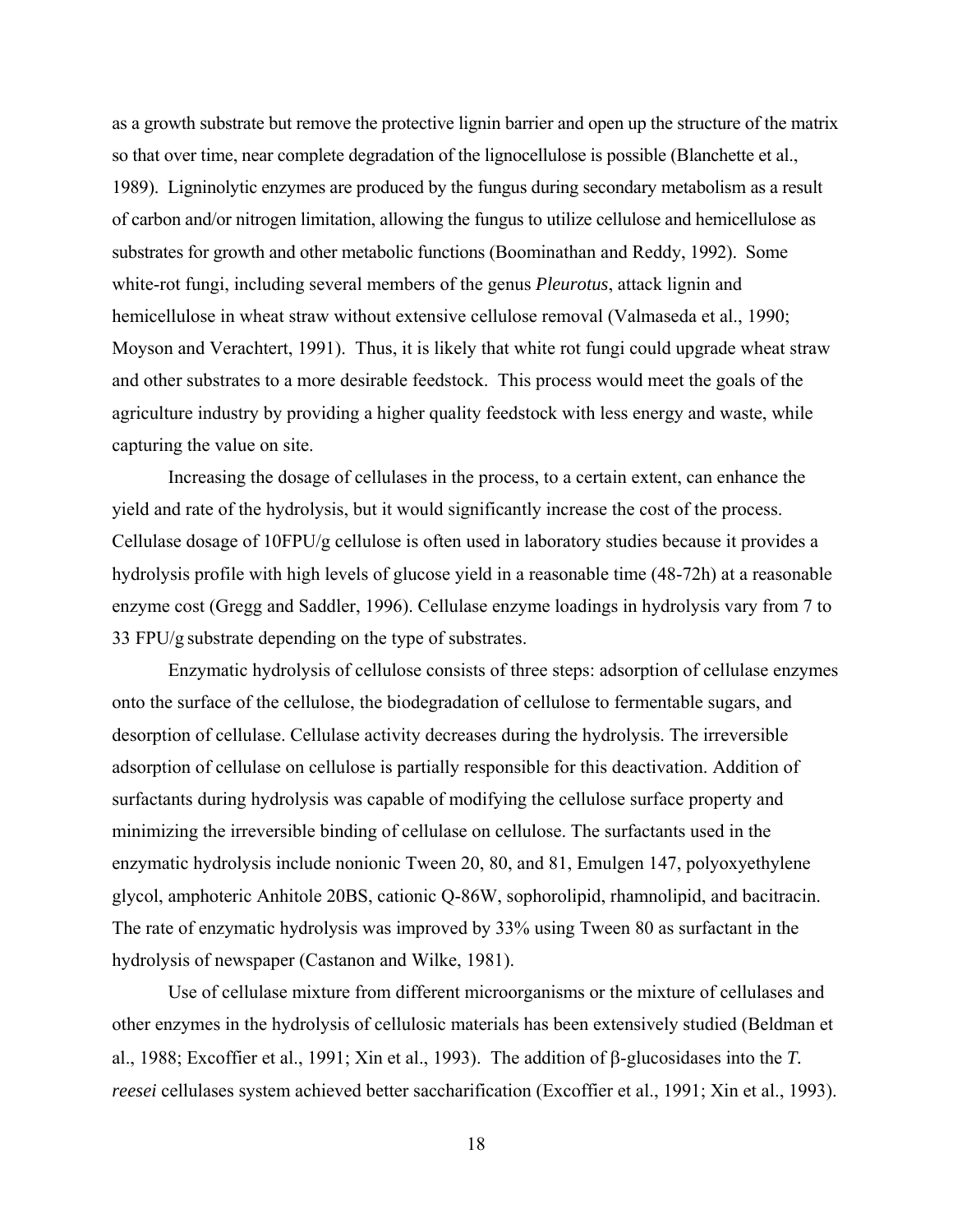as a growth substrate but remove the protective lignin barrier and open up the structure of the matrix so that over time, near complete degradation of the lignocellulose is possible (Blanchette et al., 1989). Ligninolytic enzymes are produced by the fungus during secondary metabolism as a result of carbon and/or nitrogen limitation, allowing the fungus to utilize cellulose and hemicellulose as substrates for growth and other metabolic functions (Boominathan and Reddy, 1992). Some white-rot fungi, including several members of the genus *Pleurotus*, attack lignin and hemicellulose in wheat straw without extensive cellulose removal (Valmaseda et al., 1990; Moyson and Verachtert, 1991). Thus, it is likely that white rot fungi could upgrade wheat straw and other substrates to a more desirable feedstock. This process would meet the goals of the agriculture industry by providing a higher quality feedstock with less energy and waste, while capturing the value on site.

Increasing the dosage of cellulases in the process, to a certain extent, can enhance the yield and rate of the hydrolysis, but it would significantly increase the cost of the process. Cellulase dosage of 10FPU/g cellulose is often used in laboratory studies because it provides a hydrolysis profile with high levels of glucose yield in a reasonable time (48-72h) at a reasonable enzyme cost (Gregg and Saddler, 1996). Cellulase enzyme loadings in hydrolysis vary from 7 to 33 FPU/g substrate depending on the type of substrates.

Enzymatic hydrolysis of cellulose consists of three steps: adsorption of cellulase enzymes onto the surface of the cellulose, the biodegradation of cellulose to fermentable sugars, and desorption of cellulase. Cellulase activity decreases during the hydrolysis. The irreversible adsorption of cellulase on cellulose is partially responsible for this deactivation. Addition of surfactants during hydrolysis was capable of modifying the cellulose surface property and minimizing the irreversible binding of cellulase on cellulose. The surfactants used in the enzymatic hydrolysis include nonionic Tween 20, 80, and 81, Emulgen 147, polyoxyethylene glycol, amphoteric Anhitole 20BS, cationic Q-86W, sophorolipid, rhamnolipid, and bacitracin. The rate of enzymatic hydrolysis was improved by 33% using Tween 80 as surfactant in the hydrolysis of newspaper (Castanon and Wilke, 1981).

Use of cellulase mixture from different microorganisms or the mixture of cellulases and other enzymes in the hydrolysis of cellulosic materials has been extensively studied (Beldman et al., 1988; Excoffier et al., 1991; Xin et al., 1993). The addition of β-glucosidases into the *T. reesei* cellulases system achieved better saccharification (Excoffier et al., 1991; Xin et al., 1993).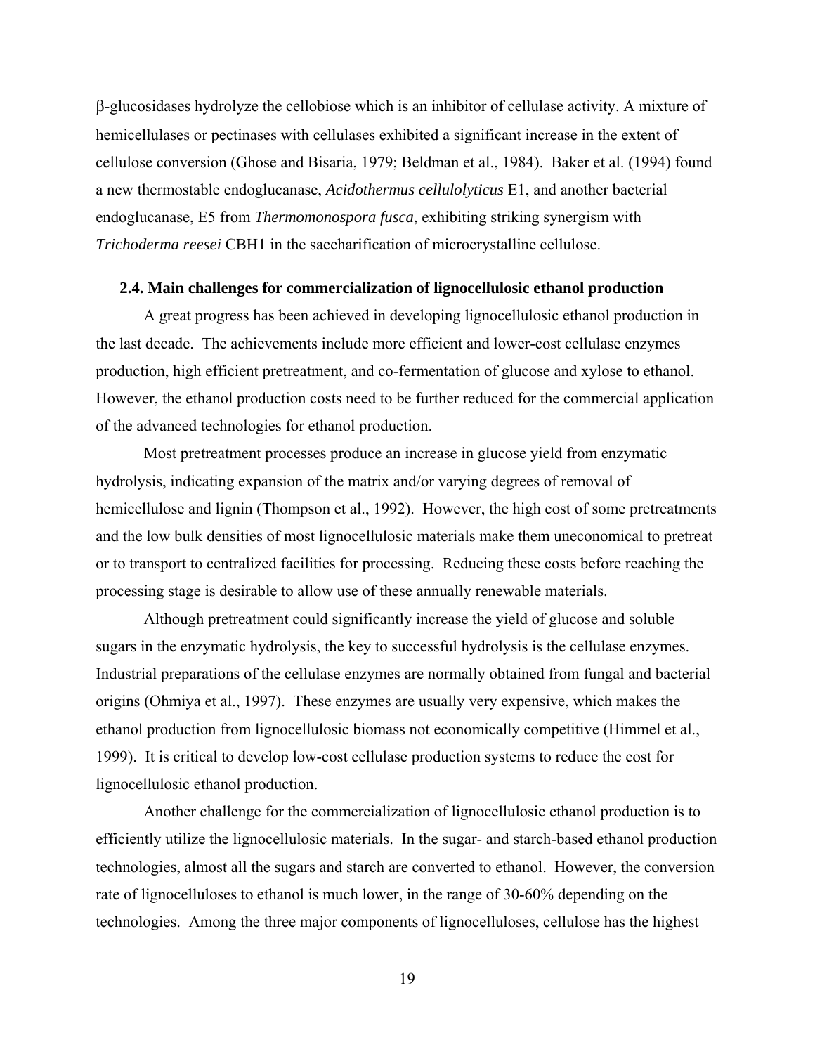β-glucosidases hydrolyze the cellobiose which is an inhibitor of cellulase activity. A mixture of hemicellulases or pectinases with cellulases exhibited a significant increase in the extent of cellulose conversion (Ghose and Bisaria, 1979; Beldman et al., 1984). Baker et al. (1994) found a new thermostable endoglucanase, *Acidothermus cellulolyticus* E1, and another bacterial endoglucanase, E5 from *Thermomonospora fusca*, exhibiting striking synergism with *Trichoderma reesei* CBH1 in the saccharification of microcrystalline cellulose.

### 2.4. Main challenges for commercialization of lignocellulosic ethanol production

A great progress has been achieved in developing lignocellulosic ethanol production in the last decade. The achievements include more efficient and lower-cost cellulase enzymes production, high efficient pretreatment, and co-fermentation of glucose and xylose to ethanol. However, the ethanol production costs need to be further reduced for the commercial application of the advanced technologies for ethanol production.

Most pretreatment processes produce an increase in glucose yield from enzymatic hydrolysis, indicating expansion of the matrix and/or varying degrees of removal of hemicellulose and lignin (Thompson et al., 1992). However, the high cost of some pretreatments and the low bulk densities of most lignocellulosic materials make them uneconomical to pretreat or to transport to centralized facilities for processing. Reducing these costs before reaching the processing stage is desirable to allow use of these annually renewable materials.

Although pretreatment could significantly increase the yield of glucose and soluble sugars in the enzymatic hydrolysis, the key to successful hydrolysis is the cellulase enzymes. Industrial preparations of the cellulase enzymes are normally obtained from fungal and bacterial origins (Ohmiya et al., 1997). These enzymes are usually very expensive, which makes the ethanol production from lignocellulosic biomass not economically competitive (Himmel et al., 1999). It is critical to develop low-cost cellulase production systems to reduce the cost for lignocellulosic ethanol production.

Another challenge for the commercialization of lignocellulosic ethanol production is to efficiently utilize the lignocellulosic materials. In the sugar- and starch-based ethanol production technologies, almost all the sugars and starch are converted to ethanol. However, the conversion rate of lignocelluloses to ethanol is much lower, in the range of 30-60% depending on the technologies. Among the three major components of lignocelluloses, cellulose has the highest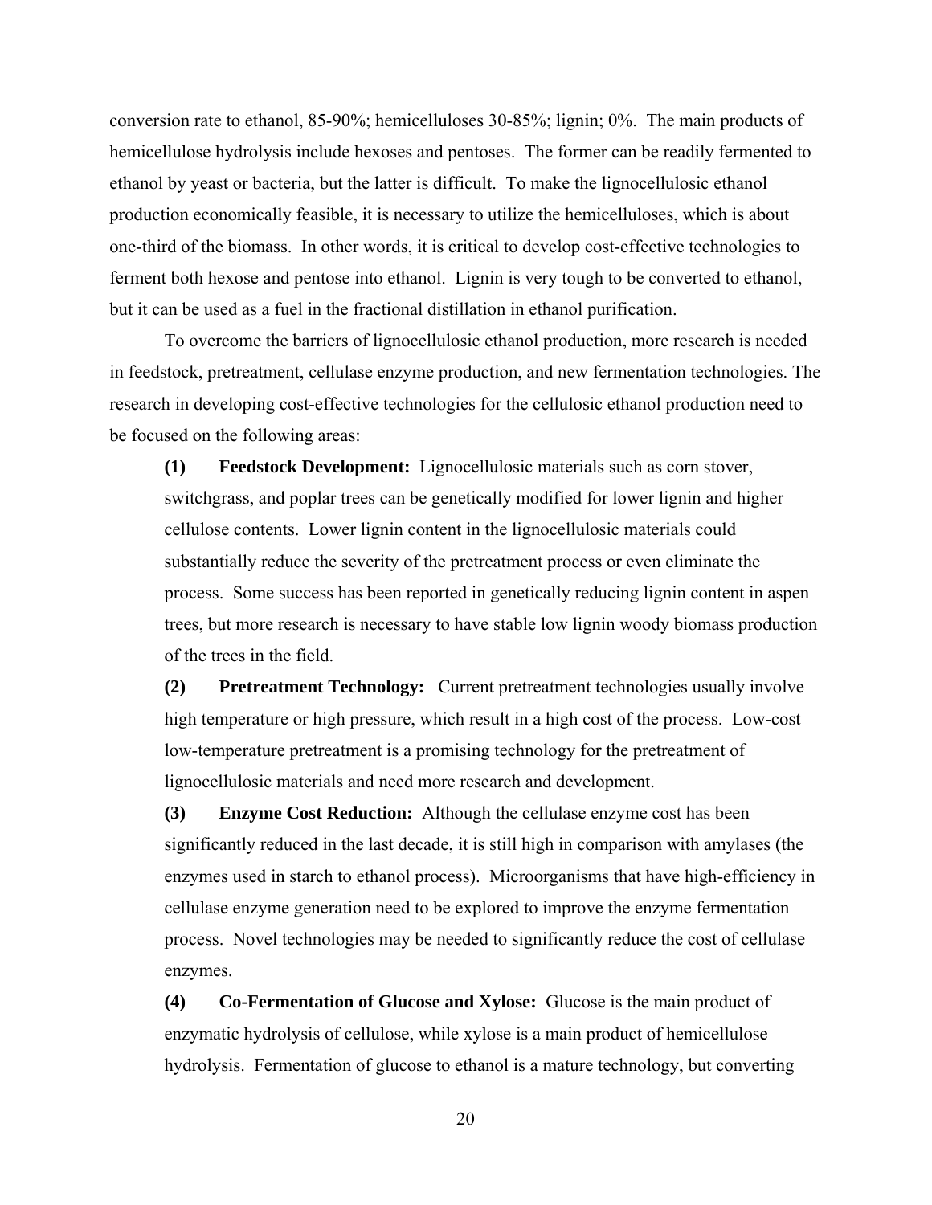conversion rate to ethanol, 85-90%; hemicelluloses 30-85%; lignin; 0%. The main products of hemicellulose hydrolysis include hexoses and pentoses. The former can be readily fermented to ethanol by yeast or bacteria, but the latter is difficult. To make the lignocellulosic ethanol production economically feasible, it is necessary to utilize the hemicelluloses, which is about one-third of the biomass. In other words, it is critical to develop cost-effective technologies to ferment both hexose and pentose into ethanol. Lignin is very tough to be converted to ethanol, but it can be used as a fuel in the fractional distillation in ethanol purification.

To overcome the barriers of lignocellulosic ethanol production, more research is needed in feedstock, pretreatment, cellulase enzyme production, and new fermentation technologies. The research in developing cost-effective technologies for the cellulosic ethanol production need to be focused on the following areas:

**(1) Feedstock Development:** Lignocellulosic materials such as corn stover, switchgrass, and poplar trees can be genetically modified for lower lignin and higher cellulose contents. Lower lignin content in the lignocellulosic materials could substantially reduce the severity of the pretreatment process or even eliminate the process. Some success has been reported in genetically reducing lignin content in aspen trees, but more research is necessary to have stable low lignin woody biomass production of the trees in the field.

**(2) Pretreatment Technology:** Current pretreatment technologies usually involve high temperature or high pressure, which result in a high cost of the process. Low-cost low-temperature pretreatment is a promising technology for the pretreatment of lignocellulosic materials and need more research and development.

**(3) Enzyme Cost Reduction:** Although the cellulase enzyme cost has been significantly reduced in the last decade, it is still high in comparison with amylases (the enzymes used in starch to ethanol process). Microorganisms that have high-efficiency in cellulase enzyme generation need to be explored to improve the enzyme fermentation process. Novel technologies may be needed to significantly reduce the cost of cellulase enzymes.

**(4) Co-Fermentation of Glucose and Xylose:** Glucose is the main product of enzymatic hydrolysis of cellulose, while xylose is a main product of hemicellulose hydrolysis. Fermentation of glucose to ethanol is a mature technology, but converting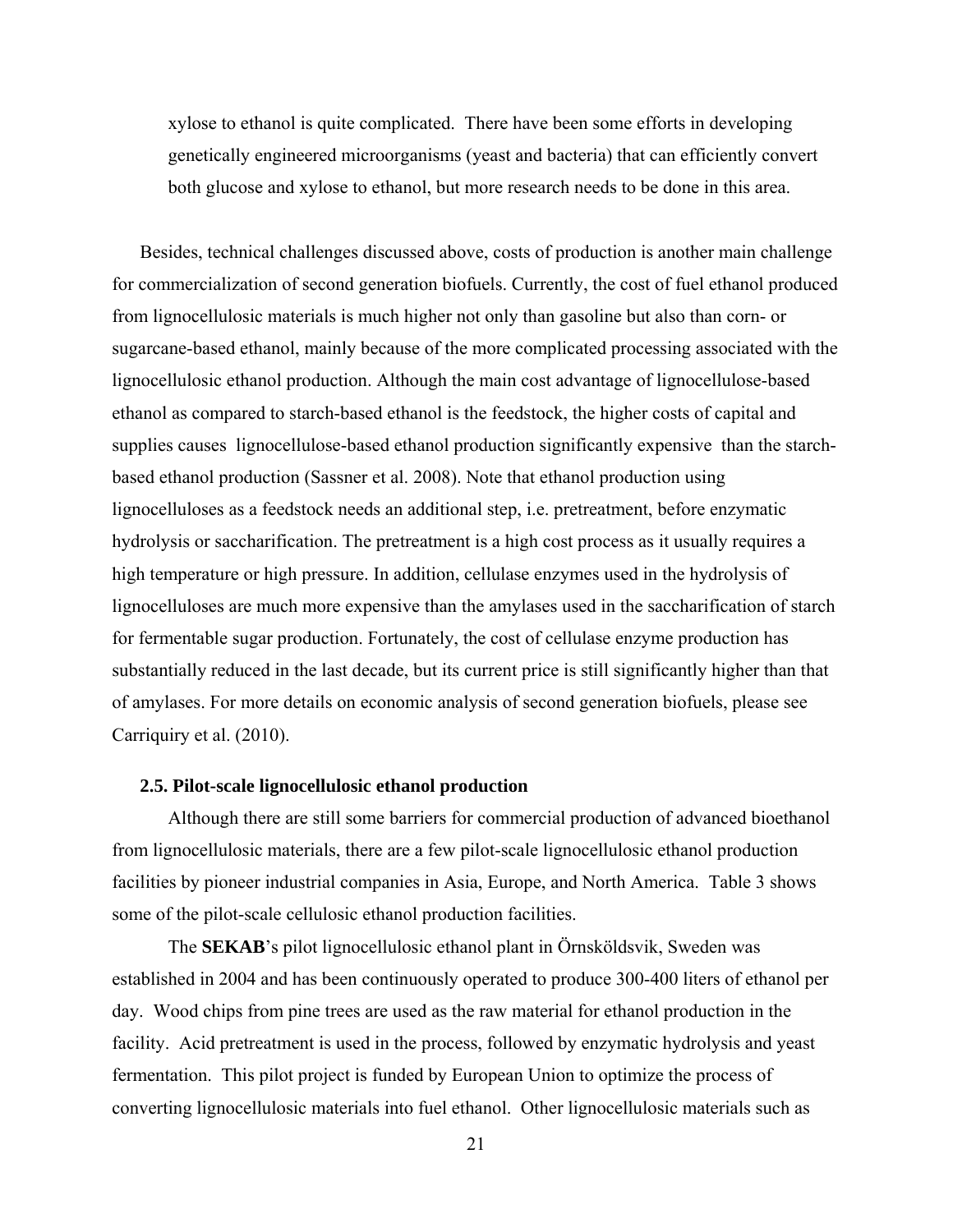xylose to ethanol is quite complicated. There have been some efforts in developing genetically engineered microorganisms (yeast and bacteria) that can efficiently convert both glucose and xylose to ethanol, but more research needs to be done in this area.

Besides, technical challenges discussed above, costs of production is another main challenge for commercialization of second generation biofuels. Currently, the cost of fuel ethanol produced from lignocellulosic materials is much higher not only than gasoline but also than corn- or sugarcane-based ethanol, mainly because of the more complicated processing associated with the lignocellulosic ethanol production. Although the main cost advantage of lignocellulose-based ethanol as compared to starch-based ethanol is the feedstock, the higher costs of capital and supplies causes lignocellulose-based ethanol production significantly expensive than the starch-based ethanol production (Sassner et al. 2008). Note that ethanol production using lignocelluloses as a feedstock needs an additional step, i.e. pretreatment, before enzymatic hydrolysis or saccharification. The pretreatment is a high cost process as it usually requires a high temperature or high pressure. In addition, cellulase enzymes used in the hydrolysis of lignocelluloses are much more expensive than the amylases used in the saccharification of starch for fermentable sugar production. Fortunately, the cost of cellulase enzyme production has substantially reduced in the last decade, but its current price is still significantly higher than that of amylases. For more details on economic analysis of second generation biofuels, please see Carriquiry et al. (2010).

### 2.5. Pilot-scale lignocellulosic ethanol production

Although there are still some barriers for commercial production of advanced bioethanol from lignocellulosic materials, there are a few pilot-scale lignocellulosic ethanol production facilities by pioneer industrial companies in Asia, Europe, and North America. Table 3 shows some of the pilot-scale cellulosic ethanol production facilities.

The **SEKAB**'s pilot lignocellulosic ethanol plant in Örnsköldsvik, Sweden was established in 2004 and has been continuously operated to produce 300-400 liters of ethanol per day. Wood chips from pine trees are used as the raw material for ethanol production in the facility. Acid pretreatment is used in the process, followed by enzymatic hydrolysis and yeast fermentation. This pilot project is funded by European Union to optimize the process of converting lignocellulosic materials into fuel ethanol. Other lignocellulosic materials such as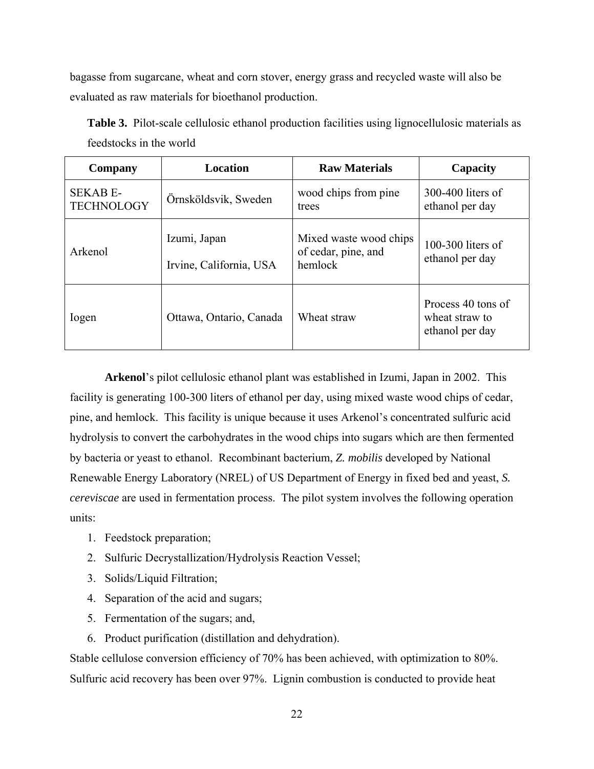bagasse from sugarcane, wheat and corn stover, energy grass and recycled waste will also be evaluated as raw materials for bioethanol production.

**Table 3.** Pilot-scale cellulosic ethanol production facilities using lignocellulosic materials as feedstocks in the world

| Company | Location | Raw Materials | Capacity |
|---|---|---|---|
| SEKAB E-TECHNOLOGY | Örnsköldsvik, Sweden | wood chips from pine trees | 300-400 liters of ethanol per day |
| Arkenol | Izumi, Japan<br>Irvine, California, USA | Mixed waste wood chips of cedar, pine, and hemlock | 100-300 liters of ethanol per day |
| Iogen | Ottawa, Ontario, Canada | Wheat straw | Process 40 tons of wheat straw to ethanol per day |

**Arkenol**'s pilot cellulosic ethanol plant was established in Izumi, Japan in 2002. This facility is generating 100-300 liters of ethanol per day, using mixed waste wood chips of cedar, pine, and hemlock. This facility is unique because it uses Arkenol's concentrated sulfuric acid hydrolysis to convert the carbohydrates in the wood chips into sugars which are then fermented by bacteria or yeast to ethanol. Recombinant bacterium, *Z. mobilis* developed by National Renewable Energy Laboratory (NREL) of US Department of Energy in fixed bed and yeast, *S. cereviscae* are used in fermentation process. The pilot system involves the following operation units:

1. Feedstock preparation;
2. Sulfuric Decrystallization/Hydrolysis Reaction Vessel;
3. Solids/Liquid Filtration;
4. Separation of the acid and sugars;
5. Fermentation of the sugars; and,
6. Product purification (distillation and dehydration).

Stable cellulose conversion efficiency of 70% has been achieved, with optimization to 80%. Sulfuric acid recovery has been over 97%. Lignin combustion is conducted to provide heat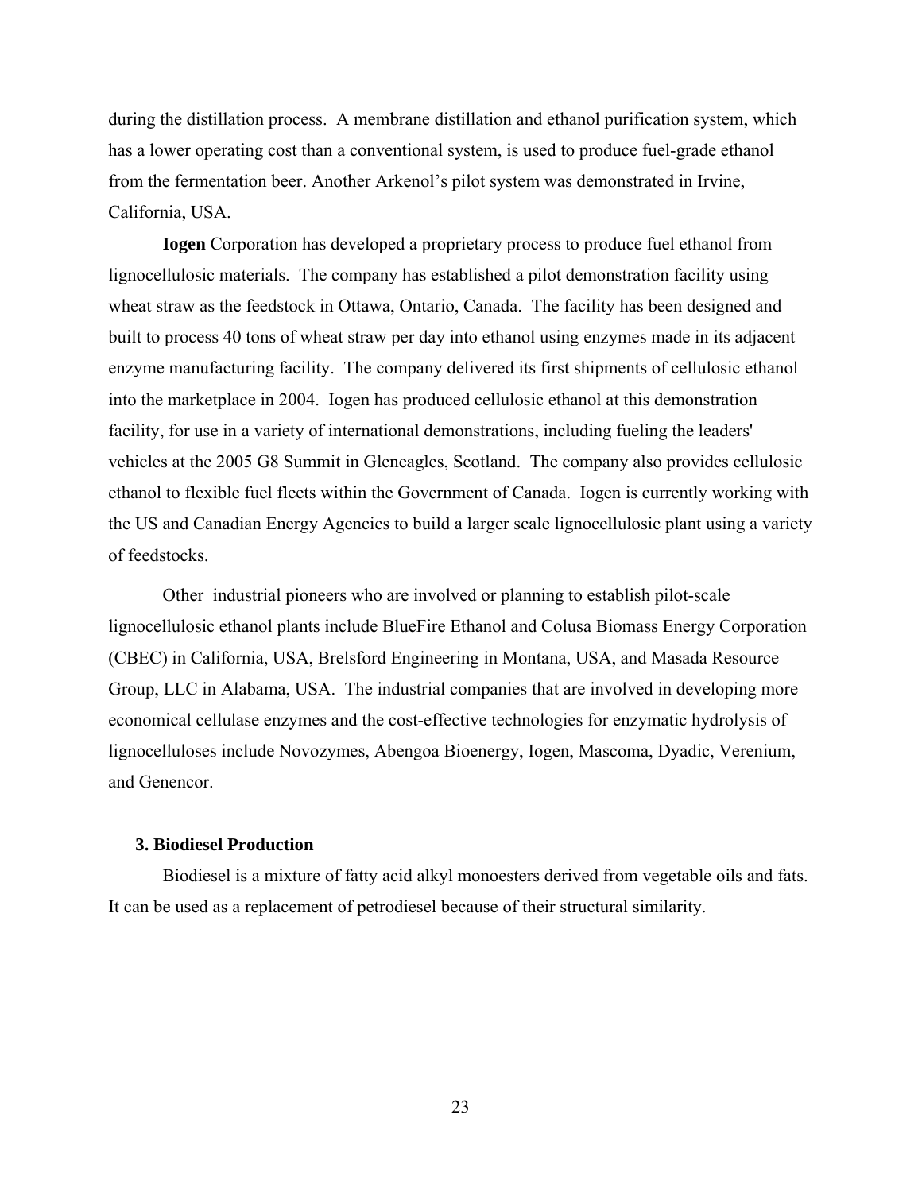during the distillation process. A membrane distillation and ethanol purification system, which has a lower operating cost than a conventional system, is used to produce fuel-grade ethanol from the fermentation beer. Another Arkenol's pilot system was demonstrated in Irvine, California, USA.

**Iogen** Corporation has developed a proprietary process to produce fuel ethanol from lignocellulosic materials. The company has established a pilot demonstration facility using wheat straw as the feedstock in Ottawa, Ontario, Canada. The facility has been designed and built to process 40 tons of wheat straw per day into ethanol using enzymes made in its adjacent enzyme manufacturing facility. The company delivered its first shipments of cellulosic ethanol into the marketplace in 2004. Iogen has produced cellulosic ethanol at this demonstration facility, for use in a variety of international demonstrations, including fueling the leaders' vehicles at the 2005 G8 Summit in Gleneagles, Scotland. The company also provides cellulosic ethanol to flexible fuel fleets within the Government of Canada. Iogen is currently working with the US and Canadian Energy Agencies to build a larger scale lignocellulosic plant using a variety of feedstocks.

Other industrial pioneers who are involved or planning to establish pilot-scale lignocellulosic ethanol plants include BlueFire Ethanol and Colusa Biomass Energy Corporation (CBEC) in California, USA, Brelsford Engineering in Montana, USA, and Masada Resource Group, LLC in Alabama, USA. The industrial companies that are involved in developing more economical cellulase enzymes and the cost-effective technologies for enzymatic hydrolysis of lignocelluloses include Novozymes, Abengoa Bioenergy, Iogen, Mascoma, Dyadic, Verenium, and Genencor.

## 3. Biodiesel Production

Biodiesel is a mixture of fatty acid alkyl monoesters derived from vegetable oils and fats. It can be used as a replacement of petrodiesel because of their structural similarity.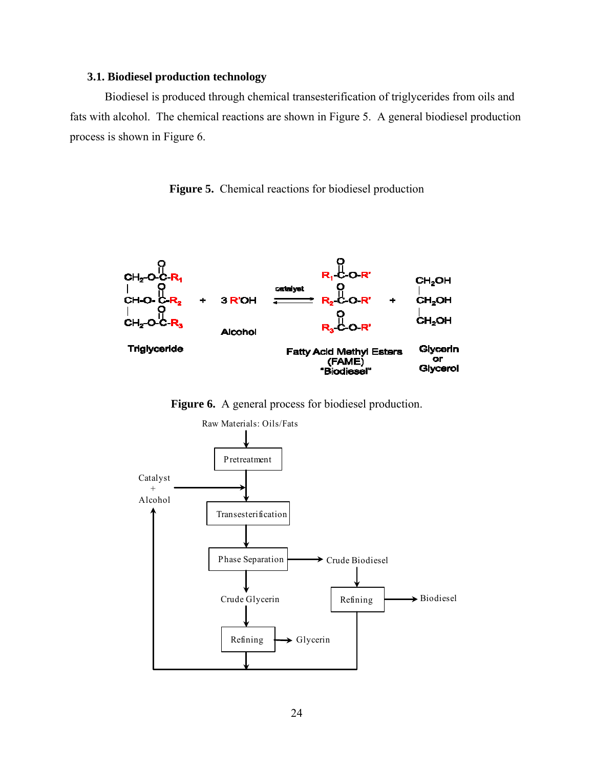### 3.1. Biodiesel production technology

Biodiesel is produced through chemical transesterification of triglycerides from oils and fats with alcohol. The chemical reactions are shown in Figure 5. A general biodiesel production process is shown in Figure 6.

**Figure 5.** Chemical reactions for biodiesel production

$$
\underset{\text{Triglyceride}}{\begin{matrix} CH_2\text{-}O\text{-}C(=O)\text{-}R_1 \\ CH\text{-}O\text{-}C(=O)\text{-}R_2 \\ CH_2\text{-}O\text{-}C(=O)\text{-}R_3 \end{matrix}} + \underset{\text{Alcohol}}{3\,R'OH} \overset{\text{catalyst}}{\rightleftharpoons} \underset{\text{Fatty Acid Methyl Esters (FAME) "Biodiesel"}}{\begin{matrix} R_1\text{-}C(=O)\text{-}O\text{-}R' \\ R_2\text{-}C(=O)\text{-}O\text{-}R' \\ R_3\text{-}C(=O)\text{-}O\text{-}R' \end{matrix}} + \underset{\text{Glycerin or Glycerol}}{\begin{matrix} CH_2OH \\ CH_2OH \\ CH_2OH \end{matrix}}
$$

**Figure 6.** A general process for biodiesel production.

Raw Materials: Oils/Fats → Pretreatment → Transesterification (Catalyst + Alcohol added) → Phase Separation

- Phase Separation → Crude Biodiesel → Refining → Biodiesel
- Phase Separation → Crude Glycerin → Refining → Glycerin
- Recovered alcohol from both Refining steps is recycled back to Catalyst + Alcohol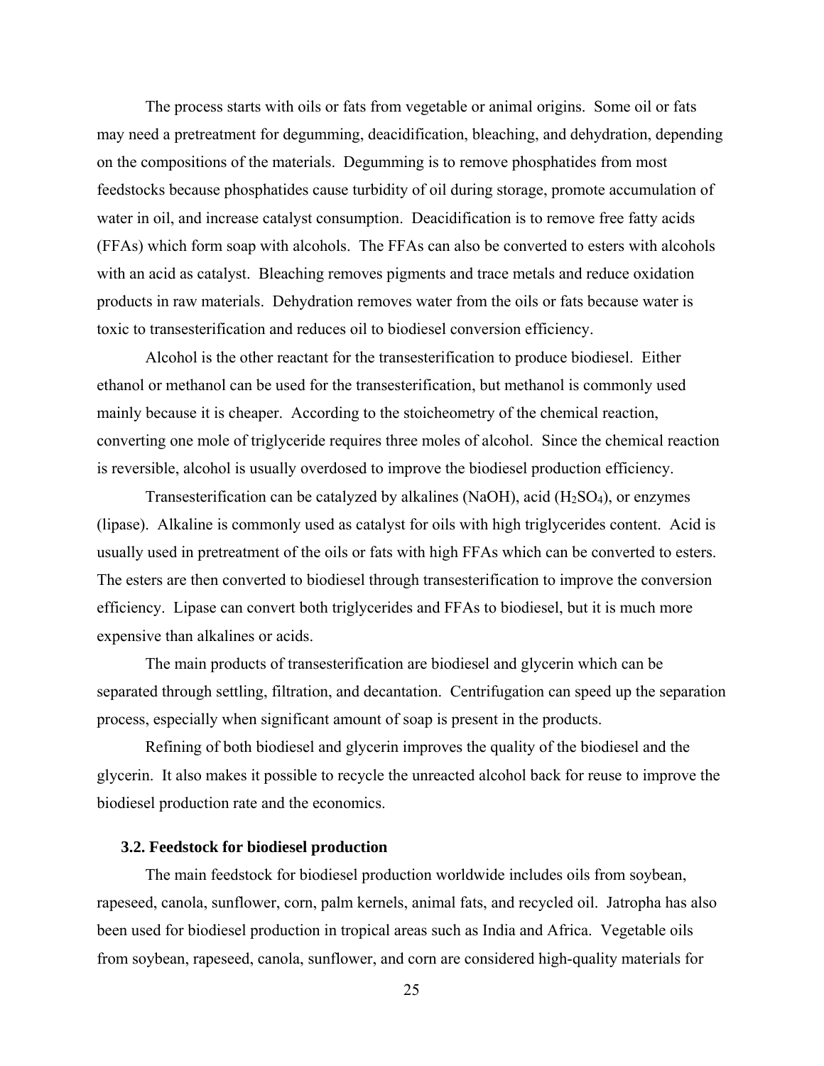The process starts with oils or fats from vegetable or animal origins. Some oil or fats may need a pretreatment for degumming, deacidification, bleaching, and dehydration, depending on the compositions of the materials. Degumming is to remove phosphatides from most feedstocks because phosphatides cause turbidity of oil during storage, promote accumulation of water in oil, and increase catalyst consumption. Deacidification is to remove free fatty acids (FFAs) which form soap with alcohols. The FFAs can also be converted to esters with alcohols with an acid as catalyst. Bleaching removes pigments and trace metals and reduce oxidation products in raw materials. Dehydration removes water from the oils or fats because water is toxic to transesterification and reduces oil to biodiesel conversion efficiency.

Alcohol is the other reactant for the transesterification to produce biodiesel. Either ethanol or methanol can be used for the transesterification, but methanol is commonly used mainly because it is cheaper. According to the stoicheometry of the chemical reaction, converting one mole of triglyceride requires three moles of alcohol. Since the chemical reaction is reversible, alcohol is usually overdosed to improve the biodiesel production efficiency.

Transesterification can be catalyzed by alkalines (NaOH), acid ($H_2SO_4$), or enzymes (lipase). Alkaline is commonly used as catalyst for oils with high triglycerides content. Acid is usually used in pretreatment of the oils or fats with high FFAs which can be converted to esters. The esters are then converted to biodiesel through transesterification to improve the conversion efficiency. Lipase can convert both triglycerides and FFAs to biodiesel, but it is much more expensive than alkalines or acids.

The main products of transesterification are biodiesel and glycerin which can be separated through settling, filtration, and decantation. Centrifugation can speed up the separation process, especially when significant amount of soap is present in the products.

Refining of both biodiesel and glycerin improves the quality of the biodiesel and the glycerin. It also makes it possible to recycle the unreacted alcohol back for reuse to improve the biodiesel production rate and the economics.

### 3.2. Feedstock for biodiesel production

The main feedstock for biodiesel production worldwide includes oils from soybean, rapeseed, canola, sunflower, corn, palm kernels, animal fats, and recycled oil. Jatropha has also been used for biodiesel production in tropical areas such as India and Africa. Vegetable oils from soybean, rapeseed, canola, sunflower, and corn are considered high-quality materials for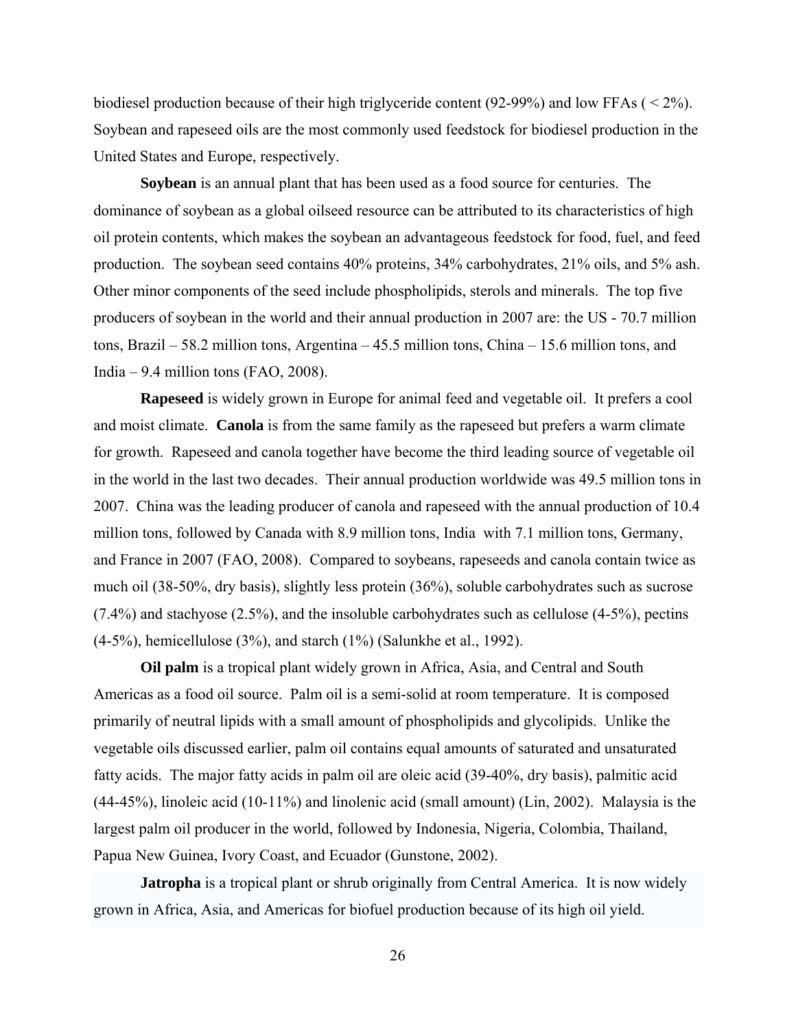biodiesel production because of their high triglyceride content (92-99%) and low FFAs ( < 2%). Soybean and rapeseed oils are the most commonly used feedstock for biodiesel production in the United States and Europe, respectively.

**Soybean** is an annual plant that has been used as a food source for centuries. The dominance of soybean as a global oilseed resource can be attributed to its characteristics of high oil protein contents, which makes the soybean an advantageous feedstock for food, fuel, and feed production. The soybean seed contains 40% proteins, 34% carbohydrates, 21% oils, and 5% ash. Other minor components of the seed include phospholipids, sterols and minerals. The top five producers of soybean in the world and their annual production in 2007 are: the US - 70.7 million tons, Brazil – 58.2 million tons, Argentina – 45.5 million tons, China – 15.6 million tons, and India – 9.4 million tons (FAO, 2008).

**Rapeseed** is widely grown in Europe for animal feed and vegetable oil. It prefers a cool and moist climate. **Canola** is from the same family as the rapeseed but prefers a warm climate for growth. Rapeseed and canola together have become the third leading source of vegetable oil in the world in the last two decades. Their annual production worldwide was 49.5 million tons in 2007. China was the leading producer of canola and rapeseed with the annual production of 10.4 million tons, followed by Canada with 8.9 million tons, India with 7.1 million tons, Germany, and France in 2007 (FAO, 2008). Compared to soybeans, rapeseeds and canola contain twice as much oil (38-50%, dry basis), slightly less protein (36%), soluble carbohydrates such as sucrose (7.4%) and stachyose (2.5%), and the insoluble carbohydrates such as cellulose (4-5%), pectins (4-5%), hemicellulose (3%), and starch (1%) (Salunkhe et al., 1992).

**Oil palm** is a tropical plant widely grown in Africa, Asia, and Central and South Americas as a food oil source. Palm oil is a semi-solid at room temperature. It is composed primarily of neutral lipids with a small amount of phospholipids and glycolipids. Unlike the vegetable oils discussed earlier, palm oil contains equal amounts of saturated and unsaturated fatty acids. The major fatty acids in palm oil are oleic acid (39-40%, dry basis), palmitic acid (44-45%), linoleic acid (10-11%) and linolenic acid (small amount) (Lin, 2002). Malaysia is the largest palm oil producer in the world, followed by Indonesia, Nigeria, Colombia, Thailand, Papua New Guinea, Ivory Coast, and Ecuador (Gunstone, 2002).

**Jatropha** is a tropical plant or shrub originally from Central America. It is now widely grown in Africa, Asia, and Americas for biofuel production because of its high oil yield.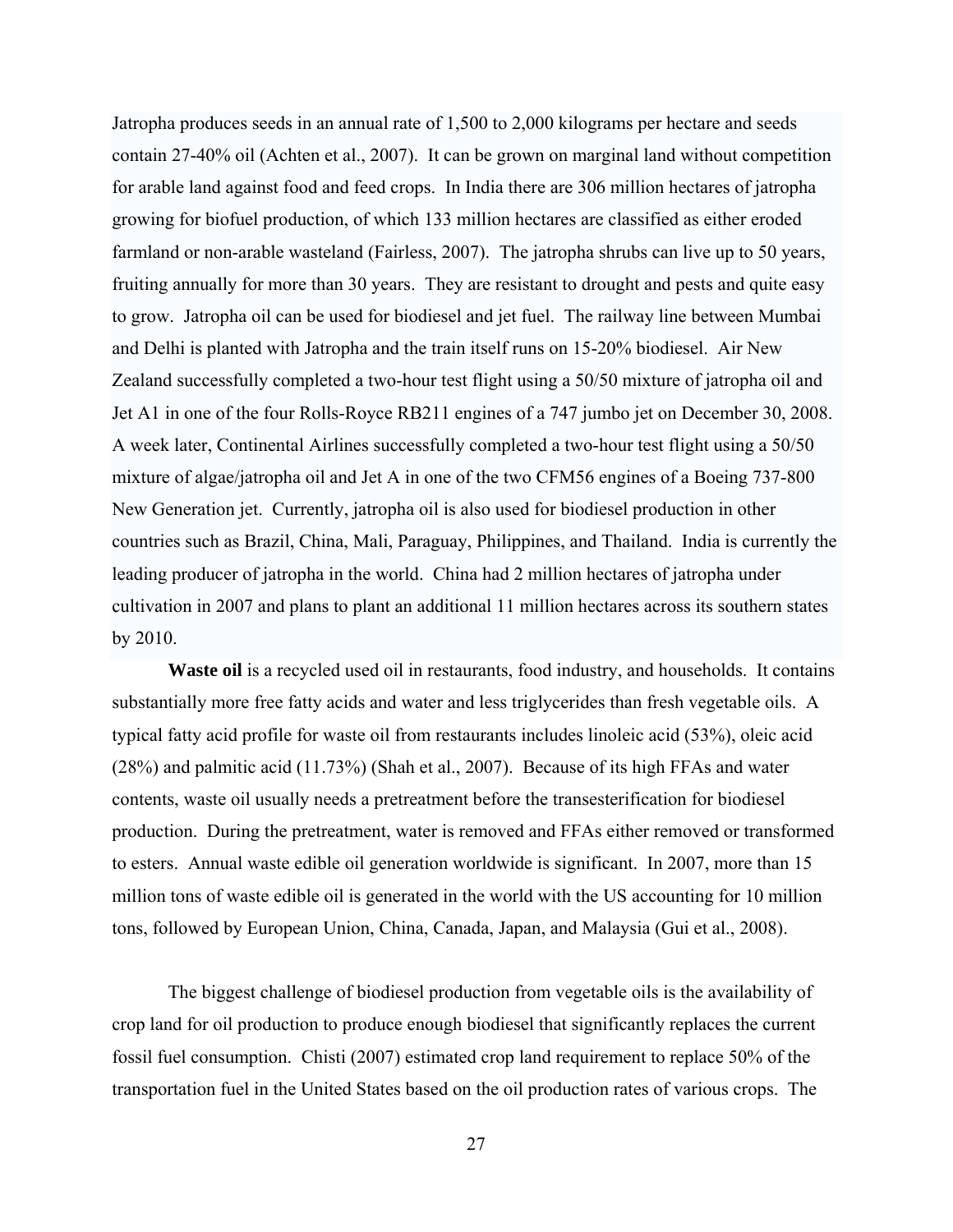Jatropha produces seeds in an annual rate of 1,500 to 2,000 kilograms per hectare and seeds contain 27-40% oil (Achten et al., 2007). It can be grown on marginal land without competition for arable land against food and feed crops. In India there are 306 million hectares of jatropha growing for biofuel production, of which 133 million hectares are classified as either eroded farmland or non-arable wasteland (Fairless, 2007). The jatropha shrubs can live up to 50 years, fruiting annually for more than 30 years. They are resistant to drought and pests and quite easy to grow. Jatropha oil can be used for biodiesel and jet fuel. The railway line between Mumbai and Delhi is planted with Jatropha and the train itself runs on 15-20% biodiesel. Air New Zealand successfully completed a two-hour test flight using a 50/50 mixture of jatropha oil and Jet A1 in one of the four Rolls-Royce RB211 engines of a 747 jumbo jet on December 30, 2008. A week later, Continental Airlines successfully completed a two-hour test flight using a 50/50 mixture of algae/jatropha oil and Jet A in one of the two CFM56 engines of a Boeing 737-800 New Generation jet. Currently, jatropha oil is also used for biodiesel production in other countries such as Brazil, China, Mali, Paraguay, Philippines, and Thailand. India is currently the leading producer of jatropha in the world. China had 2 million hectares of jatropha under cultivation in 2007 and plans to plant an additional 11 million hectares across its southern states by 2010.

**Waste oil** is a recycled used oil in restaurants, food industry, and households. It contains substantially more free fatty acids and water and less triglycerides than fresh vegetable oils. A typical fatty acid profile for waste oil from restaurants includes linoleic acid (53%), oleic acid (28%) and palmitic acid (11.73%) (Shah et al., 2007). Because of its high FFAs and water contents, waste oil usually needs a pretreatment before the transesterification for biodiesel production. During the pretreatment, water is removed and FFAs either removed or transformed to esters. Annual waste edible oil generation worldwide is significant. In 2007, more than 15 million tons of waste edible oil is generated in the world with the US accounting for 10 million tons, followed by European Union, China, Canada, Japan, and Malaysia (Gui et al., 2008).

The biggest challenge of biodiesel production from vegetable oils is the availability of crop land for oil production to produce enough biodiesel that significantly replaces the current fossil fuel consumption. Chisti (2007) estimated crop land requirement to replace 50% of the transportation fuel in the United States based on the oil production rates of various crops. The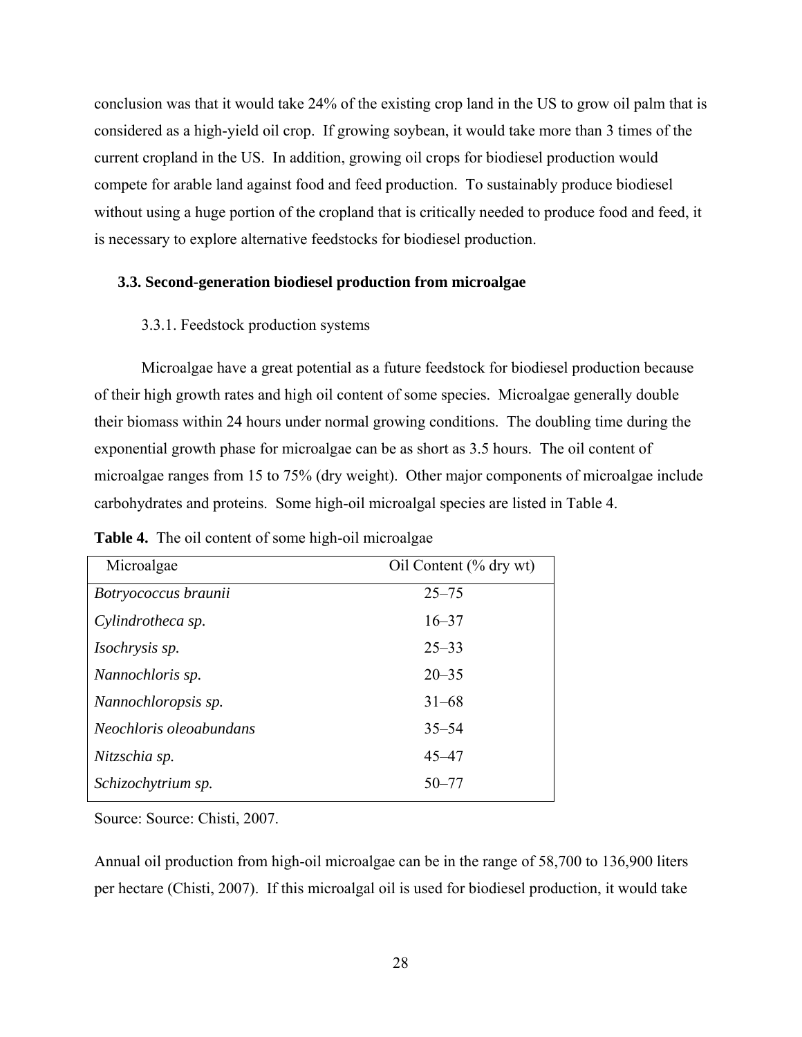conclusion was that it would take 24% of the existing crop land in the US to grow oil palm that is considered as a high-yield oil crop. If growing soybean, it would take more than 3 times of the current cropland in the US. In addition, growing oil crops for biodiesel production would compete for arable land against food and feed production. To sustainably produce biodiesel without using a huge portion of the cropland that is critically needed to produce food and feed, it is necessary to explore alternative feedstocks for biodiesel production.

### 3.3. Second-generation biodiesel production from microalgae

#### 3.3.1. Feedstock production systems

Microalgae have a great potential as a future feedstock for biodiesel production because of their high growth rates and high oil content of some species. Microalgae generally double their biomass within 24 hours under normal growing conditions. The doubling time during the exponential growth phase for microalgae can be as short as 3.5 hours. The oil content of microalgae ranges from 15 to 75% (dry weight). Other major components of microalgae include carbohydrates and proteins. Some high-oil microalgal species are listed in Table 4.

**Table 4.** The oil content of some high-oil microalgae

| Microalgae | Oil Content (% dry wt) |
|---|---|
| *Botryococcus braunii* | 25–75 |
| *Cylindrotheca sp.* | 16–37 |
| *Isochrysis sp.* | 25–33 |
| *Nannochloris sp.* | 20–35 |
| *Nannochloropsis sp.* | 31–68 |
| *Neochloris oleoabundans* | 35–54 |
| *Nitzschia sp.* | 45–47 |
| *Schizochytrium sp.* | 50–77 |

Source: Source: Chisti, 2007.

Annual oil production from high-oil microalgae can be in the range of 58,700 to 136,900 liters per hectare (Chisti, 2007). If this microalgal oil is used for biodiesel production, it would take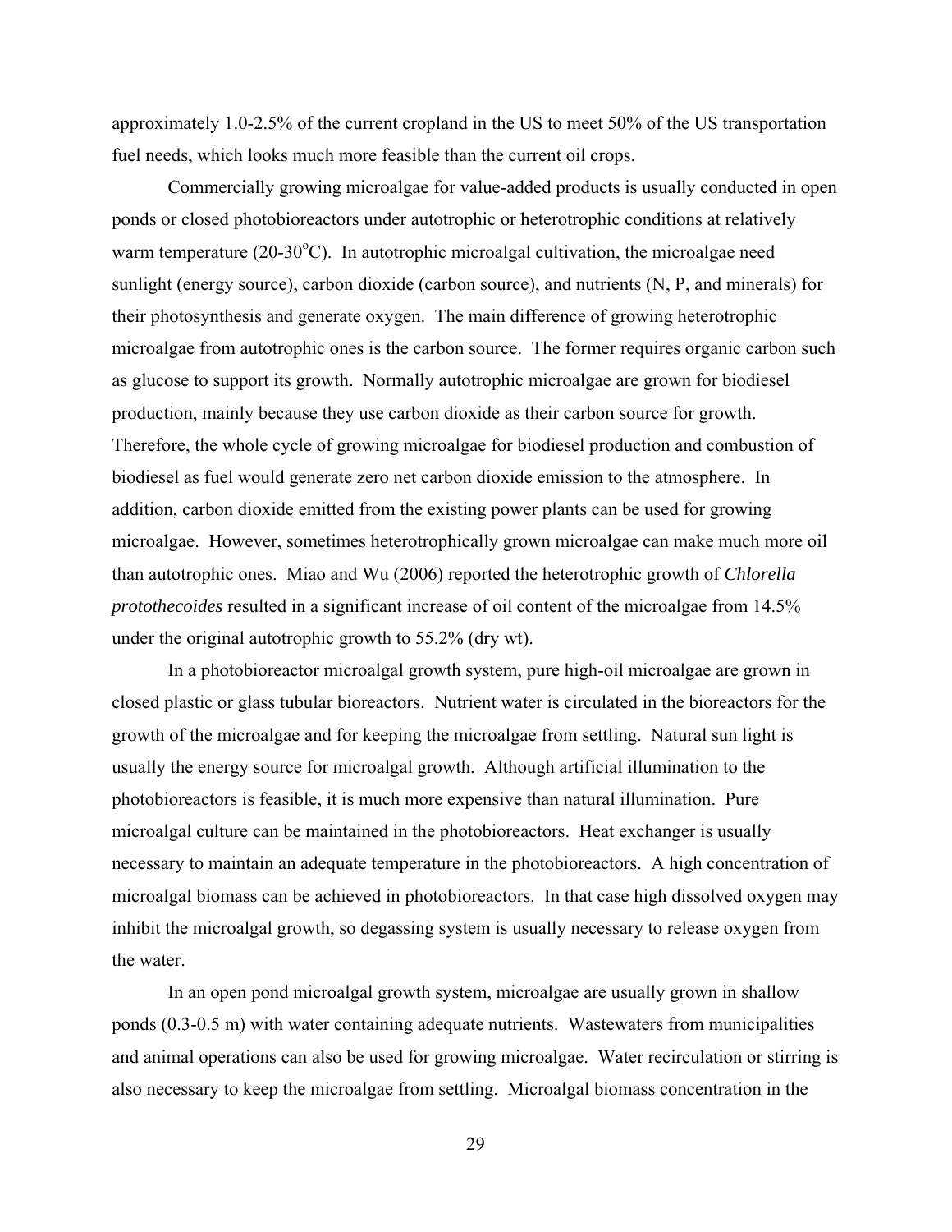approximately 1.0-2.5% of the current cropland in the US to meet 50% of the US transportation fuel needs, which looks much more feasible than the current oil crops.

Commercially growing microalgae for value-added products is usually conducted in open ponds or closed photobioreactors under autotrophic or heterotrophic conditions at relatively warm temperature (20-30°C). In autotrophic microalgal cultivation, the microalgae need sunlight (energy source), carbon dioxide (carbon source), and nutrients (N, P, and minerals) for their photosynthesis and generate oxygen. The main difference of growing heterotrophic microalgae from autotrophic ones is the carbon source. The former requires organic carbon such as glucose to support its growth. Normally autotrophic microalgae are grown for biodiesel production, mainly because they use carbon dioxide as their carbon source for growth. Therefore, the whole cycle of growing microalgae for biodiesel production and combustion of biodiesel as fuel would generate zero net carbon dioxide emission to the atmosphere. In addition, carbon dioxide emitted from the existing power plants can be used for growing microalgae. However, sometimes heterotrophically grown microalgae can make much more oil than autotrophic ones. Miao and Wu (2006) reported the heterotrophic growth of *Chlorella protothecoides* resulted in a significant increase of oil content of the microalgae from 14.5% under the original autotrophic growth to 55.2% (dry wt).

In a photobioreactor microalgal growth system, pure high-oil microalgae are grown in closed plastic or glass tubular bioreactors. Nutrient water is circulated in the bioreactors for the growth of the microalgae and for keeping the microalgae from settling. Natural sun light is usually the energy source for microalgal growth. Although artificial illumination to the photobioreactors is feasible, it is much more expensive than natural illumination. Pure microalgal culture can be maintained in the photobioreactors. Heat exchanger is usually necessary to maintain an adequate temperature in the photobioreactors. A high concentration of microalgal biomass can be achieved in photobioreactors. In that case high dissolved oxygen may inhibit the microalgal growth, so degassing system is usually necessary to release oxygen from the water.

In an open pond microalgal growth system, microalgae are usually grown in shallow ponds (0.3-0.5 m) with water containing adequate nutrients. Wastewaters from municipalities and animal operations can also be used for growing microalgae. Water recirculation or stirring is also necessary to keep the microalgae from settling. Microalgal biomass concentration in the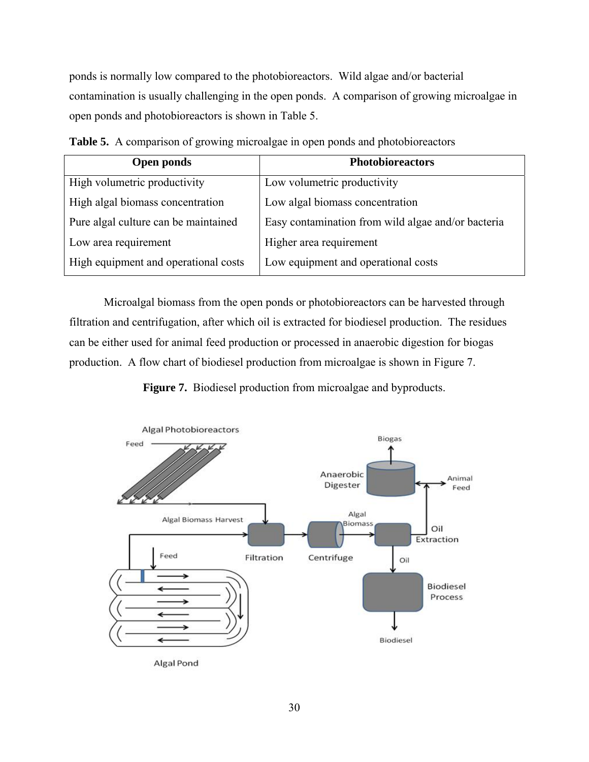ponds is normally low compared to the photobioreactors. Wild algae and/or bacterial contamination is usually challenging in the open ponds. A comparison of growing microalgae in open ponds and photobioreactors is shown in Table 5.

**Table 5.** A comparison of growing microalgae in open ponds and photobioreactors

| Open ponds | Photobioreactors |
|---|---|
| High volumetric productivity | Low volumetric productivity |
| High algal biomass concentration | Low algal biomass concentration |
| Pure algal culture can be maintained | Easy contamination from wild algae and/or bacteria |
| Low area requirement | Higher area requirement |
| High equipment and operational costs | Low equipment and operational costs |

Microalgal biomass from the open ponds or photobioreactors can be harvested through filtration and centrifugation, after which oil is extracted for biodiesel production. The residues can be either used for animal feed production or processed in anaerobic digestion for biogas production. A flow chart of biodiesel production from microalgae is shown in Figure 7.

**Figure 7.** Biodiesel production from microalgae and byproducts.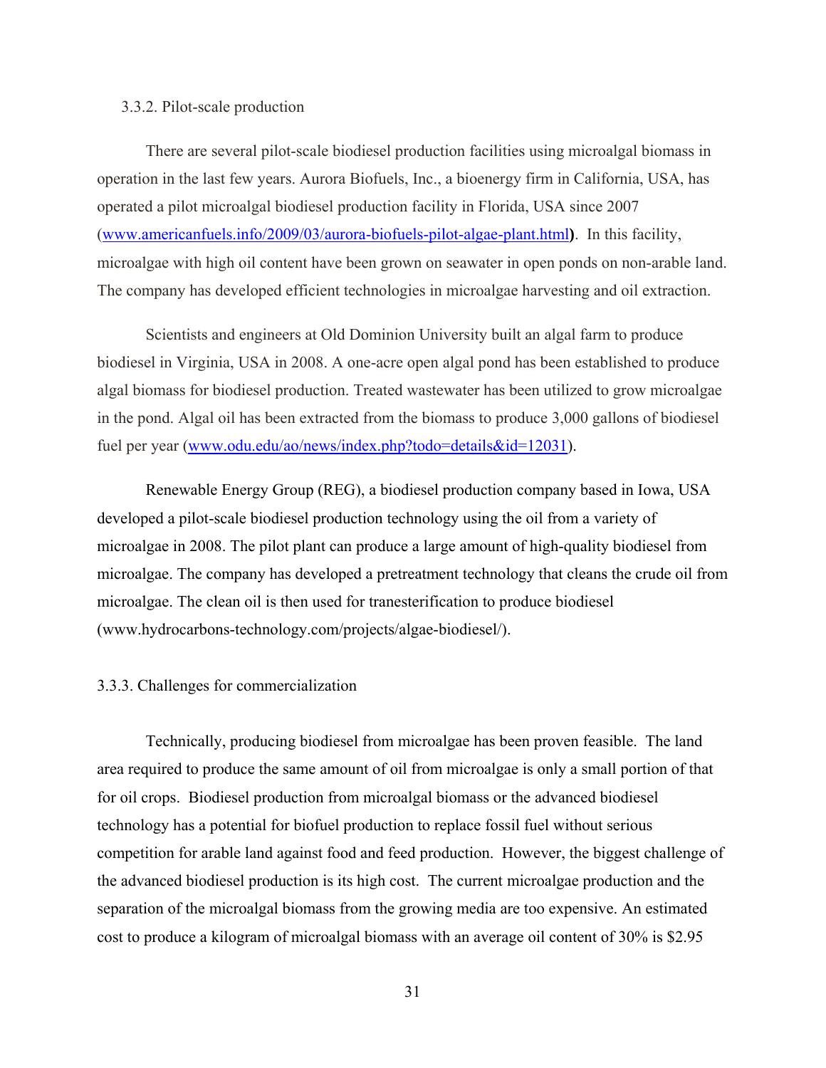### 3.3.2. Pilot-scale production

There are several pilot-scale biodiesel production facilities using microalgal biomass in operation in the last few years. Aurora Biofuels, Inc., a bioenergy firm in California, USA, has operated a pilot microalgal biodiesel production facility in Florida, USA since 2007 (www.americanfuels.info/2009/03/aurora-biofuels-pilot-algae-plant.html**)**. In this facility, microalgae with high oil content have been grown on seawater in open ponds on non-arable land. The company has developed efficient technologies in microalgae harvesting and oil extraction.

Scientists and engineers at Old Dominion University built an algal farm to produce biodiesel in Virginia, USA in 2008. A one-acre open algal pond has been established to produce algal biomass for biodiesel production. Treated wastewater has been utilized to grow microalgae in the pond. Algal oil has been extracted from the biomass to produce 3,000 gallons of biodiesel fuel per year (www.odu.edu/ao/news/index.php?todo=details&id=12031).

Renewable Energy Group (REG), a biodiesel production company based in Iowa, USA developed a pilot-scale biodiesel production technology using the oil from a variety of microalgae in 2008. The pilot plant can produce a large amount of high-quality biodiesel from microalgae. The company has developed a pretreatment technology that cleans the crude oil from microalgae. The clean oil is then used for tranesterification to produce biodiesel (www.hydrocarbons-technology.com/projects/algae-biodiesel/).

### 3.3.3. Challenges for commercialization

Technically, producing biodiesel from microalgae has been proven feasible. The land area required to produce the same amount of oil from microalgae is only a small portion of that for oil crops. Biodiesel production from microalgal biomass or the advanced biodiesel technology has a potential for biofuel production to replace fossil fuel without serious competition for arable land against food and feed production. However, the biggest challenge of the advanced biodiesel production is its high cost. The current microalgae production and the separation of the microalgal biomass from the growing media are too expensive. An estimated cost to produce a kilogram of microalgal biomass with an average oil content of 30% is $2.95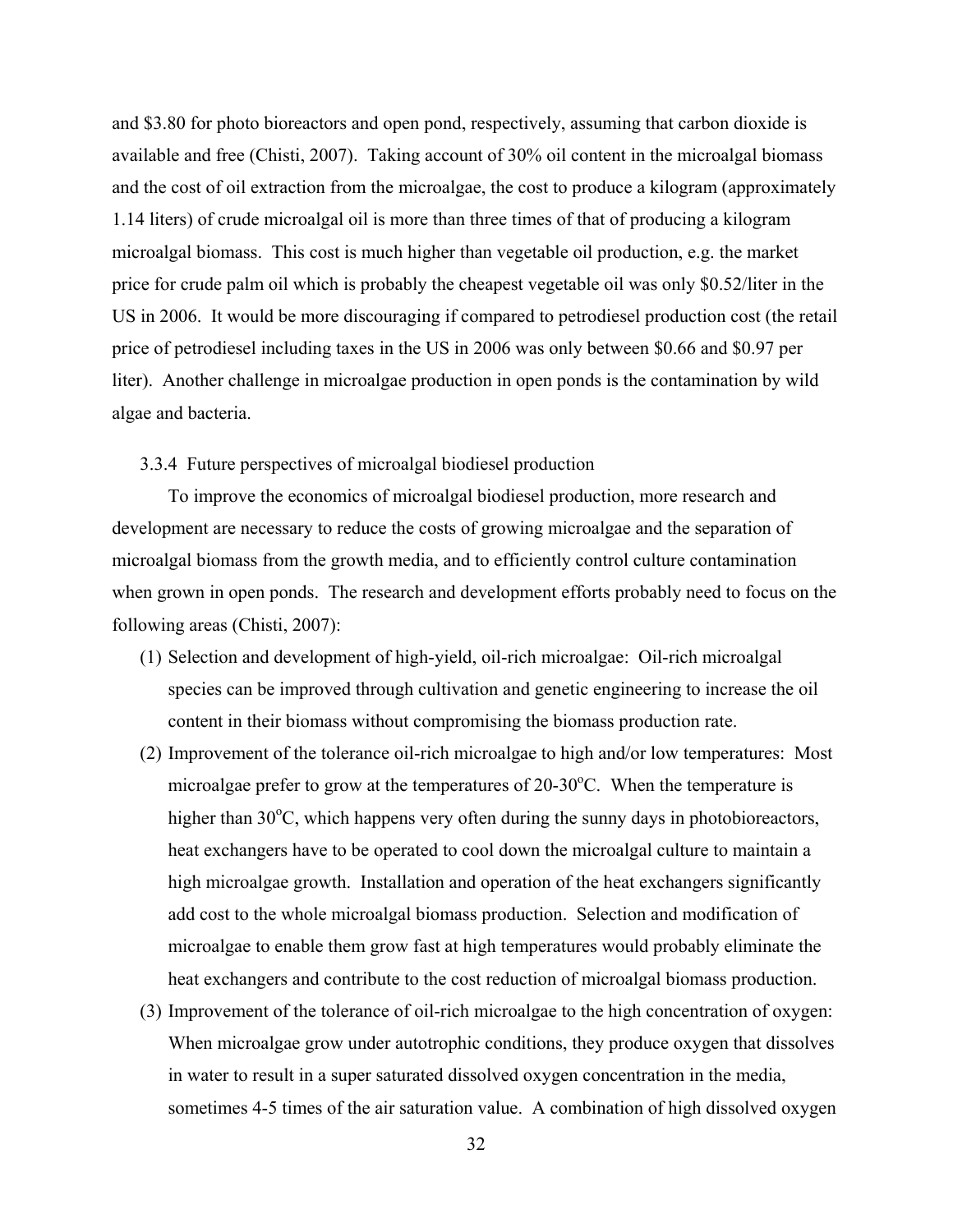and \$3.80 for photo bioreactors and open pond, respectively, assuming that carbon dioxide is available and free (Chisti, 2007). Taking account of 30% oil content in the microalgal biomass and the cost of oil extraction from the microalgae, the cost to produce a kilogram (approximately 1.14 liters) of crude microalgal oil is more than three times of that of producing a kilogram microalgal biomass. This cost is much higher than vegetable oil production, e.g. the market price for crude palm oil which is probably the cheapest vegetable oil was only \$0.52/liter in the US in 2006. It would be more discouraging if compared to petrodiesel production cost (the retail price of petrodiesel including taxes in the US in 2006 was only between \$0.66 and \$0.97 per liter). Another challenge in microalgae production in open ponds is the contamination by wild algae and bacteria.

### 3.3.4 Future perspectives of microalgal biodiesel production

To improve the economics of microalgal biodiesel production, more research and development are necessary to reduce the costs of growing microalgae and the separation of microalgal biomass from the growth media, and to efficiently control culture contamination when grown in open ponds. The research and development efforts probably need to focus on the following areas (Chisti, 2007):

(1) Selection and development of high-yield, oil-rich microalgae: Oil-rich microalgal species can be improved through cultivation and genetic engineering to increase the oil content in their biomass without compromising the biomass production rate.

(2) Improvement of the tolerance oil-rich microalgae to high and/or low temperatures: Most microalgae prefer to grow at the temperatures of 20-30$^{o}$C. When the temperature is higher than 30$^{o}$C, which happens very often during the sunny days in photobioreactors, heat exchangers have to be operated to cool down the microalgal culture to maintain a high microalgae growth. Installation and operation of the heat exchangers significantly add cost to the whole microalgal biomass production. Selection and modification of microalgae to enable them grow fast at high temperatures would probably eliminate the heat exchangers and contribute to the cost reduction of microalgal biomass production.

(3) Improvement of the tolerance of oil-rich microalgae to the high concentration of oxygen: When microalgae grow under autotrophic conditions, they produce oxygen that dissolves in water to result in a super saturated dissolved oxygen concentration in the media, sometimes 4-5 times of the air saturation value. A combination of high dissolved oxygen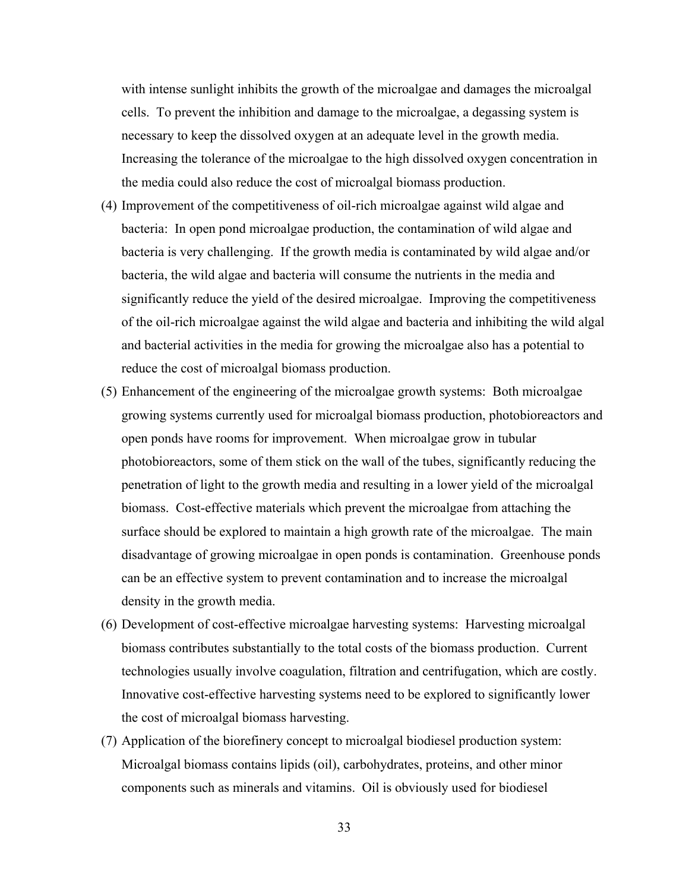with intense sunlight inhibits the growth of the microalgae and damages the microalgal cells. To prevent the inhibition and damage to the microalgae, a degassing system is necessary to keep the dissolved oxygen at an adequate level in the growth media. Increasing the tolerance of the microalgae to the high dissolved oxygen concentration in the media could also reduce the cost of microalgal biomass production.

(4) Improvement of the competitiveness of oil-rich microalgae against wild algae and bacteria: In open pond microalgae production, the contamination of wild algae and bacteria is very challenging. If the growth media is contaminated by wild algae and/or bacteria, the wild algae and bacteria will consume the nutrients in the media and significantly reduce the yield of the desired microalgae. Improving the competitiveness of the oil-rich microalgae against the wild algae and bacteria and inhibiting the wild algal and bacterial activities in the media for growing the microalgae also has a potential to reduce the cost of microalgal biomass production.

(5) Enhancement of the engineering of the microalgae growth systems: Both microalgae growing systems currently used for microalgal biomass production, photobioreactors and open ponds have rooms for improvement. When microalgae grow in tubular photobioreactors, some of them stick on the wall of the tubes, significantly reducing the penetration of light to the growth media and resulting in a lower yield of the microalgal biomass. Cost-effective materials which prevent the microalgae from attaching the surface should be explored to maintain a high growth rate of the microalgae. The main disadvantage of growing microalgae in open ponds is contamination. Greenhouse ponds can be an effective system to prevent contamination and to increase the microalgal density in the growth media.

(6) Development of cost-effective microalgae harvesting systems: Harvesting microalgal biomass contributes substantially to the total costs of the biomass production. Current technologies usually involve coagulation, filtration and centrifugation, which are costly. Innovative cost-effective harvesting systems need to be explored to significantly lower the cost of microalgal biomass harvesting.

(7) Application of the biorefinery concept to microalgal biodiesel production system: Microalgal biomass contains lipids (oil), carbohydrates, proteins, and other minor components such as minerals and vitamins. Oil is obviously used for biodiesel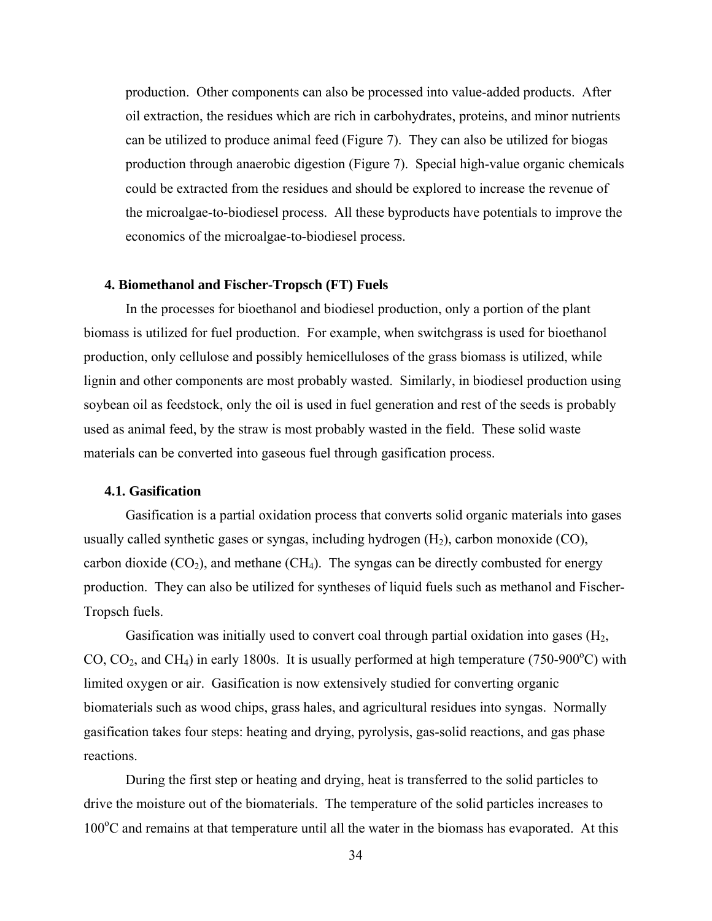production. Other components can also be processed into value-added products. After oil extraction, the residues which are rich in carbohydrates, proteins, and minor nutrients can be utilized to produce animal feed (Figure 7). They can also be utilized for biogas production through anaerobic digestion (Figure 7). Special high-value organic chemicals could be extracted from the residues and should be explored to increase the revenue of the microalgae-to-biodiesel process. All these byproducts have potentials to improve the economics of the microalgae-to-biodiesel process.

## 4. Biomethanol and Fischer-Tropsch (FT) Fuels

In the processes for bioethanol and biodiesel production, only a portion of the plant biomass is utilized for fuel production. For example, when switchgrass is used for bioethanol production, only cellulose and possibly hemicelluloses of the grass biomass is utilized, while lignin and other components are most probably wasted. Similarly, in biodiesel production using soybean oil as feedstock, only the oil is used in fuel generation and rest of the seeds is probably used as animal feed, by the straw is most probably wasted in the field. These solid waste materials can be converted into gaseous fuel through gasification process.

### 4.1. Gasification

Gasification is a partial oxidation process that converts solid organic materials into gases usually called synthetic gases or syngas, including hydrogen ($H_2$), carbon monoxide (CO), carbon dioxide ($CO_2$), and methane ($CH_4$). The syngas can be directly combusted for energy production. They can also be utilized for syntheses of liquid fuels such as methanol and Fischer-Tropsch fuels.

Gasification was initially used to convert coal through partial oxidation into gases ($H_2$, CO, $CO_2$, and $CH_4$) in early 1800s. It is usually performed at high temperature (750-900$^{o}$C) with limited oxygen or air. Gasification is now extensively studied for converting organic biomaterials such as wood chips, grass hales, and agricultural residues into syngas. Normally gasification takes four steps: heating and drying, pyrolysis, gas-solid reactions, and gas phase reactions.

During the first step or heating and drying, heat is transferred to the solid particles to drive the moisture out of the biomaterials. The temperature of the solid particles increases to 100$^{o}$C and remains at that temperature until all the water in the biomass has evaporated. At this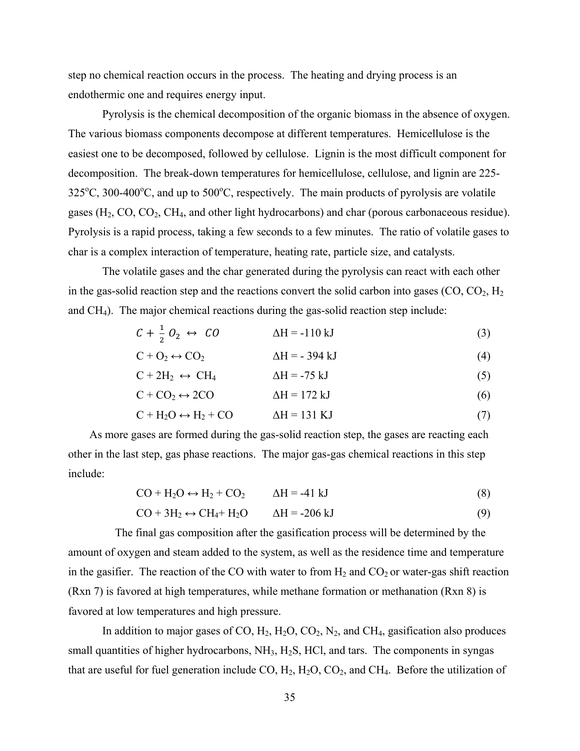step no chemical reaction occurs in the process. The heating and drying process is an endothermic one and requires energy input.

Pyrolysis is the chemical decomposition of the organic biomass in the absence of oxygen. The various biomass components decompose at different temperatures. Hemicellulose is the easiest one to be decomposed, followed by cellulose. Lignin is the most difficult component for decomposition. The break-down temperatures for hemicellulose, cellulose, and lignin are 225-325°C, 300-400°C, and up to 500°C, respectively. The main products of pyrolysis are volatile gases ($H_2$, $CO$, $CO_2$, $CH_4$, and other light hydrocarbons) and char (porous carbonaceous residue). Pyrolysis is a rapid process, taking a few seconds to a few minutes. The ratio of volatile gases to char is a complex interaction of temperature, heating rate, particle size, and catalysts.

The volatile gases and the char generated during the pyrolysis can react with each other in the gas-solid reaction step and the reactions convert the solid carbon into gases ($CO$, $CO_2$, $H_2$ and $CH_4$). The major chemical reactions during the gas-solid reaction step include:

$$C + \frac{1}{2}O_2 \leftrightarrow CO \qquad \Delta H = -110 \text{ kJ} \tag{3}$$

$$C + O_2 \leftrightarrow CO_2 \qquad \Delta H = -394 \text{ kJ} \tag{4}$$

$$C + 2H_2 \leftrightarrow CH_4 \qquad \Delta H = -75 \text{ kJ} \tag{5}$$

$$C + CO_2 \leftrightarrow 2CO \qquad \Delta H = 172 \text{ kJ} \tag{6}$$

$$C + H_2O \leftrightarrow H_2 + CO \qquad \Delta H = 131 \text{ KJ} \tag{7}$$

As more gases are formed during the gas-solid reaction step, the gases are reacting each other in the last step, gas phase reactions. The major gas-gas chemical reactions in this step include:

$$CO + H_2O \leftrightarrow H_2 + CO_2 \qquad \Delta H = -41 \text{ kJ} \tag{8}$$

$$CO + 3H_2 \leftrightarrow CH_4 + H_2O \qquad \Delta H = -206 \text{ kJ} \tag{9}$$

The final gas composition after the gasification process will be determined by the amount of oxygen and steam added to the system, as well as the residence time and temperature in the gasifier. The reaction of the CO with water to from $H_2$ and $CO_2$ or water-gas shift reaction (Rxn 7) is favored at high temperatures, while methane formation or methanation (Rxn 8) is favored at low temperatures and high pressure.

In addition to major gases of $CO$, $H_2$, $H_2O$, $CO_2$, $N_2$, and $CH_4$, gasification also produces small quantities of higher hydrocarbons, $NH_3$, $H_2S$, $HCl$, and tars. The components in syngas that are useful for fuel generation include $CO$, $H_2$, $H_2O$, $CO_2$, and $CH_4$. Before the utilization of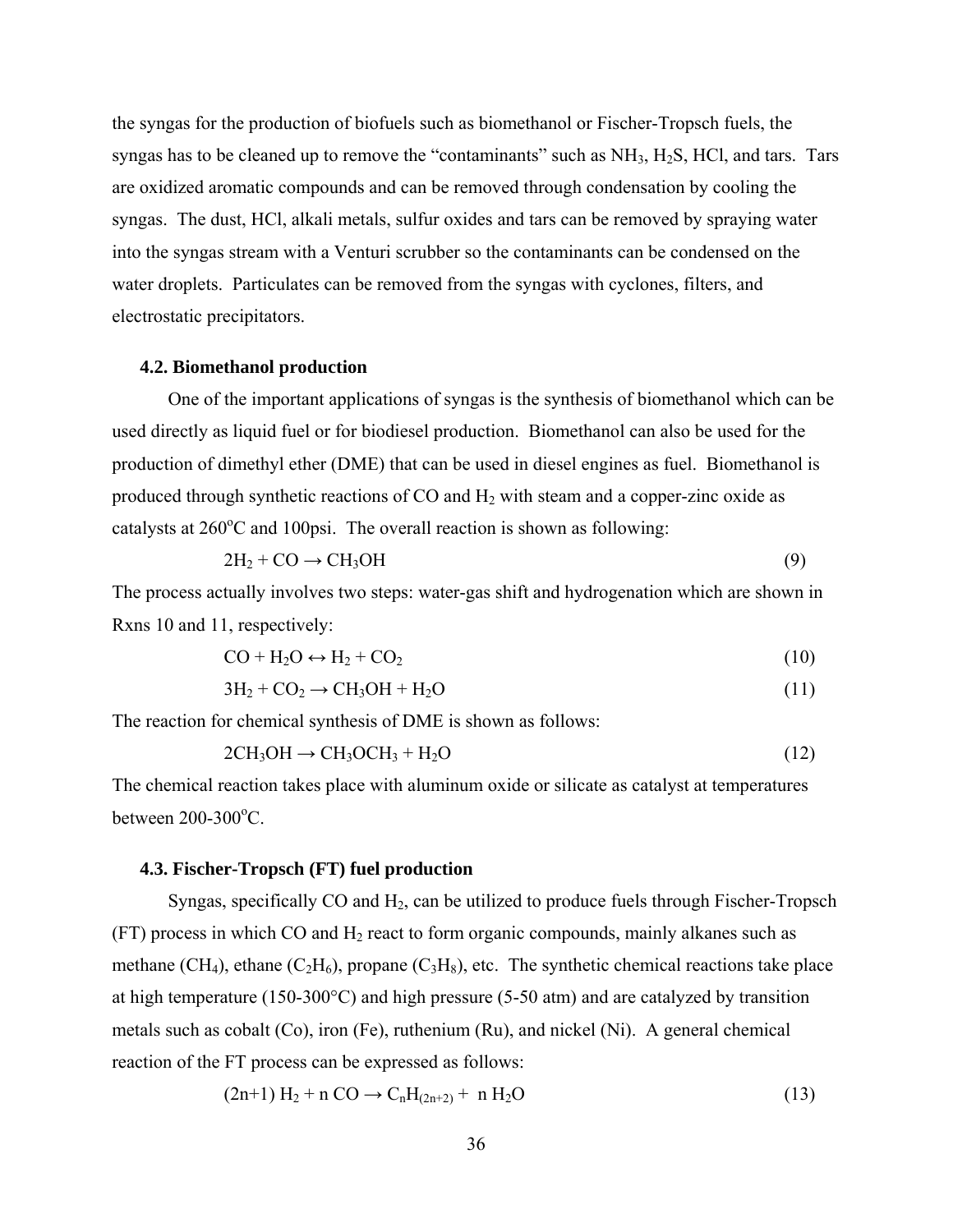the syngas for the production of biofuels such as biomethanol or Fischer-Tropsch fuels, the syngas has to be cleaned up to remove the "contaminants" such as $NH_3$, $H_2S$, HCl, and tars. Tars are oxidized aromatic compounds and can be removed through condensation by cooling the syngas. The dust, HCl, alkali metals, sulfur oxides and tars can be removed by spraying water into the syngas stream with a Venturi scrubber so the contaminants can be condensed on the water droplets. Particulates can be removed from the syngas with cyclones, filters, and electrostatic precipitators.

### 4.2. Biomethanol production

One of the important applications of syngas is the synthesis of biomethanol which can be used directly as liquid fuel or for biodiesel production. Biomethanol can also be used for the production of dimethyl ether (DME) that can be used in diesel engines as fuel. Biomethanol is produced through synthetic reactions of CO and $H_2$ with steam and a copper-zinc oxide as catalysts at 260$^o$C and 100psi. The overall reaction is shown as following:

$$2H_2 + CO \rightarrow CH_3OH \quad (9)$$

The process actually involves two steps: water-gas shift and hydrogenation which are shown in Rxns 10 and 11, respectively:

$$CO + H_2O \leftrightarrow H_2 + CO_2 \quad (10)$$

$$3H_2 + CO_2 \rightarrow CH_3OH + H_2O \quad (11)$$

The reaction for chemical synthesis of DME is shown as follows:

$$2CH_3OH \rightarrow CH_3OCH_3 + H_2O \quad (12)$$

The chemical reaction takes place with aluminum oxide or silicate as catalyst at temperatures between 200-300$^o$C.

### 4.3. Fischer-Tropsch (FT) fuel production

Syngas, specifically CO and $H_2$, can be utilized to produce fuels through Fischer-Tropsch (FT) process in which CO and $H_2$ react to form organic compounds, mainly alkanes such as methane ($CH_4$), ethane ($C_2H_6$), propane ($C_3H_8$), etc. The synthetic chemical reactions take place at high temperature (150-300°C) and high pressure (5-50 atm) and are catalyzed by transition metals such as cobalt (Co), iron (Fe), ruthenium (Ru), and nickel (Ni). A general chemical reaction of the FT process can be expressed as follows:

$$(2n+1)\ H_2 + n\ CO \rightarrow C_nH_{(2n+2)} + n\ H_2O \quad (13)$$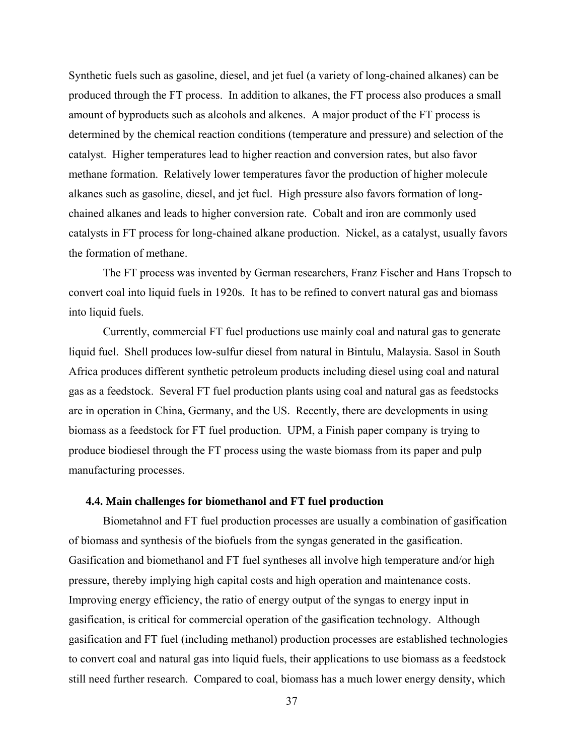Synthetic fuels such as gasoline, diesel, and jet fuel (a variety of long-chained alkanes) can be produced through the FT process. In addition to alkanes, the FT process also produces a small amount of byproducts such as alcohols and alkenes. A major product of the FT process is determined by the chemical reaction conditions (temperature and pressure) and selection of the catalyst. Higher temperatures lead to higher reaction and conversion rates, but also favor methane formation. Relatively lower temperatures favor the production of higher molecule alkanes such as gasoline, diesel, and jet fuel. High pressure also favors formation of long-chained alkanes and leads to higher conversion rate. Cobalt and iron are commonly used catalysts in FT process for long-chained alkane production. Nickel, as a catalyst, usually favors the formation of methane.

The FT process was invented by German researchers, Franz Fischer and Hans Tropsch to convert coal into liquid fuels in 1920s. It has to be refined to convert natural gas and biomass into liquid fuels.

Currently, commercial FT fuel productions use mainly coal and natural gas to generate liquid fuel. Shell produces low-sulfur diesel from natural in Bintulu, Malaysia. Sasol in South Africa produces different synthetic petroleum products including diesel using coal and natural gas as a feedstock. Several FT fuel production plants using coal and natural gas as feedstocks are in operation in China, Germany, and the US. Recently, there are developments in using biomass as a feedstock for FT fuel production. UPM, a Finish paper company is trying to produce biodiesel through the FT process using the waste biomass from its paper and pulp manufacturing processes.

### 4.4. Main challenges for biomethanol and FT fuel production

Biometahnol and FT fuel production processes are usually a combination of gasification of biomass and synthesis of the biofuels from the syngas generated in the gasification. Gasification and biomethanol and FT fuel syntheses all involve high temperature and/or high pressure, thereby implying high capital costs and high operation and maintenance costs. Improving energy efficiency, the ratio of energy output of the syngas to energy input in gasification, is critical for commercial operation of the gasification technology. Although gasification and FT fuel (including methanol) production processes are established technologies to convert coal and natural gas into liquid fuels, their applications to use biomass as a feedstock still need further research. Compared to coal, biomass has a much lower energy density, which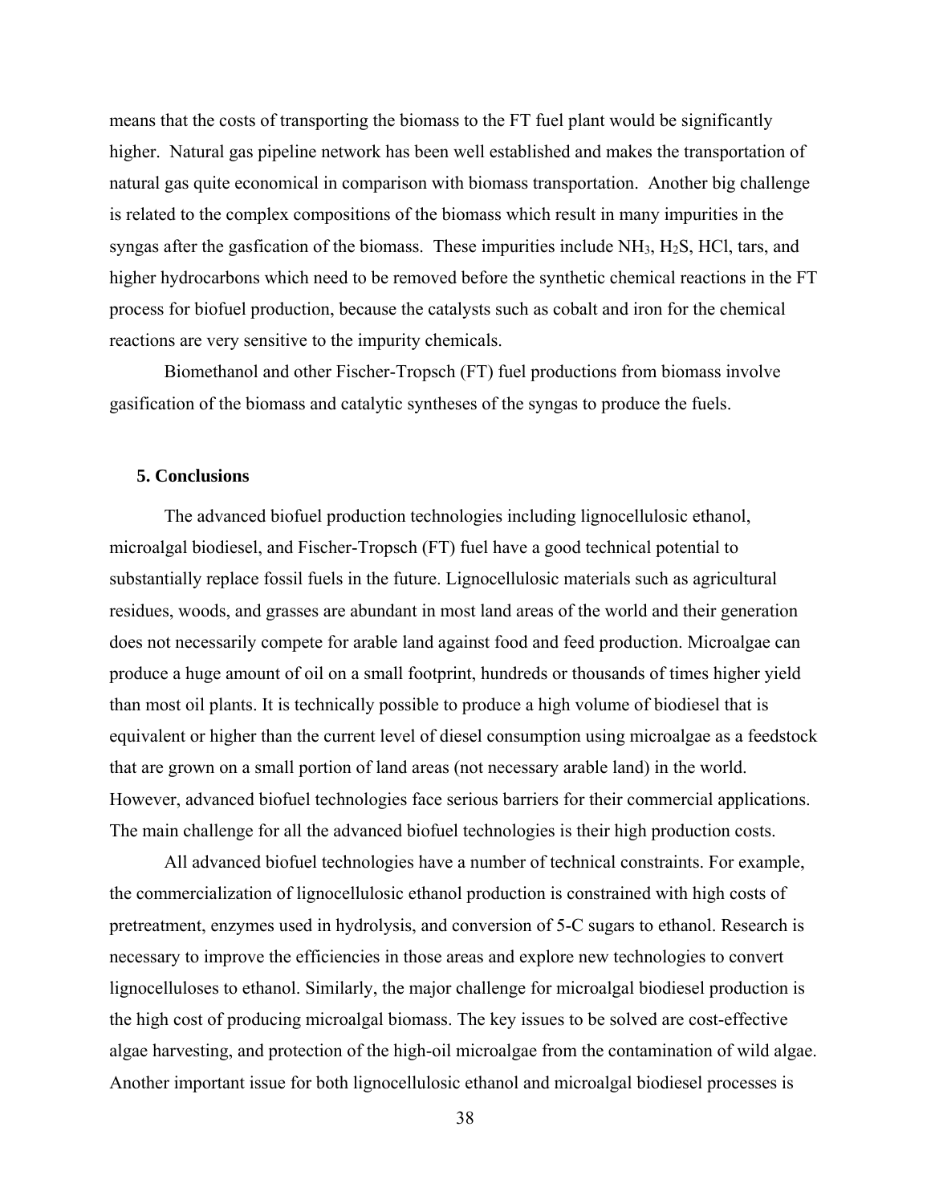means that the costs of transporting the biomass to the FT fuel plant would be significantly higher. Natural gas pipeline network has been well established and makes the transportation of natural gas quite economical in comparison with biomass transportation. Another big challenge is related to the complex compositions of the biomass which result in many impurities in the syngas after the gasfication of the biomass. These impurities include $NH_3$, $H_2S$, HCl, tars, and higher hydrocarbons which need to be removed before the synthetic chemical reactions in the FT process for biofuel production, because the catalysts such as cobalt and iron for the chemical reactions are very sensitive to the impurity chemicals.

Biomethanol and other Fischer-Tropsch (FT) fuel productions from biomass involve gasification of the biomass and catalytic syntheses of the syngas to produce the fuels.

## 5. Conclusions

The advanced biofuel production technologies including lignocellulosic ethanol, microalgal biodiesel, and Fischer-Tropsch (FT) fuel have a good technical potential to substantially replace fossil fuels in the future. Lignocellulosic materials such as agricultural residues, woods, and grasses are abundant in most land areas of the world and their generation does not necessarily compete for arable land against food and feed production. Microalgae can produce a huge amount of oil on a small footprint, hundreds or thousands of times higher yield than most oil plants. It is technically possible to produce a high volume of biodiesel that is equivalent or higher than the current level of diesel consumption using microalgae as a feedstock that are grown on a small portion of land areas (not necessary arable land) in the world. However, advanced biofuel technologies face serious barriers for their commercial applications. The main challenge for all the advanced biofuel technologies is their high production costs.

All advanced biofuel technologies have a number of technical constraints. For example, the commercialization of lignocellulosic ethanol production is constrained with high costs of pretreatment, enzymes used in hydrolysis, and conversion of 5-C sugars to ethanol. Research is necessary to improve the efficiencies in those areas and explore new technologies to convert lignocelluloses to ethanol. Similarly, the major challenge for microalgal biodiesel production is the high cost of producing microalgal biomass. The key issues to be solved are cost-effective algae harvesting, and protection of the high-oil microalgae from the contamination of wild algae. Another important issue for both lignocellulosic ethanol and microalgal biodiesel processes is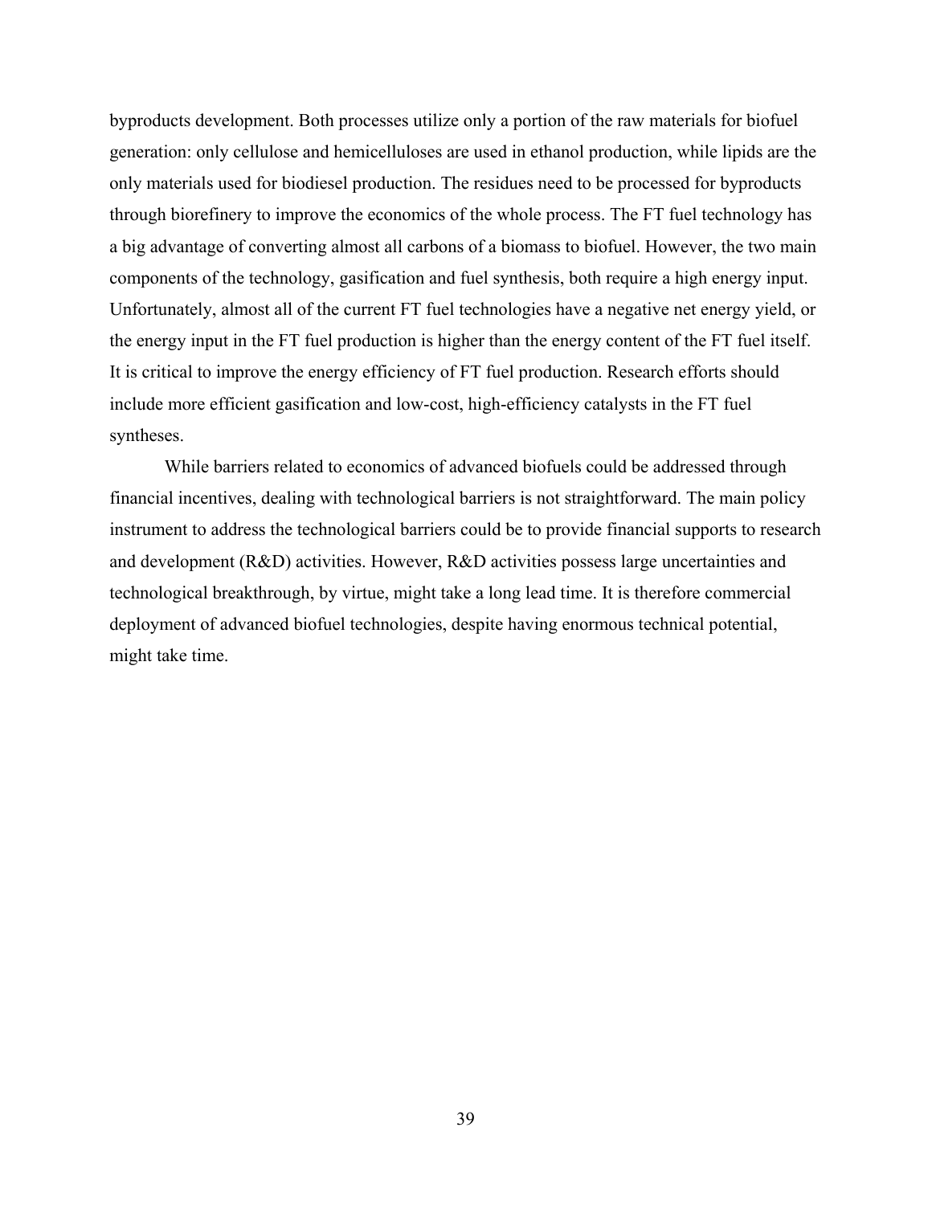byproducts development. Both processes utilize only a portion of the raw materials for biofuel generation: only cellulose and hemicelluloses are used in ethanol production, while lipids are the only materials used for biodiesel production. The residues need to be processed for byproducts through biorefinery to improve the economics of the whole process. The FT fuel technology has a big advantage of converting almost all carbons of a biomass to biofuel. However, the two main components of the technology, gasification and fuel synthesis, both require a high energy input. Unfortunately, almost all of the current FT fuel technologies have a negative net energy yield, or the energy input in the FT fuel production is higher than the energy content of the FT fuel itself. It is critical to improve the energy efficiency of FT fuel production. Research efforts should include more efficient gasification and low-cost, high-efficiency catalysts in the FT fuel syntheses.

While barriers related to economics of advanced biofuels could be addressed through financial incentives, dealing with technological barriers is not straightforward. The main policy instrument to address the technological barriers could be to provide financial supports to research and development (R&D) activities. However, R&D activities possess large uncertainties and technological breakthrough, by virtue, might take a long lead time. It is therefore commercial deployment of advanced biofuel technologies, despite having enormous technical potential, might take time.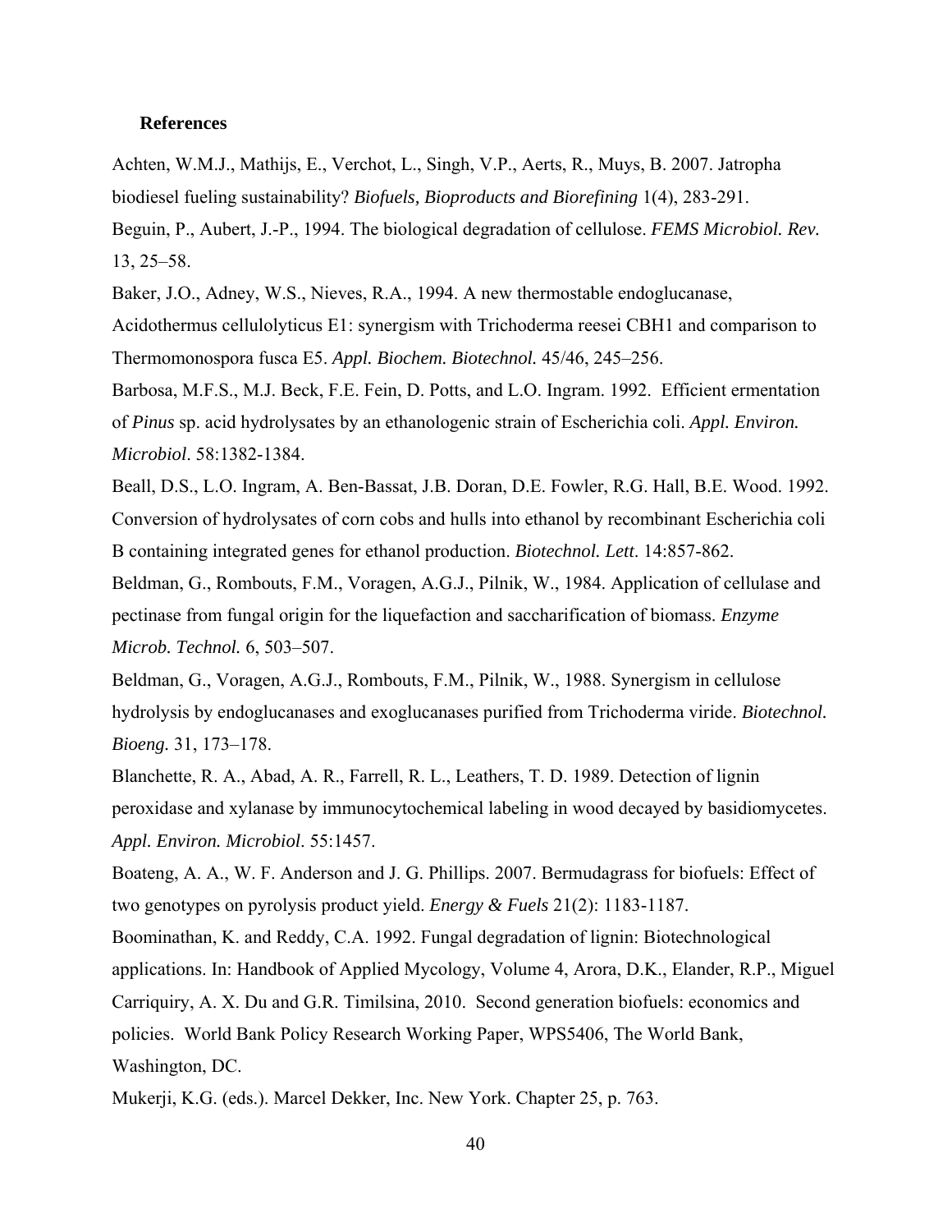**References**

Achten, W.M.J., Mathijs, E., Verchot, L., Singh, V.P., Aerts, R., Muys, B. 2007. Jatropha biodiesel fueling sustainability? *Biofuels, Bioproducts and Biorefining* 1(4), 283-291.

Beguin, P., Aubert, J.-P., 1994. The biological degradation of cellulose. *FEMS Microbiol. Rev.* 13, 25–58.

Baker, J.O., Adney, W.S., Nieves, R.A., 1994. A new thermostable endoglucanase, Acidothermus cellulolyticus E1: synergism with Trichoderma reesei CBH1 and comparison to Thermomonospora fusca E5. *Appl. Biochem. Biotechnol.* 45/46, 245–256.

Barbosa, M.F.S., M.J. Beck, F.E. Fein, D. Potts, and L.O. Ingram. 1992. Efficient ermentation of *Pinus* sp. acid hydrolysates by an ethanologenic strain of Escherichia coli. *Appl. Environ. Microbiol*. 58:1382-1384.

Beall, D.S., L.O. Ingram, A. Ben-Bassat, J.B. Doran, D.E. Fowler, R.G. Hall, B.E. Wood. 1992. Conversion of hydrolysates of corn cobs and hulls into ethanol by recombinant Escherichia coli B containing integrated genes for ethanol production. *Biotechnol. Lett*. 14:857-862.

Beldman, G., Rombouts, F.M., Voragen, A.G.J., Pilnik, W., 1984. Application of cellulase and pectinase from fungal origin for the liquefaction and saccharification of biomass. *Enzyme Microb. Technol.* 6, 503–507.

Beldman, G., Voragen, A.G.J., Rombouts, F.M., Pilnik, W., 1988. Synergism in cellulose hydrolysis by endoglucanases and exoglucanases purified from Trichoderma viride. *Biotechnol. Bioeng.* 31, 173–178.

Blanchette, R. A., Abad, A. R., Farrell, R. L., Leathers, T. D. 1989. Detection of lignin peroxidase and xylanase by immunocytochemical labeling in wood decayed by basidiomycetes. *Appl. Environ. Microbiol*. 55:1457.

Boateng, A. A., W. F. Anderson and J. G. Phillips. 2007. Bermudagrass for biofuels: Effect of two genotypes on pyrolysis product yield. *Energy & Fuels* 21(2): 1183-1187.

Boominathan, K. and Reddy, C.A. 1992. Fungal degradation of lignin: Biotechnological applications. In: Handbook of Applied Mycology, Volume 4, Arora, D.K., Elander, R.P., Miguel Carriquiry, A. X. Du and G.R. Timilsina, 2010. Second generation biofuels: economics and policies. World Bank Policy Research Working Paper, WPS5406, The World Bank, Washington, DC.

Mukerji, K.G. (eds.). Marcel Dekker, Inc. New York. Chapter 25, p. 763.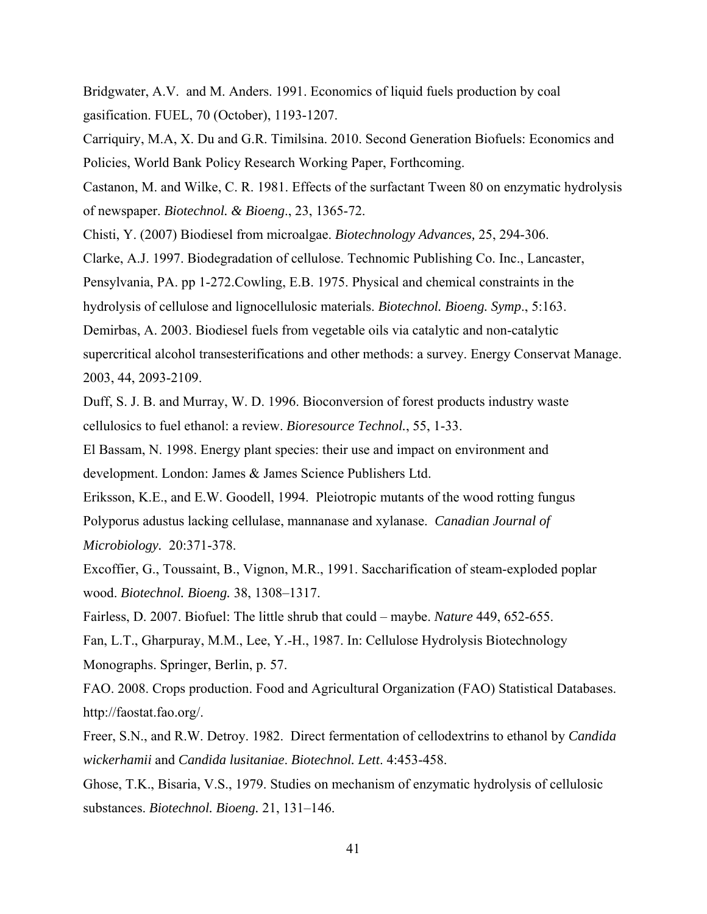Bridgwater, A.V. and M. Anders. 1991. Economics of liquid fuels production by coal gasification. FUEL, 70 (October), 1193-1207.

Carriquiry, M.A, X. Du and G.R. Timilsina. 2010. Second Generation Biofuels: Economics and Policies, World Bank Policy Research Working Paper, Forthcoming.

Castanon, M. and Wilke, C. R. 1981. Effects of the surfactant Tween 80 on enzymatic hydrolysis of newspaper. *Biotechnol. & Bioeng*., 23, 1365-72.

Chisti, Y. (2007) Biodiesel from microalgae. *Biotechnology Advances,* 25, 294-306.

Clarke, A.J. 1997. Biodegradation of cellulose. Technomic Publishing Co. Inc., Lancaster, Pensylvania, PA. pp 1-272.Cowling, E.B. 1975. Physical and chemical constraints in the hydrolysis of cellulose and lignocellulosic materials. *Biotechnol. Bioeng. Symp*., 5:163.

Demirbas, A. 2003. Biodiesel fuels from vegetable oils via catalytic and non-catalytic supercritical alcohol transesterifications and other methods: a survey. Energy Conservat Manage. 2003, 44, 2093-2109.

Duff, S. J. B. and Murray, W. D. 1996. Bioconversion of forest products industry waste cellulosics to fuel ethanol: a review. *Bioresource Technol.*, 55, 1-33.

El Bassam, N. 1998. Energy plant species: their use and impact on environment and development. London: James & James Science Publishers Ltd.

Eriksson, K.E., and E.W. Goodell, 1994. Pleiotropic mutants of the wood rotting fungus Polyporus adustus lacking cellulase, mannanase and xylanase. *Canadian Journal of Microbiology.* 20:371-378.

Excoffier, G., Toussaint, B., Vignon, M.R., 1991. Saccharification of steam-exploded poplar wood. *Biotechnol. Bioeng.* 38, 1308–1317.

Fairless, D. 2007. Biofuel: The little shrub that could – maybe. *Nature* 449, 652-655.

Fan, L.T., Gharpuray, M.M., Lee, Y.-H., 1987. In: Cellulose Hydrolysis Biotechnology Monographs. Springer, Berlin, p. 57.

FAO. 2008. Crops production. Food and Agricultural Organization (FAO) Statistical Databases. http://faostat.fao.org/.

Freer, S.N., and R.W. Detroy. 1982. Direct fermentation of cellodextrins to ethanol by *Candida wickerhamii* and *Candida lusitaniae*. *Biotechnol. Lett*. 4:453-458.

Ghose, T.K., Bisaria, V.S., 1979. Studies on mechanism of enzymatic hydrolysis of cellulosic substances. *Biotechnol. Bioeng.* 21, 131–146.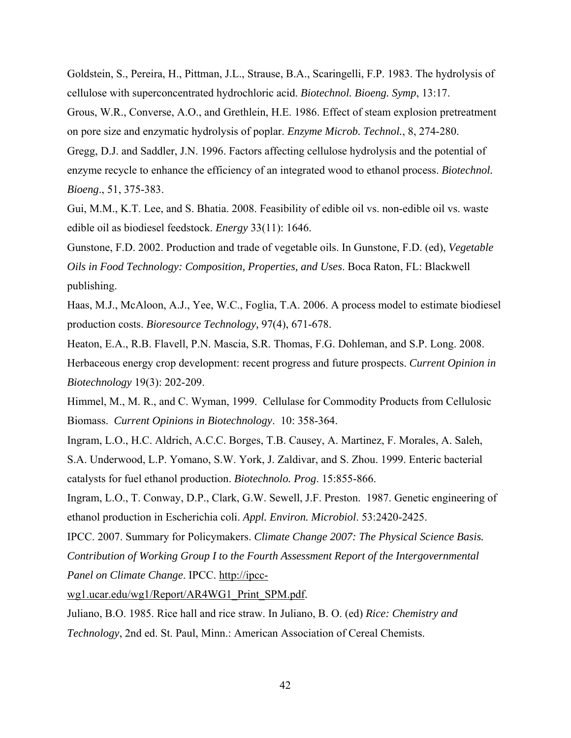Goldstein, S., Pereira, H., Pittman, J.L., Strause, B.A., Scaringelli, F.P. 1983. The hydrolysis of cellulose with superconcentrated hydrochloric acid. *Biotechnol. Bioeng. Symp*, 13:17.

Grous, W.R., Converse, A.O., and Grethlein, H.E. 1986. Effect of steam explosion pretreatment on pore size and enzymatic hydrolysis of poplar. *Enzyme Microb. Technol.*, 8, 274-280.

Gregg, D.J. and Saddler, J.N. 1996. Factors affecting cellulose hydrolysis and the potential of enzyme recycle to enhance the efficiency of an integrated wood to ethanol process. *Biotechnol. Bioeng*., 51, 375-383.

Gui, M.M., K.T. Lee, and S. Bhatia. 2008. Feasibility of edible oil vs. non-edible oil vs. waste edible oil as biodiesel feedstock. *Energy* 33(11): 1646.

Gunstone, F.D. 2002. Production and trade of vegetable oils. In Gunstone, F.D. (ed), *Vegetable Oils in Food Technology: Composition, Properties, and Uses*. Boca Raton, FL: Blackwell publishing.

Haas, M.J., McAloon, A.J., Yee, W.C., Foglia, T.A. 2006. A process model to estimate biodiesel production costs. *Bioresource Technology,* 97(4), 671-678.

Heaton, E.A., R.B. Flavell, P.N. Mascia, S.R. Thomas, F.G. Dohleman, and S.P. Long. 2008. Herbaceous energy crop development: recent progress and future prospects. *Current Opinion in Biotechnology* 19(3): 202-209.

Himmel, M., M. R., and C. Wyman, 1999. Cellulase for Commodity Products from Cellulosic Biomass. *Current Opinions in Biotechnology*. 10: 358-364.

Ingram, L.O., H.C. Aldrich, A.C.C. Borges, T.B. Causey, A. Martinez, F. Morales, A. Saleh, S.A. Underwood, L.P. Yomano, S.W. York, J. Zaldivar, and S. Zhou. 1999. Enteric bacterial catalysts for fuel ethanol production. *Biotechnolo. Prog*. 15:855-866.

Ingram, L.O., T. Conway, D.P., Clark, G.W. Sewell, J.F. Preston. 1987. Genetic engineering of ethanol production in Escherichia coli. *Appl. Environ. Microbiol*. 53:2420-2425.

IPCC. 2007. Summary for Policymakers. *Climate Change 2007: The Physical Science Basis. Contribution of Working Group I to the Fourth Assessment Report of the Intergovernmental Panel on Climate Change*. IPCC. http://ipcc-wg1.ucar.edu/wg1/Report/AR4WG1_Print_SPM.pdf.

Juliano, B.O. 1985. Rice hall and rice straw. In Juliano, B. O. (ed) *Rice: Chemistry and Technology*, 2nd ed. St. Paul, Minn.: American Association of Cereal Chemists.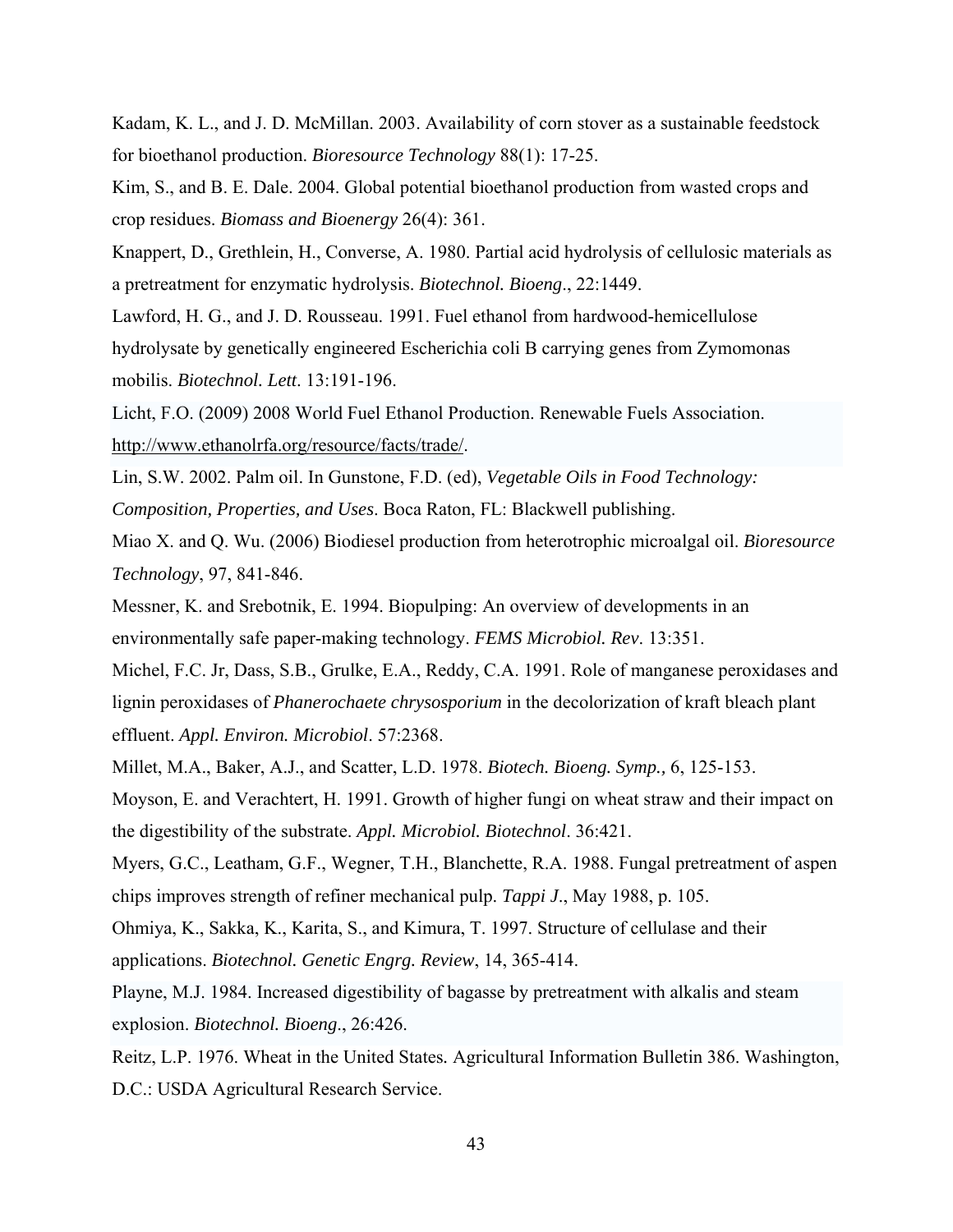Kadam, K. L., and J. D. McMillan. 2003. Availability of corn stover as a sustainable feedstock for bioethanol production. *Bioresource Technology* 88(1): 17-25.

Kim, S., and B. E. Dale. 2004. Global potential bioethanol production from wasted crops and crop residues. *Biomass and Bioenergy* 26(4): 361.

Knappert, D., Grethlein, H., Converse, A. 1980. Partial acid hydrolysis of cellulosic materials as a pretreatment for enzymatic hydrolysis. *Biotechnol. Bioeng*., 22:1449.

Lawford, H. G., and J. D. Rousseau. 1991. Fuel ethanol from hardwood-hemicellulose hydrolysate by genetically engineered Escherichia coli B carrying genes from Zymomonas mobilis. *Biotechnol. Lett*. 13:191-196.

Licht, F.O. (2009) 2008 World Fuel Ethanol Production. Renewable Fuels Association. http://www.ethanolrfa.org/resource/facts/trade/.

Lin, S.W. 2002. Palm oil. In Gunstone, F.D. (ed), *Vegetable Oils in Food Technology: Composition, Properties, and Uses*. Boca Raton, FL: Blackwell publishing.

Miao X. and Q. Wu. (2006) Biodiesel production from heterotrophic microalgal oil. *Bioresource Technology*, 97, 841-846.

Messner, K. and Srebotnik, E. 1994. Biopulping: An overview of developments in an environmentally safe paper-making technology. *FEMS Microbiol. Rev*. 13:351.

Michel, F.C. Jr, Dass, S.B., Grulke, E.A., Reddy, C.A. 1991. Role of manganese peroxidases and lignin peroxidases of *Phanerochaete chrysosporium* in the decolorization of kraft bleach plant effluent. *Appl. Environ. Microbiol*. 57:2368.

Millet, M.A., Baker, A.J., and Scatter, L.D. 1978. *Biotech. Bioeng. Symp.,* 6, 125-153.

Moyson, E. and Verachtert, H. 1991. Growth of higher fungi on wheat straw and their impact on the digestibility of the substrate. *Appl. Microbiol. Biotechnol*. 36:421.

Myers, G.C., Leatham, G.F., Wegner, T.H., Blanchette, R.A. 1988. Fungal pretreatment of aspen chips improves strength of refiner mechanical pulp. *Tappi J*., May 1988, p. 105.

Ohmiya, K., Sakka, K., Karita, S., and Kimura, T. 1997. Structure of cellulase and their applications. *Biotechnol. Genetic Engrg. Review*, 14, 365-414.

Playne, M.J. 1984. Increased digestibility of bagasse by pretreatment with alkalis and steam explosion. *Biotechnol. Bioeng*., 26:426.

Reitz, L.P. 1976. Wheat in the United States. Agricultural Information Bulletin 386. Washington, D.C.: USDA Agricultural Research Service.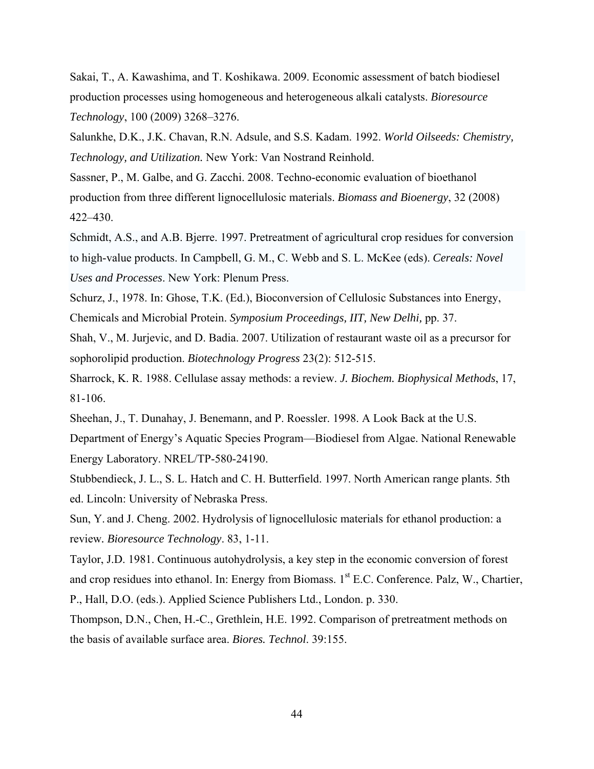Sakai, T., A. Kawashima, and T. Koshikawa. 2009. Economic assessment of batch biodiesel production processes using homogeneous and heterogeneous alkali catalysts. *Bioresource Technology*, 100 (2009) 3268–3276.

Salunkhe, D.K., J.K. Chavan, R.N. Adsule, and S.S. Kadam. 1992. *World Oilseeds: Chemistry, Technology, and Utilization.* New York: Van Nostrand Reinhold.

Sassner, P., M. Galbe, and G. Zacchi. 2008. Techno-economic evaluation of bioethanol production from three different lignocellulosic materials. *Biomass and Bioenergy*, 32 (2008) 422–430.

Schmidt, A.S., and A.B. Bjerre. 1997. Pretreatment of agricultural crop residues for conversion to high-value products. In Campbell, G. M., C. Webb and S. L. McKee (eds). *Cereals: Novel Uses and Processes*. New York: Plenum Press.

Schurz, J., 1978. In: Ghose, T.K. (Ed.), Bioconversion of Cellulosic Substances into Energy, Chemicals and Microbial Protein. *Symposium Proceedings, IIT, New Delhi,* pp. 37.

Shah, V., M. Jurjevic, and D. Badia. 2007. Utilization of restaurant waste oil as a precursor for sophorolipid production. *Biotechnology Progress* 23(2): 512-515.

Sharrock, K. R. 1988. Cellulase assay methods: a review. *J. Biochem. Biophysical Methods*, 17, 81-106.

Sheehan, J., T. Dunahay, J. Benemann, and P. Roessler. 1998. A Look Back at the U.S. Department of Energy's Aquatic Species Program—Biodiesel from Algae. National Renewable Energy Laboratory. NREL/TP-580-24190.

Stubbendieck, J. L., S. L. Hatch and C. H. Butterfield. 1997. North American range plants. 5th ed. Lincoln: University of Nebraska Press.

Sun, Y. and J. Cheng. 2002. Hydrolysis of lignocellulosic materials for ethanol production: a review*. Bioresource Technology*. 83, 1-11.

Taylor, J.D. 1981. Continuous autohydrolysis, a key step in the economic conversion of forest and crop residues into ethanol. In: Energy from Biomass. 1st E.C. Conference. Palz, W., Chartier, P., Hall, D.O. (eds.). Applied Science Publishers Ltd., London. p. 330.

Thompson, D.N., Chen, H.-C., Grethlein, H.E. 1992. Comparison of pretreatment methods on the basis of available surface area. *Biores. Technol*. 39:155.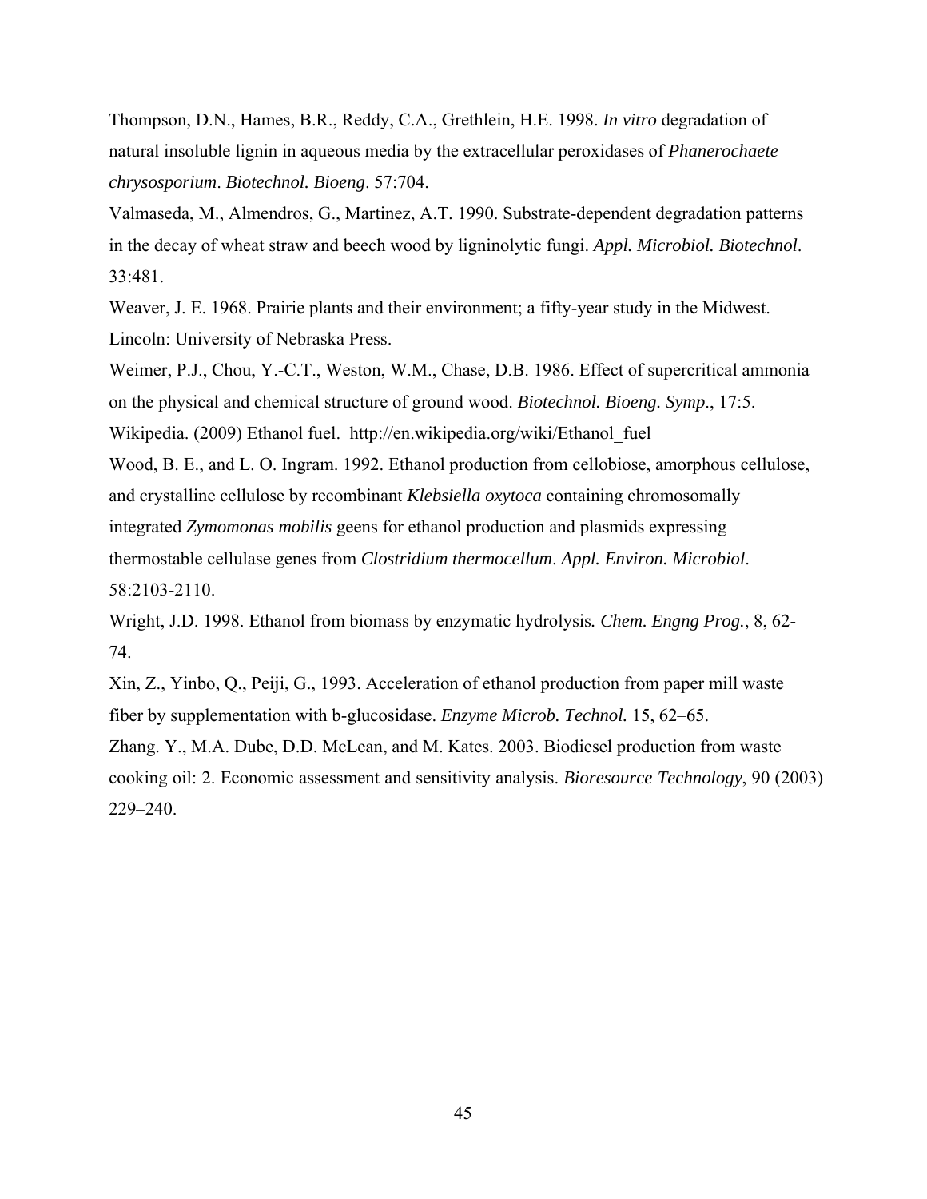Thompson, D.N., Hames, B.R., Reddy, C.A., Grethlein, H.E. 1998. *In vitro* degradation of natural insoluble lignin in aqueous media by the extracellular peroxidases of *Phanerochaete chrysosporium*. *Biotechnol. Bioeng*. 57:704.

Valmaseda, M., Almendros, G., Martinez, A.T. 1990. Substrate-dependent degradation patterns in the decay of wheat straw and beech wood by ligninolytic fungi. *Appl. Microbiol. Biotechnol*. 33:481.

Weaver, J. E. 1968. Prairie plants and their environment; a fifty-year study in the Midwest. Lincoln: University of Nebraska Press.

Weimer, P.J., Chou, Y.-C.T., Weston, W.M., Chase, D.B. 1986. Effect of supercritical ammonia on the physical and chemical structure of ground wood. *Biotechnol. Bioeng. Symp*., 17:5.

Wikipedia. (2009) Ethanol fuel. http://en.wikipedia.org/wiki/Ethanol_fuel

Wood, B. E., and L. O. Ingram. 1992. Ethanol production from cellobiose, amorphous cellulose, and crystalline cellulose by recombinant *Klebsiella oxytoca* containing chromosomally integrated *Zymomonas mobilis* geens for ethanol production and plasmids expressing thermostable cellulase genes from *Clostridium thermocellum*. *Appl. Environ. Microbiol*. 58:2103-2110.

Wright, J.D. 1998. Ethanol from biomass by enzymatic hydrolysis*. Chem. Engng Prog.*, 8, 62-74.

Xin, Z., Yinbo, Q., Peiji, G., 1993. Acceleration of ethanol production from paper mill waste fiber by supplementation with b-glucosidase. *Enzyme Microb. Technol.* 15, 62–65.

Zhang. Y., M.A. Dube, D.D. McLean, and M. Kates. 2003. Biodiesel production from waste cooking oil: 2. Economic assessment and sensitivity analysis. *Bioresource Technology*, 90 (2003) 229–240.